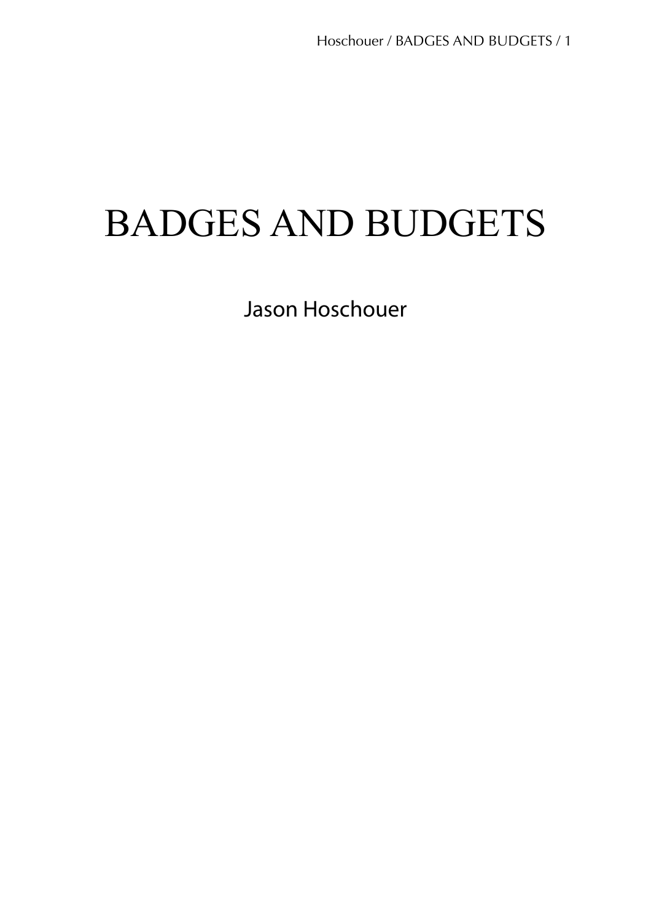# BADGES AND BUDGETS

Jason Hoschouer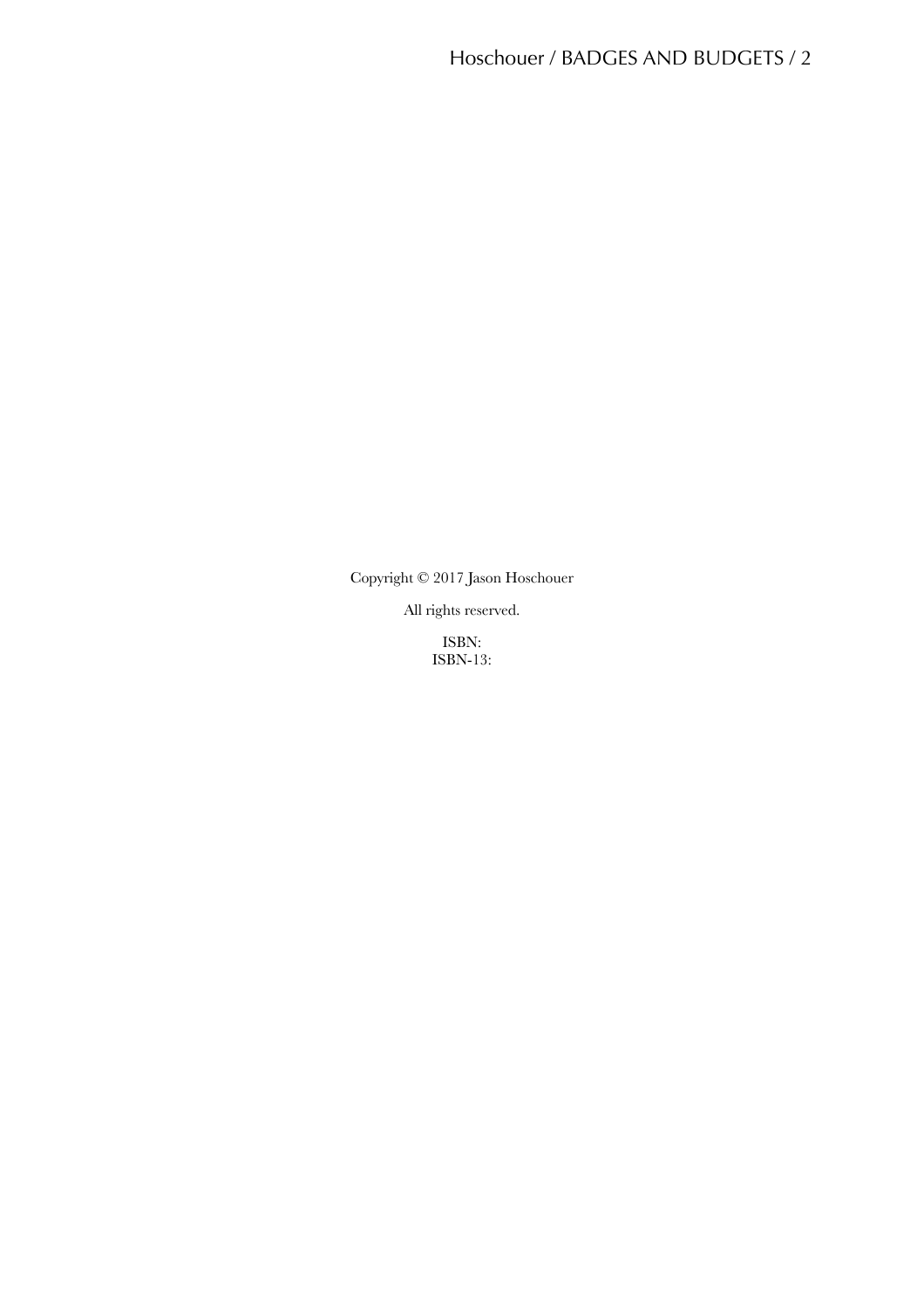Copyright © 2017 Jason Hoschouer

All rights reserved.

ISBN:
ISBN-13: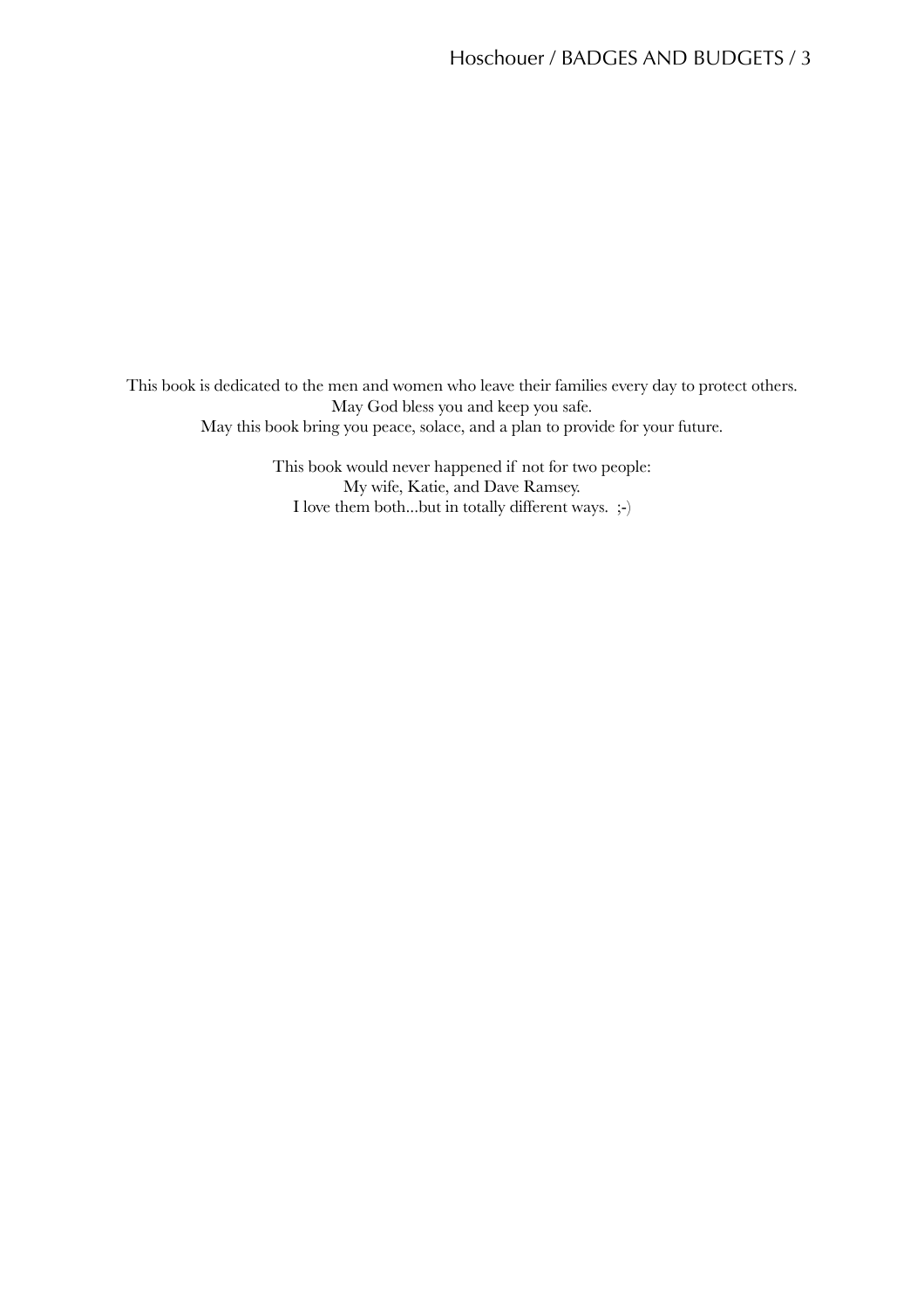This book is dedicated to the men and women who leave their families every day to protect others.
May God bless you and keep you safe.
May this book bring you peace, solace, and a plan to provide for your future.

This book would never happened if not for two people:
My wife, Katie, and Dave Ramsey.
I love them both...but in totally different ways. ;-)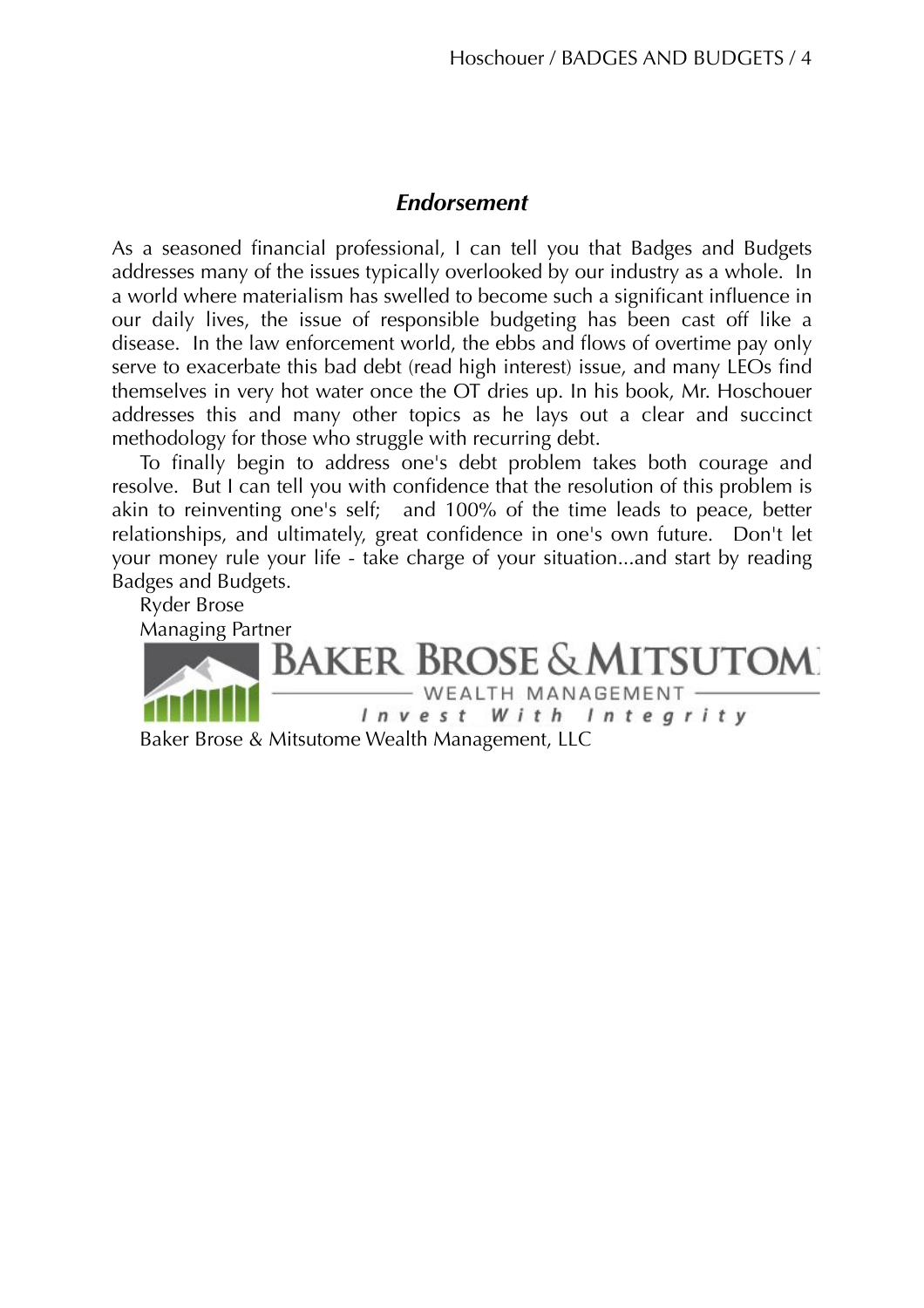## *Endorsement*

As a seasoned financial professional, I can tell you that Badges and Budgets addresses many of the issues typically overlooked by our industry as a whole. In a world where materialism has swelled to become such a significant influence in our daily lives, the issue of responsible budgeting has been cast off like a disease. In the law enforcement world, the ebbs and flows of overtime pay only serve to exacerbate this bad debt (read high interest) issue, and many LEOs find themselves in very hot water once the OT dries up. In his book, Mr. Hoschouer addresses this and many other topics as he lays out a clear and succinct methodology for those who struggle with recurring debt.

To finally begin to address one's debt problem takes both courage and resolve. But I can tell you with confidence that the resolution of this problem is akin to reinventing one's self; and 100% of the time leads to peace, better relationships, and ultimately, great confidence in one's own future. Don't let your money rule your life - take charge of your situation...and start by reading Badges and Budgets.

Ryder Brose
Managing Partner

BAKER BROSE & MITSUTOME
WEALTH MANAGEMENT
*Invest With Integrity*

Baker Brose & Mitsutome Wealth Management, LLC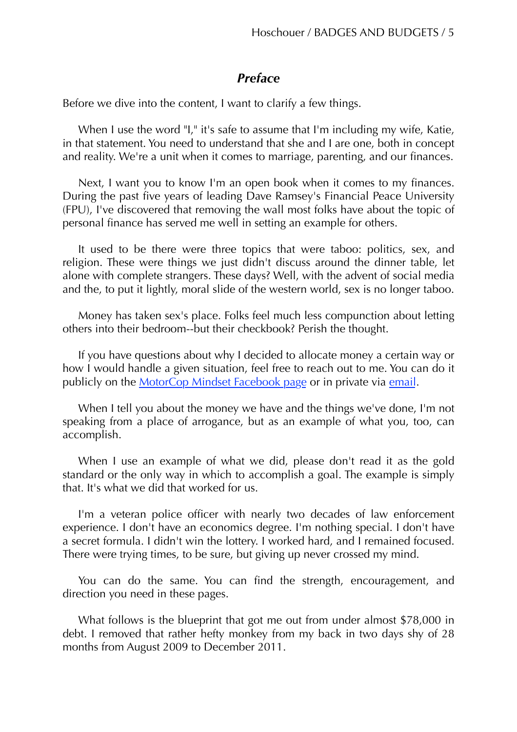## *Preface*

Before we dive into the content, I want to clarify a few things.

When I use the word "I," it's safe to assume that I'm including my wife, Katie, in that statement. You need to understand that she and I are one, both in concept and reality. We're a unit when it comes to marriage, parenting, and our finances.

Next, I want you to know I'm an open book when it comes to my finances. During the past five years of leading Dave Ramsey's Financial Peace University (FPU), I've discovered that removing the wall most folks have about the topic of personal finance has served me well in setting an example for others.

It used to be there were three topics that were taboo: politics, sex, and religion. These were things we just didn't discuss around the dinner table, let alone with complete strangers. These days? Well, with the advent of social media and the, to put it lightly, moral slide of the western world, sex is no longer taboo.

Money has taken sex's place. Folks feel much less compunction about letting others into their bedroom--but their checkbook? Perish the thought.

If you have questions about why I decided to allocate money a certain way or how I would handle a given situation, feel free to reach out to me. You can do it publicly on the MotorCop Mindset Facebook page or in private via email.

When I tell you about the money we have and the things we've done, I'm not speaking from a place of arrogance, but as an example of what you, too, can accomplish.

When I use an example of what we did, please don't read it as the gold standard or the only way in which to accomplish a goal. The example is simply that. It's what we did that worked for us.

I'm a veteran police officer with nearly two decades of law enforcement experience. I don't have an economics degree. I'm nothing special. I don't have a secret formula. I didn't win the lottery. I worked hard, and I remained focused. There were trying times, to be sure, but giving up never crossed my mind.

You can do the same. You can find the strength, encouragement, and direction you need in these pages.

What follows is the blueprint that got me out from under almost $78,000 in debt. I removed that rather hefty monkey from my back in two days shy of 28 months from August 2009 to December 2011.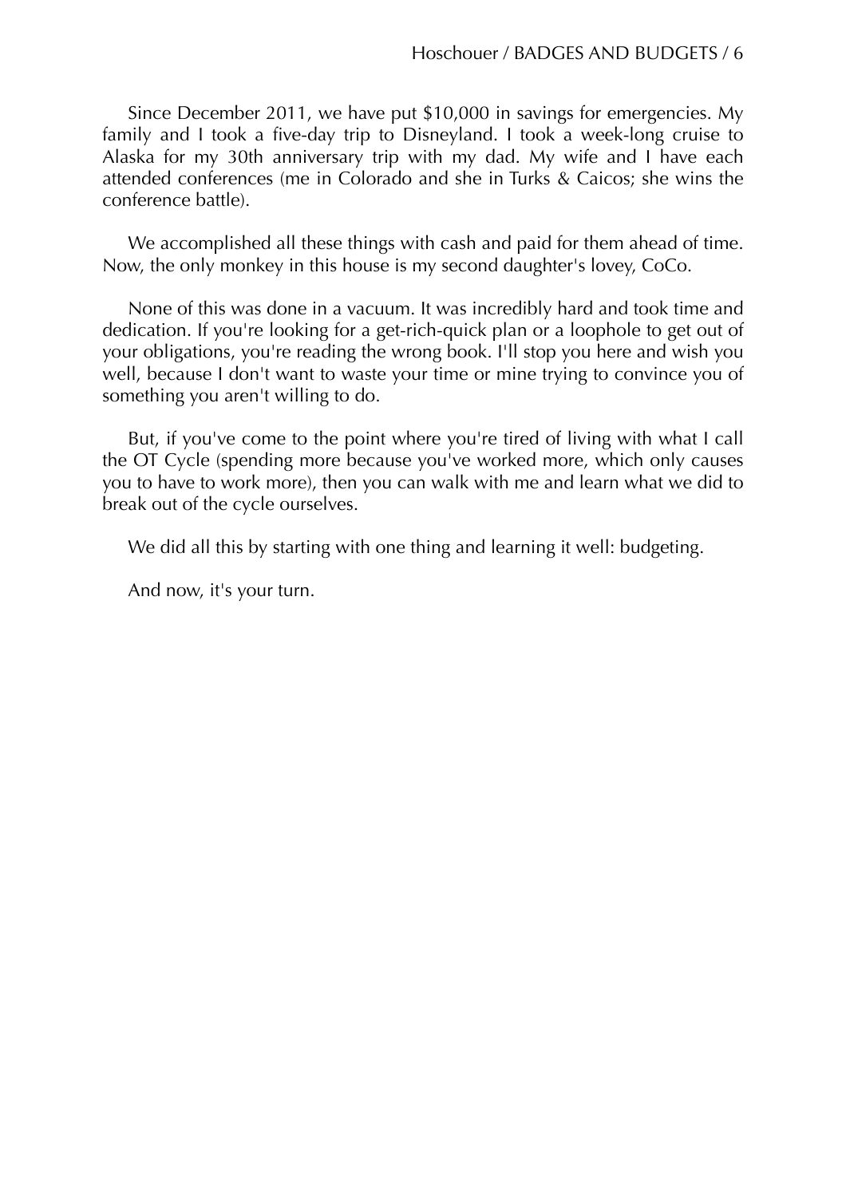Since December 2011, we have put $10,000 in savings for emergencies. My family and I took a five-day trip to Disneyland. I took a week-long cruise to Alaska for my 30th anniversary trip with my dad. My wife and I have each attended conferences (me in Colorado and she in Turks & Caicos; she wins the conference battle).

We accomplished all these things with cash and paid for them ahead of time. Now, the only monkey in this house is my second daughter's lovey, CoCo.

None of this was done in a vacuum. It was incredibly hard and took time and dedication. If you're looking for a get-rich-quick plan or a loophole to get out of your obligations, you're reading the wrong book. I'll stop you here and wish you well, because I don't want to waste your time or mine trying to convince you of something you aren't willing to do.

But, if you've come to the point where you're tired of living with what I call the OT Cycle (spending more because you've worked more, which only causes you to have to work more), then you can walk with me and learn what we did to break out of the cycle ourselves.

We did all this by starting with one thing and learning it well: budgeting.

And now, it's your turn.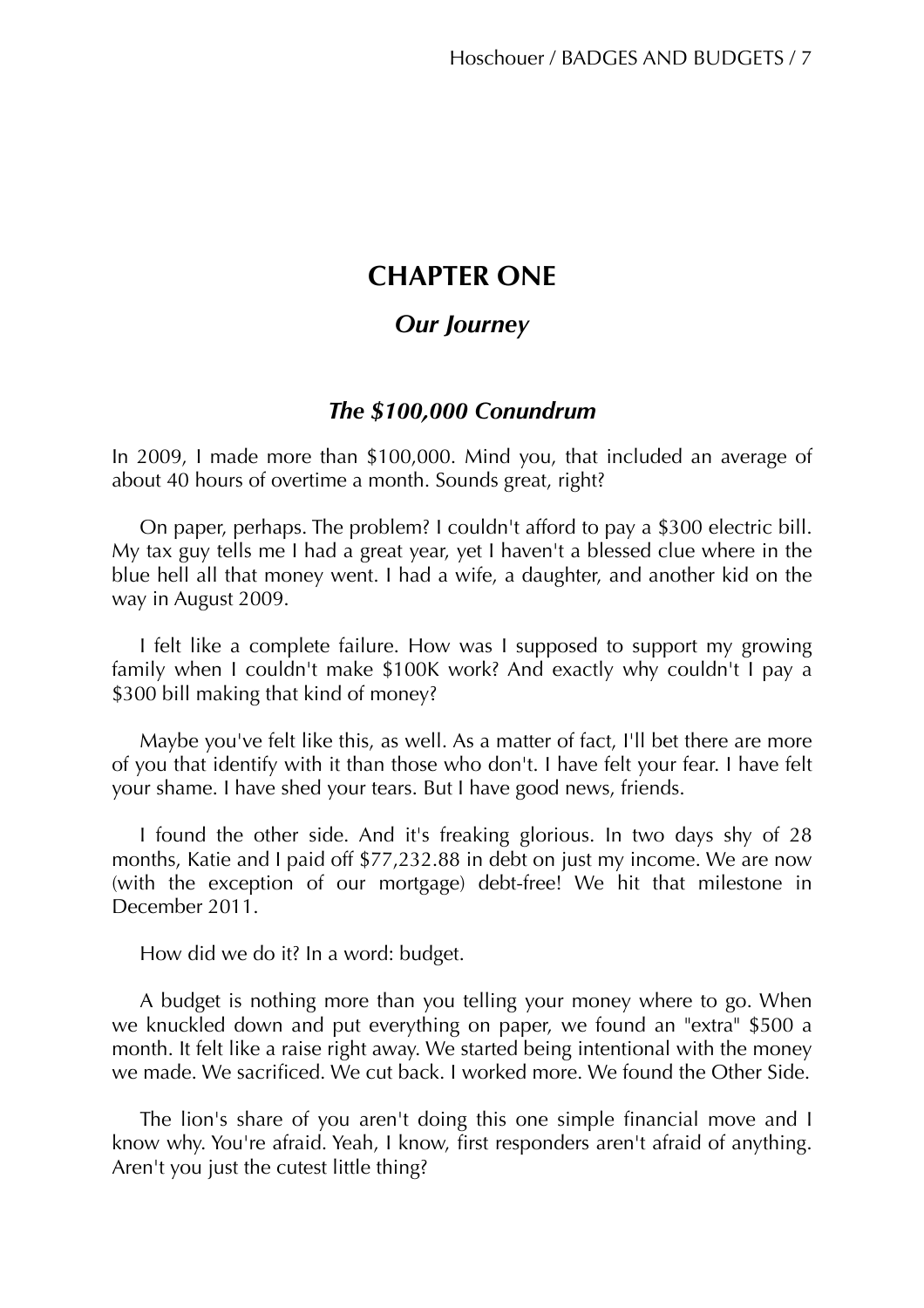# CHAPTER ONE

## *Our Journey*

### *The $100,000 Conundrum*

In 2009, I made more than $100,000. Mind you, that included an average of about 40 hours of overtime a month. Sounds great, right?

On paper, perhaps. The problem? I couldn't afford to pay a $300 electric bill. My tax guy tells me I had a great year, yet I haven't a blessed clue where in the blue hell all that money went. I had a wife, a daughter, and another kid on the way in August 2009.

I felt like a complete failure. How was I supposed to support my growing family when I couldn't make $100K work? And exactly why couldn't I pay a $300 bill making that kind of money?

Maybe you've felt like this, as well. As a matter of fact, I'll bet there are more of you that identify with it than those who don't. I have felt your fear. I have felt your shame. I have shed your tears. But I have good news, friends.

I found the other side. And it's freaking glorious. In two days shy of 28 months, Katie and I paid off $77,232.88 in debt on just my income. We are now (with the exception of our mortgage) debt-free! We hit that milestone in December 2011.

How did we do it? In a word: budget.

A budget is nothing more than you telling your money where to go. When we knuckled down and put everything on paper, we found an "extra" $500 a month. It felt like a raise right away. We started being intentional with the money we made. We sacrificed. We cut back. I worked more. We found the Other Side.

The lion's share of you aren't doing this one simple financial move and I know why. You're afraid. Yeah, I know, first responders aren't afraid of anything. Aren't you just the cutest little thing?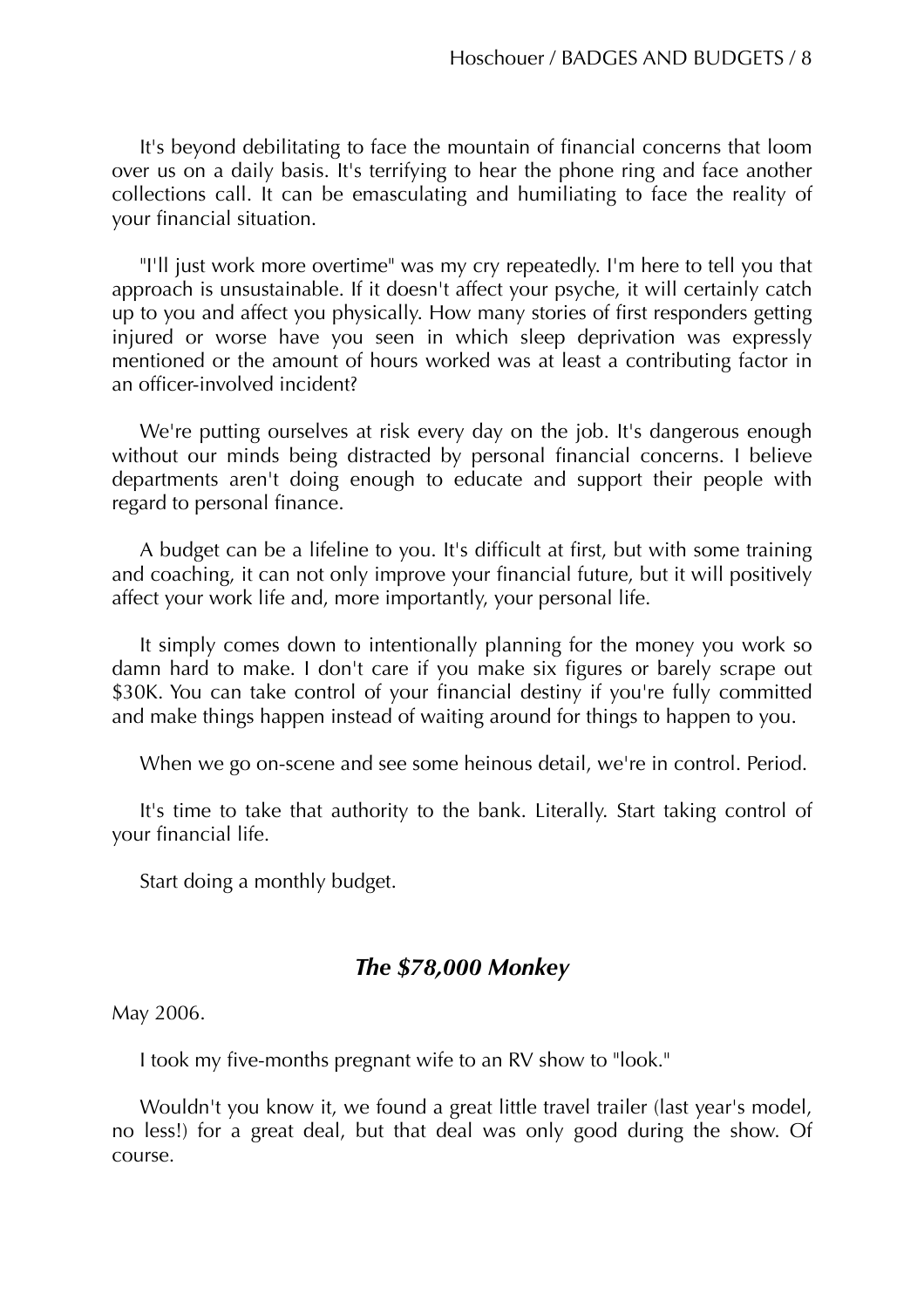It's beyond debilitating to face the mountain of financial concerns that loom over us on a daily basis. It's terrifying to hear the phone ring and face another collections call. It can be emasculating and humiliating to face the reality of your financial situation.

"I'll just work more overtime" was my cry repeatedly. I'm here to tell you that approach is unsustainable. If it doesn't affect your psyche, it will certainly catch up to you and affect you physically. How many stories of first responders getting injured or worse have you seen in which sleep deprivation was expressly mentioned or the amount of hours worked was at least a contributing factor in an officer-involved incident?

We're putting ourselves at risk every day on the job. It's dangerous enough without our minds being distracted by personal financial concerns. I believe departments aren't doing enough to educate and support their people with regard to personal finance.

A budget can be a lifeline to you. It's difficult at first, but with some training and coaching, it can not only improve your financial future, but it will positively affect your work life and, more importantly, your personal life.

It simply comes down to intentionally planning for the money you work so damn hard to make. I don't care if you make six figures or barely scrape out $30K. You can take control of your financial destiny if you're fully committed and make things happen instead of waiting around for things to happen to you.

When we go on-scene and see some heinous detail, we're in control. Period.

It's time to take that authority to the bank. Literally. Start taking control of your financial life.

Start doing a monthly budget.

## *The $78,000 Monkey*

May 2006.

I took my five-months pregnant wife to an RV show to "look."

Wouldn't you know it, we found a great little travel trailer (last year's model, no less!) for a great deal, but that deal was only good during the show. Of course.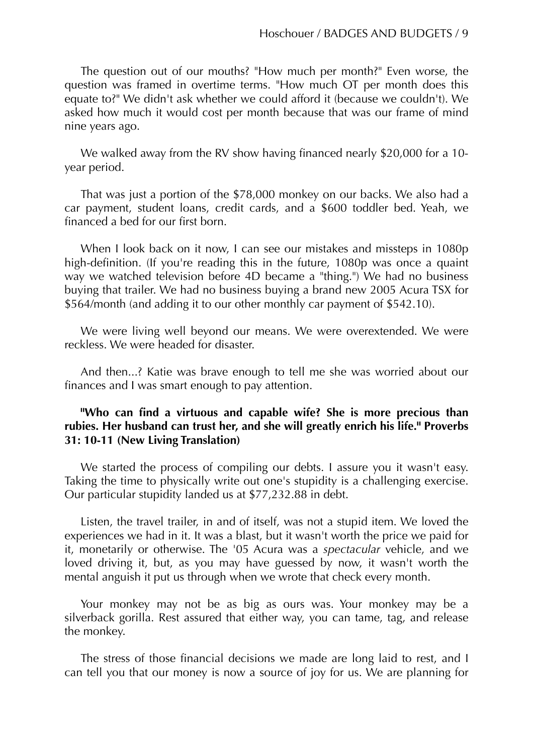The question out of our mouths? "How much per month?" Even worse, the question was framed in overtime terms. "How much OT per month does this equate to?" We didn't ask whether we could afford it (because we couldn't). We asked how much it would cost per month because that was our frame of mind nine years ago.

We walked away from the RV show having financed nearly $20,000 for a 10-year period.

That was just a portion of the $78,000 monkey on our backs. We also had a car payment, student loans, credit cards, and a $600 toddler bed. Yeah, we financed a bed for our first born.

When I look back on it now, I can see our mistakes and missteps in 1080p high-definition. (If you're reading this in the future, 1080p was once a quaint way we watched television before 4D became a "thing.") We had no business buying that trailer. We had no business buying a brand new 2005 Acura TSX for $564/month (and adding it to our other monthly car payment of $542.10).

We were living well beyond our means. We were overextended. We were reckless. We were headed for disaster.

And then...? Katie was brave enough to tell me she was worried about our finances and I was smart enough to pay attention.

**"Who can find a virtuous and capable wife? She is more precious than rubies. Her husband can trust her, and she will greatly enrich his life." Proverbs 31: 10-11 (New Living Translation)**

We started the process of compiling our debts. I assure you it wasn't easy. Taking the time to physically write out one's stupidity is a challenging exercise. Our particular stupidity landed us at $77,232.88 in debt.

Listen, the travel trailer, in and of itself, was not a stupid item. We loved the experiences we had in it. It was a blast, but it wasn't worth the price we paid for it, monetarily or otherwise. The '05 Acura was a *spectacular* vehicle, and we loved driving it, but, as you may have guessed by now, it wasn't worth the mental anguish it put us through when we wrote that check every month.

Your monkey may not be as big as ours was. Your monkey may be a silverback gorilla. Rest assured that either way, you can tame, tag, and release the monkey.

The stress of those financial decisions we made are long laid to rest, and I can tell you that our money is now a source of joy for us. We are planning for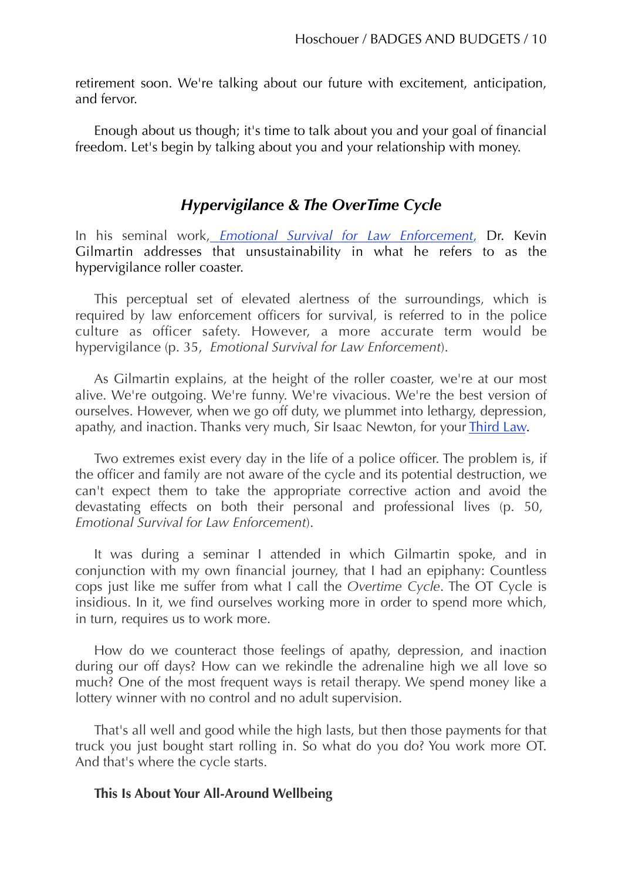retirement soon. We're talking about our future with excitement, anticipation, and fervor.

Enough about us though; it's time to talk about you and your goal of financial freedom. Let's begin by talking about you and your relationship with money.

## *Hypervigilance & The OverTime Cycle*

In his seminal work, *Emotional Survival for Law Enforcement*, Dr. Kevin Gilmartin addresses that unsustainability in what he refers to as the hypervigilance roller coaster.

This perceptual set of elevated alertness of the surroundings, which is required by law enforcement officers for survival, is referred to in the police culture as officer safety. However, a more accurate term would be hypervigilance (p. 35, *Emotional Survival for Law Enforcement*).

As Gilmartin explains, at the height of the roller coaster, we're at our most alive. We're outgoing. We're funny. We're vivacious. We're the best version of ourselves. However, when we go off duty, we plummet into lethargy, depression, apathy, and inaction. Thanks very much, Sir Isaac Newton, for your Third Law.

Two extremes exist every day in the life of a police officer. The problem is, if the officer and family are not aware of the cycle and its potential destruction, we can't expect them to take the appropriate corrective action and avoid the devastating effects on both their personal and professional lives (p. 50, *Emotional Survival for Law Enforcement*).

It was during a seminar I attended in which Gilmartin spoke, and in conjunction with my own financial journey, that I had an epiphany: Countless cops just like me suffer from what I call the *Overtime Cycle*. The OT Cycle is insidious. In it, we find ourselves working more in order to spend more which, in turn, requires us to work more.

How do we counteract those feelings of apathy, depression, and inaction during our off days? How can we rekindle the adrenaline high we all love so much? One of the most frequent ways is retail therapy. We spend money like a lottery winner with no control and no adult supervision.

That's all well and good while the high lasts, but then those payments for that truck you just bought start rolling in. So what do you do? You work more OT. And that's where the cycle starts.

### This Is About Your All-Around Wellbeing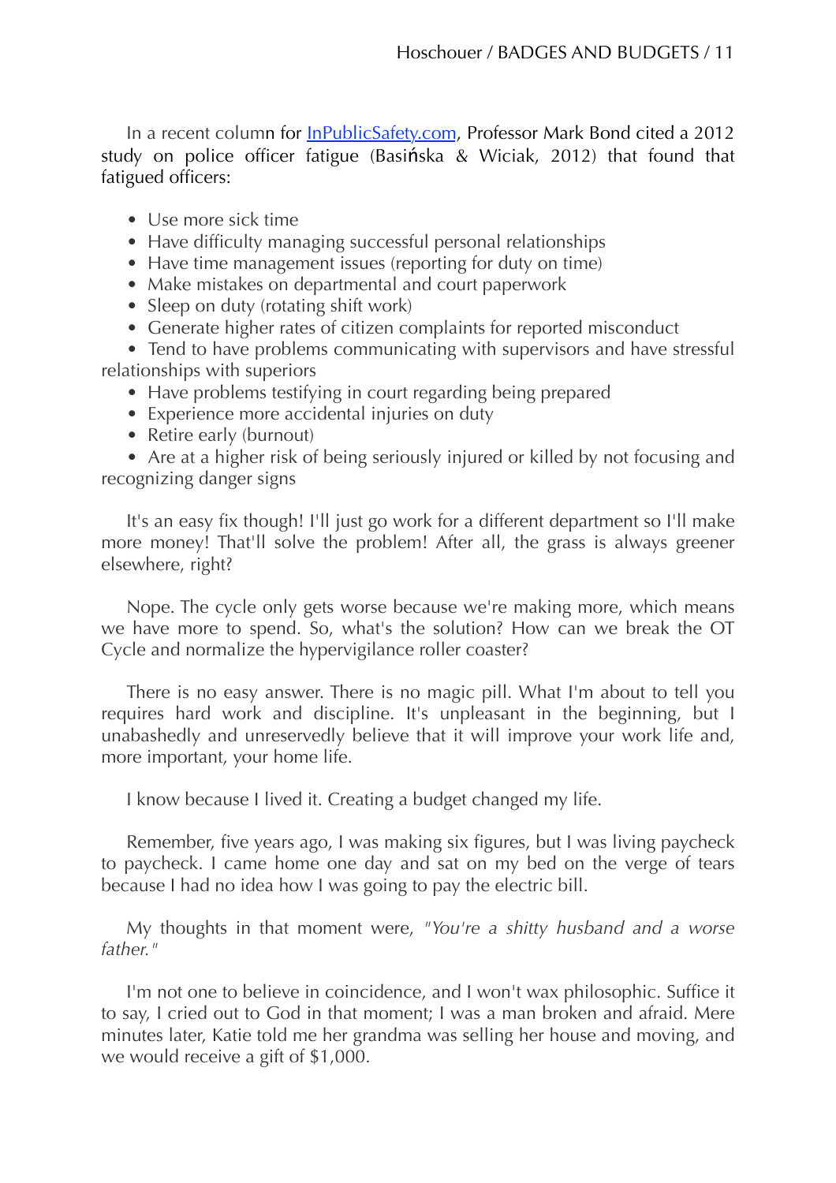In a recent column for InPublicSafety.com, Professor Mark Bond cited a 2012 study on police officer fatigue (Basińska & Wiciak, 2012) that found that fatigued officers:

- Use more sick time
- Have difficulty managing successful personal relationships
- Have time management issues (reporting for duty on time)
- Make mistakes on departmental and court paperwork
- Sleep on duty (rotating shift work)
- Generate higher rates of citizen complaints for reported misconduct
- Tend to have problems communicating with supervisors and have stressful relationships with superiors
- Have problems testifying in court regarding being prepared
- Experience more accidental injuries on duty
- Retire early (burnout)
- Are at a higher risk of being seriously injured or killed by not focusing and recognizing danger signs

It's an easy fix though! I'll just go work for a different department so I'll make more money! That'll solve the problem! After all, the grass is always greener elsewhere, right?

Nope. The cycle only gets worse because we're making more, which means we have more to spend. So, what's the solution? How can we break the OT Cycle and normalize the hypervigilance roller coaster?

There is no easy answer. There is no magic pill. What I'm about to tell you requires hard work and discipline. It's unpleasant in the beginning, but I unabashedly and unreservedly believe that it will improve your work life and, more important, your home life.

I know because I lived it. Creating a budget changed my life.

Remember, five years ago, I was making six figures, but I was living paycheck to paycheck. I came home one day and sat on my bed on the verge of tears because I had no idea how I was going to pay the electric bill.

My thoughts in that moment were, *"You're a shitty husband and a worse father."*

I'm not one to believe in coincidence, and I won't wax philosophic. Suffice it to say, I cried out to God in that moment; I was a man broken and afraid. Mere minutes later, Katie told me her grandma was selling her house and moving, and we would receive a gift of $1,000.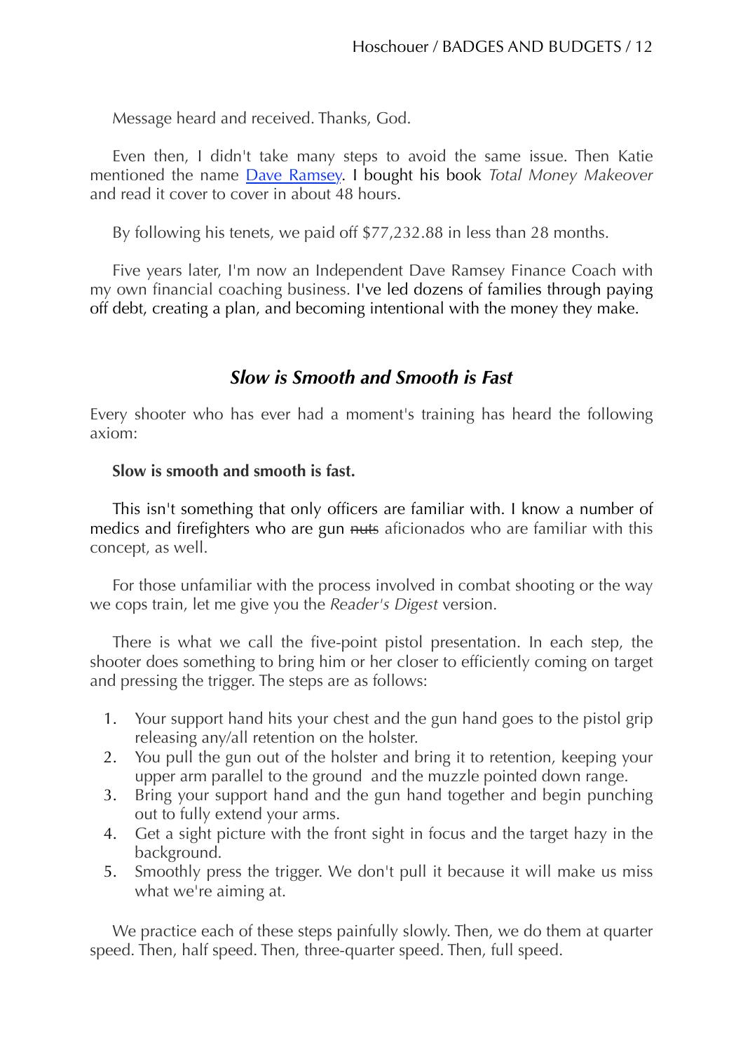Message heard and received. Thanks, God.

Even then, I didn't take many steps to avoid the same issue. Then Katie mentioned the name [Dave Ramsey](). I bought his book *Total Money Makeover* and read it cover to cover in about 48 hours.

By following his tenets, we paid off $77,232.88 in less than 28 months.

Five years later, I'm now an Independent Dave Ramsey Finance Coach with my own financial coaching business. I've led dozens of families through paying off debt, creating a plan, and becoming intentional with the money they make.

## *Slow is Smooth and Smooth is Fast*

Every shooter who has ever had a moment's training has heard the following axiom:

**Slow is smooth and smooth is fast.**

This isn't something that only officers are familiar with. I know a number of medics and firefighters who are gun ~~nuts~~ aficionados who are familiar with this concept, as well.

For those unfamiliar with the process involved in combat shooting or the way we cops train, let me give you the *Reader's Digest* version.

There is what we call the five-point pistol presentation. In each step, the shooter does something to bring him or her closer to efficiently coming on target and pressing the trigger. The steps are as follows:

1. Your support hand hits your chest and the gun hand goes to the pistol grip releasing any/all retention on the holster.
2. You pull the gun out of the holster and bring it to retention, keeping your upper arm parallel to the ground and the muzzle pointed down range.
3. Bring your support hand and the gun hand together and begin punching out to fully extend your arms.
4. Get a sight picture with the front sight in focus and the target hazy in the background.
5. Smoothly press the trigger. We don't pull it because it will make us miss what we're aiming at.

We practice each of these steps painfully slowly. Then, we do them at quarter speed. Then, half speed. Then, three-quarter speed. Then, full speed.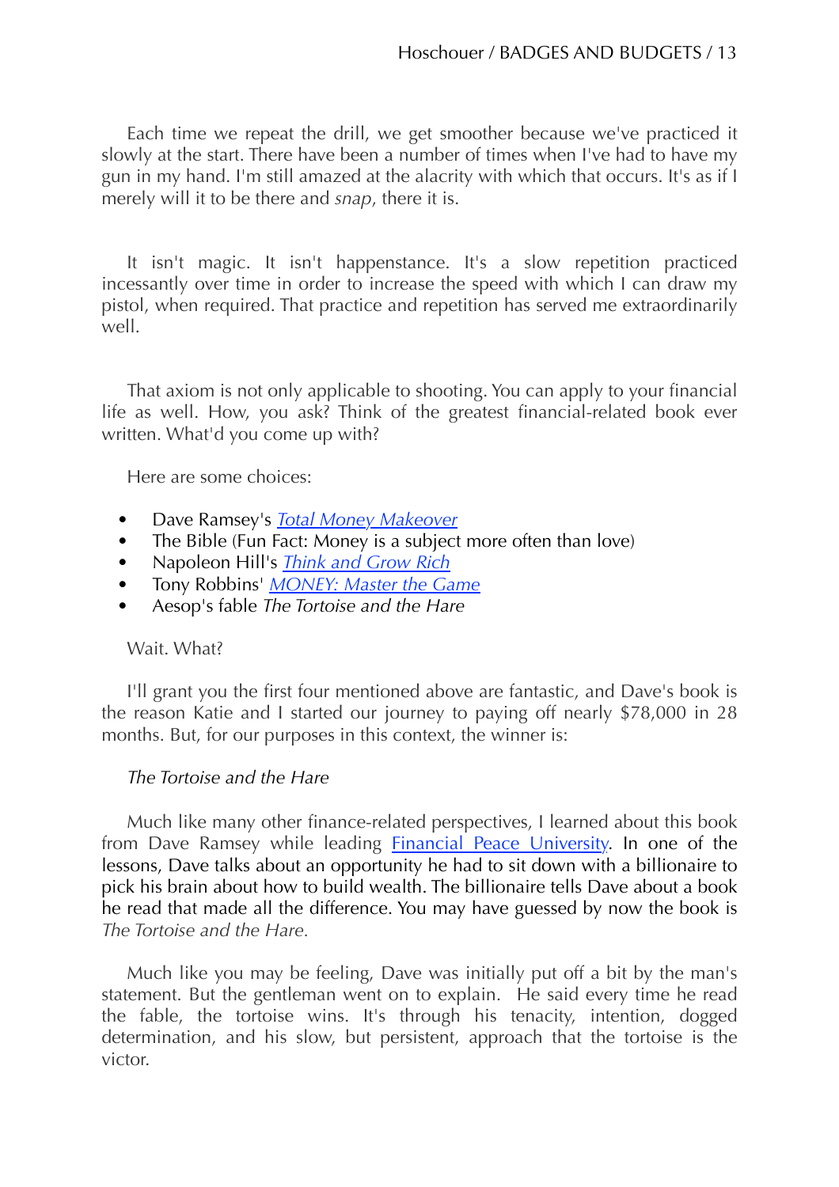Each time we repeat the drill, we get smoother because we've practiced it slowly at the start. There have been a number of times when I've had to have my gun in my hand. I'm still amazed at the alacrity with which that occurs. It's as if I merely will it to be there and *snap*, there it is.

It isn't magic. It isn't happenstance. It's a slow repetition practiced incessantly over time in order to increase the speed with which I can draw my pistol, when required. That practice and repetition has served me extraordinarily well.

That axiom is not only applicable to shooting. You can apply to your financial life as well. How, you ask? Think of the greatest financial-related book ever written. What'd you come up with?

Here are some choices:

- Dave Ramsey's *Total Money Makeover*
- The Bible (Fun Fact: Money is a subject more often than love)
- Napoleon Hill's *Think and Grow Rich*
- Tony Robbins' *MONEY: Master the Game*
- Aesop's fable *The Tortoise and the Hare*

Wait. What?

I'll grant you the first four mentioned above are fantastic, and Dave's book is the reason Katie and I started our journey to paying off nearly $78,000 in 28 months. But, for our purposes in this context, the winner is:

*The Tortoise and the Hare*

Much like many other finance-related perspectives, I learned about this book from Dave Ramsey while leading Financial Peace University. In one of the lessons, Dave talks about an opportunity he had to sit down with a billionaire to pick his brain about how to build wealth. The billionaire tells Dave about a book he read that made all the difference. You may have guessed by now the book is *The Tortoise and the Hare.*

Much like you may be feeling, Dave was initially put off a bit by the man's statement. But the gentleman went on to explain. He said every time he read the fable, the tortoise wins. It's through his tenacity, intention, dogged determination, and his slow, but persistent, approach that the tortoise is the victor.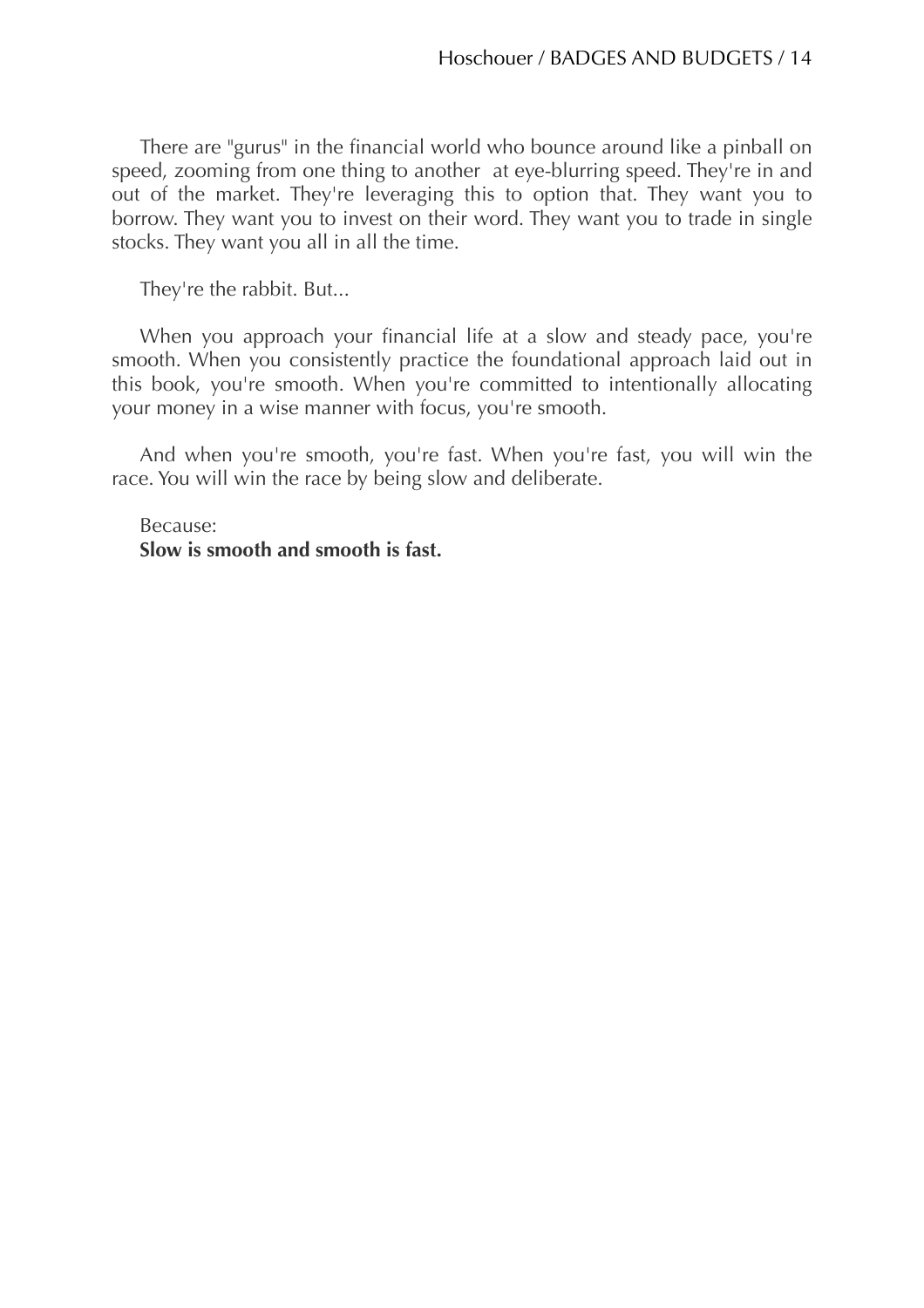There are "gurus" in the financial world who bounce around like a pinball on speed, zooming from one thing to another at eye-blurring speed. They're in and out of the market. They're leveraging this to option that. They want you to borrow. They want you to invest on their word. They want you to trade in single stocks. They want you all in all the time.

They're the rabbit. But...

When you approach your financial life at a slow and steady pace, you're smooth. When you consistently practice the foundational approach laid out in this book, you're smooth. When you're committed to intentionally allocating your money in a wise manner with focus, you're smooth.

And when you're smooth, you're fast. When you're fast, you will win the race. You will win the race by being slow and deliberate.

Because:
**Slow is smooth and smooth is fast.**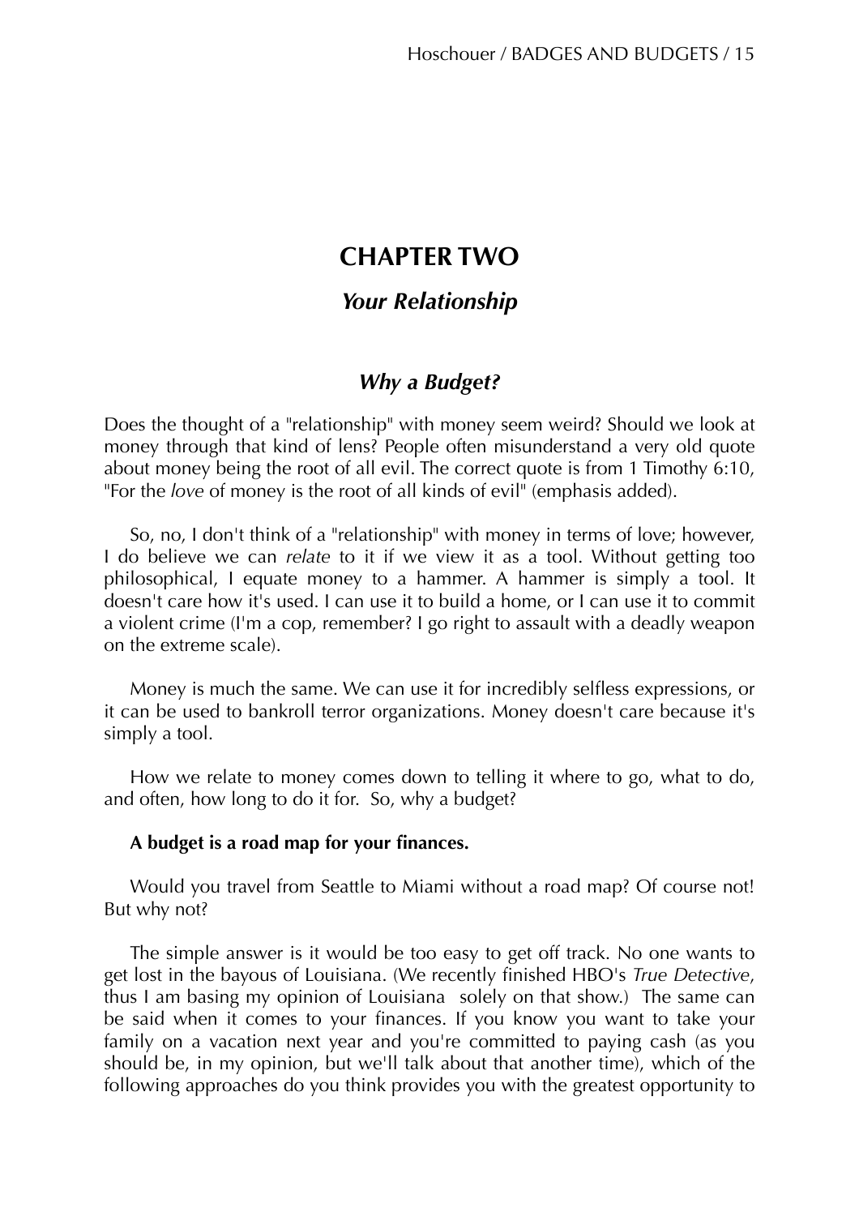# CHAPTER TWO

## *Your Relationship*

### *Why a Budget?*

Does the thought of a "relationship" with money seem weird? Should we look at money through that kind of lens? People often misunderstand a very old quote about money being the root of all evil. The correct quote is from 1 Timothy 6:10, "For the *love* of money is the root of all kinds of evil" (emphasis added).

So, no, I don't think of a "relationship" with money in terms of love; however, I do believe we can *relate* to it if we view it as a tool. Without getting too philosophical, I equate money to a hammer. A hammer is simply a tool. It doesn't care how it's used. I can use it to build a home, or I can use it to commit a violent crime (I'm a cop, remember? I go right to assault with a deadly weapon on the extreme scale).

Money is much the same. We can use it for incredibly selfless expressions, or it can be used to bankroll terror organizations. Money doesn't care because it's simply a tool.

How we relate to money comes down to telling it where to go, what to do, and often, how long to do it for. So, why a budget?

**A budget is a road map for your finances.**

Would you travel from Seattle to Miami without a road map? Of course not! But why not?

The simple answer is it would be too easy to get off track. No one wants to get lost in the bayous of Louisiana. (We recently finished HBO's *True Detective*, thus I am basing my opinion of Louisiana solely on that show.) The same can be said when it comes to your finances. If you know you want to take your family on a vacation next year and you're committed to paying cash (as you should be, in my opinion, but we'll talk about that another time), which of the following approaches do you think provides you with the greatest opportunity to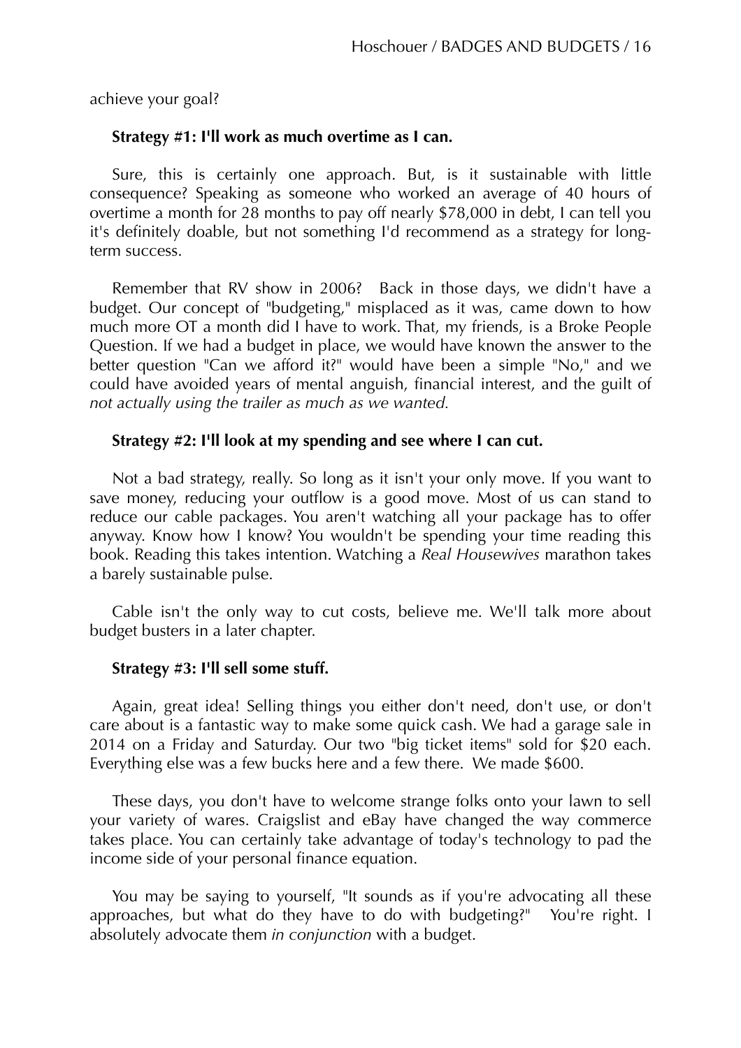achieve your goal?

**Strategy #1: I'll work as much overtime as I can.**

Sure, this is certainly one approach. But, is it sustainable with little consequence? Speaking as someone who worked an average of 40 hours of overtime a month for 28 months to pay off nearly $78,000 in debt, I can tell you it's definitely doable, but not something I'd recommend as a strategy for long-term success.

Remember that RV show in 2006? Back in those days, we didn't have a budget. Our concept of "budgeting," misplaced as it was, came down to how much more OT a month did I have to work. That, my friends, is a Broke People Question. If we had a budget in place, we would have known the answer to the better question "Can we afford it?" would have been a simple "No," and we could have avoided years of mental anguish, financial interest, and the guilt of *not actually using the trailer as much as we wanted.*

**Strategy #2: I'll look at my spending and see where I can cut.**

Not a bad strategy, really. So long as it isn't your only move. If you want to save money, reducing your outflow is a good move. Most of us can stand to reduce our cable packages. You aren't watching all your package has to offer anyway. Know how I know? You wouldn't be spending your time reading this book. Reading this takes intention. Watching a *Real Housewives* marathon takes a barely sustainable pulse.

Cable isn't the only way to cut costs, believe me. We'll talk more about budget busters in a later chapter.

**Strategy #3: I'll sell some stuff.**

Again, great idea! Selling things you either don't need, don't use, or don't care about is a fantastic way to make some quick cash. We had a garage sale in 2014 on a Friday and Saturday. Our two "big ticket items" sold for $20 each. Everything else was a few bucks here and a few there. We made $600.

These days, you don't have to welcome strange folks onto your lawn to sell your variety of wares. Craigslist and eBay have changed the way commerce takes place. You can certainly take advantage of today's technology to pad the income side of your personal finance equation.

You may be saying to yourself, "It sounds as if you're advocating all these approaches, but what do they have to do with budgeting?" You're right. I absolutely advocate them *in conjunction* with a budget.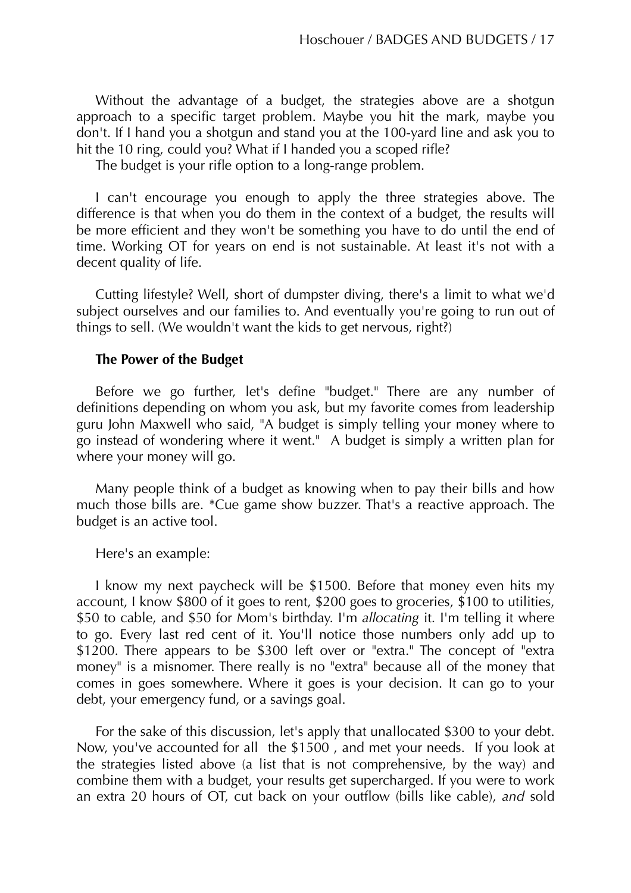Without the advantage of a budget, the strategies above are a shotgun approach to a specific target problem. Maybe you hit the mark, maybe you don't. If I hand you a shotgun and stand you at the 100-yard line and ask you to hit the 10 ring, could you? What if I handed you a scoped rifle?

The budget is your rifle option to a long-range problem.

I can't encourage you enough to apply the three strategies above. The difference is that when you do them in the context of a budget, the results will be more efficient and they won't be something you have to do until the end of time. Working OT for years on end is not sustainable. At least it's not with a decent quality of life.

Cutting lifestyle? Well, short of dumpster diving, there's a limit to what we'd subject ourselves and our families to. And eventually you're going to run out of things to sell. (We wouldn't want the kids to get nervous, right?)

**The Power of the Budget**

Before we go further, let's define "budget." There are any number of definitions depending on whom you ask, but my favorite comes from leadership guru John Maxwell who said, "A budget is simply telling your money where to go instead of wondering where it went."  A budget is simply a written plan for where your money will go.

Many people think of a budget as knowing when to pay their bills and how much those bills are. *Cue game show buzzer. That's a reactive approach. The budget is an active tool.

Here's an example:

I know my next paycheck will be $1500. Before that money even hits my account, I know $800 of it goes to rent, $200 goes to groceries, $100 to utilities, $50 to cable, and $50 for Mom's birthday. I'm *allocating* it. I'm telling it where to go. Every last red cent of it. You'll notice those numbers only add up to $1200. There appears to be $300 left over or "extra." The concept of "extra money" is a misnomer. There really is no "extra" because all of the money that comes in goes somewhere. Where it goes is your decision. It can go to your debt, your emergency fund, or a savings goal.

For the sake of this discussion, let's apply that unallocated $300 to your debt. Now, you've accounted for all  the $1500 , and met your needs.  If you look at the strategies listed above (a list that is not comprehensive, by the way) and combine them with a budget, your results get supercharged. If you were to work an extra 20 hours of OT, cut back on your outflow (bills like cable), *and* sold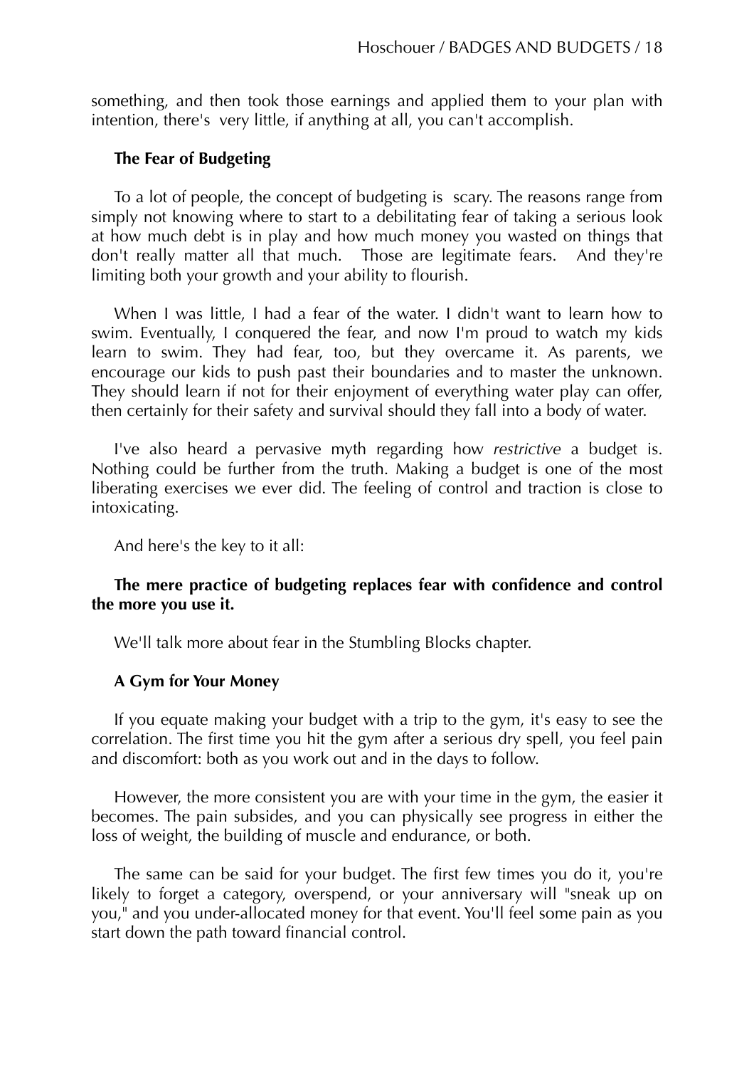something, and then took those earnings and applied them to your plan with intention, there's very little, if anything at all, you can't accomplish.

### The Fear of Budgeting

To a lot of people, the concept of budgeting is scary. The reasons range from simply not knowing where to start to a debilitating fear of taking a serious look at how much debt is in play and how much money you wasted on things that don't really matter all that much. Those are legitimate fears. And they're limiting both your growth and your ability to flourish.

When I was little, I had a fear of the water. I didn't want to learn how to swim. Eventually, I conquered the fear, and now I'm proud to watch my kids learn to swim. They had fear, too, but they overcame it. As parents, we encourage our kids to push past their boundaries and to master the unknown. They should learn if not for their enjoyment of everything water play can offer, then certainly for their safety and survival should they fall into a body of water.

I've also heard a pervasive myth regarding how *restrictive* a budget is. Nothing could be further from the truth. Making a budget is one of the most liberating exercises we ever did. The feeling of control and traction is close to intoxicating.

And here's the key to it all:

**The mere practice of budgeting replaces fear with confidence and control the more you use it.**

We'll talk more about fear in the Stumbling Blocks chapter.

### A Gym for Your Money

If you equate making your budget with a trip to the gym, it's easy to see the correlation. The first time you hit the gym after a serious dry spell, you feel pain and discomfort: both as you work out and in the days to follow.

However, the more consistent you are with your time in the gym, the easier it becomes. The pain subsides, and you can physically see progress in either the loss of weight, the building of muscle and endurance, or both.

The same can be said for your budget. The first few times you do it, you're likely to forget a category, overspend, or your anniversary will "sneak up on you," and you under-allocated money for that event. You'll feel some pain as you start down the path toward financial control.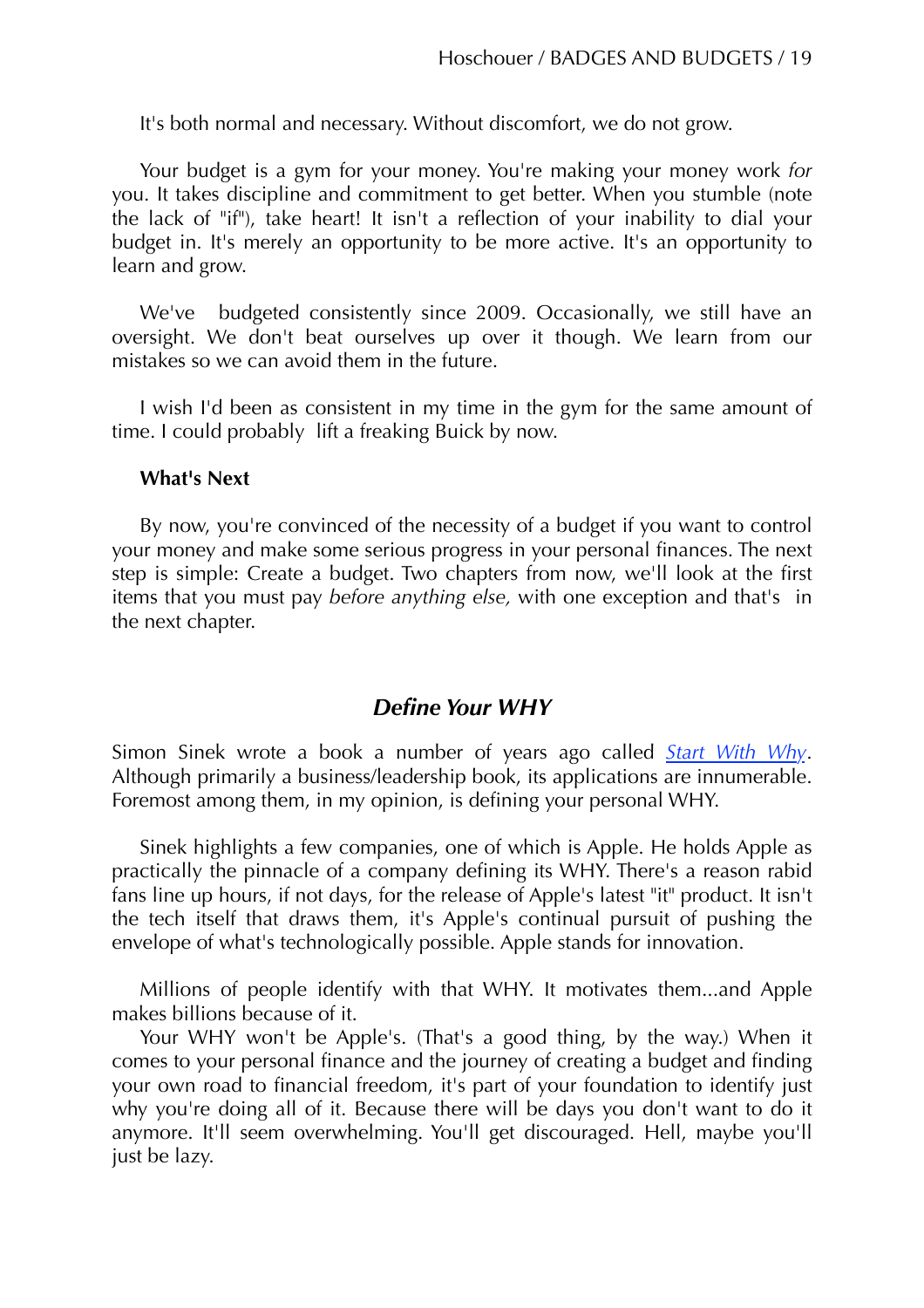It's both normal and necessary. Without discomfort, we do not grow.

Your budget is a gym for your money. You're making your money work *for* you. It takes discipline and commitment to get better. When you stumble (note the lack of "if"), take heart! It isn't a reflection of your inability to dial your budget in. It's merely an opportunity to be more active. It's an opportunity to learn and grow.

We've budgeted consistently since 2009. Occasionally, we still have an oversight. We don't beat ourselves up over it though. We learn from our mistakes so we can avoid them in the future.

I wish I'd been as consistent in my time in the gym for the same amount of time. I could probably lift a freaking Buick by now.

**What's Next**

By now, you're convinced of the necessity of a budget if you want to control your money and make some serious progress in your personal finances. The next step is simple: Create a budget. Two chapters from now, we'll look at the first items that you must pay *before anything else,* with one exception and that's in the next chapter.

## *Define Your WHY*

Simon Sinek wrote a book a number of years ago called *Start With Why*. Although primarily a business/leadership book, its applications are innumerable. Foremost among them, in my opinion, is defining your personal WHY.

Sinek highlights a few companies, one of which is Apple. He holds Apple as practically the pinnacle of a company defining its WHY. There's a reason rabid fans line up hours, if not days, for the release of Apple's latest "it" product. It isn't the tech itself that draws them, it's Apple's continual pursuit of pushing the envelope of what's technologically possible. Apple stands for innovation.

Millions of people identify with that WHY. It motivates them...and Apple makes billions because of it.

Your WHY won't be Apple's. (That's a good thing, by the way.) When it comes to your personal finance and the journey of creating a budget and finding your own road to financial freedom, it's part of your foundation to identify just why you're doing all of it. Because there will be days you don't want to do it anymore. It'll seem overwhelming. You'll get discouraged. Hell, maybe you'll just be lazy.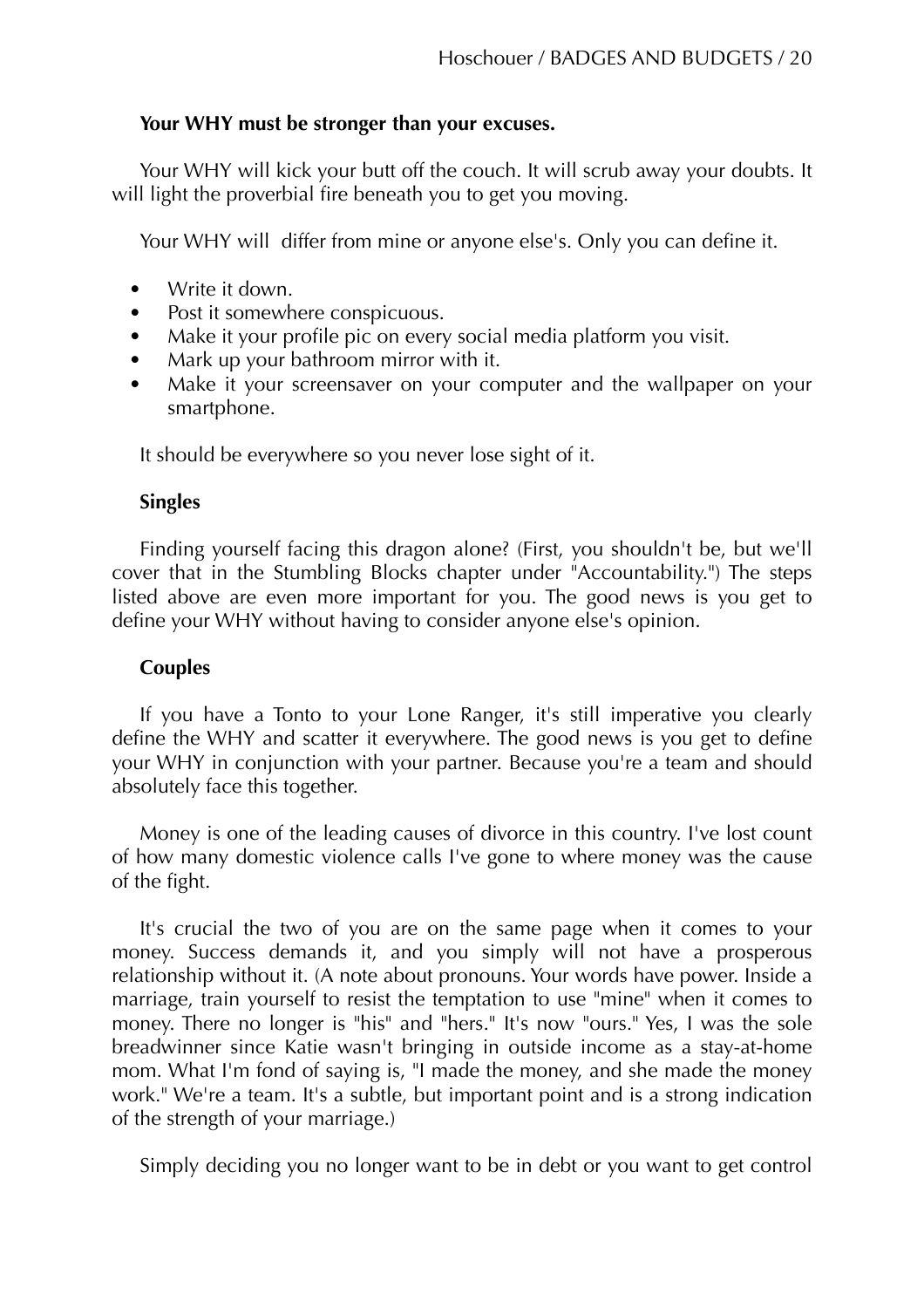**Your WHY must be stronger than your excuses.**

Your WHY will kick your butt off the couch. It will scrub away your doubts. It will light the proverbial fire beneath you to get you moving.

Your WHY will differ from mine or anyone else's. Only you can define it.

- Write it down.
- Post it somewhere conspicuous.
- Make it your profile pic on every social media platform you visit.
- Mark up your bathroom mirror with it.
- Make it your screensaver on your computer and the wallpaper on your smartphone.

It should be everywhere so you never lose sight of it.

**Singles**

Finding yourself facing this dragon alone? (First, you shouldn't be, but we'll cover that in the Stumbling Blocks chapter under "Accountability.") The steps listed above are even more important for you. The good news is you get to define your WHY without having to consider anyone else's opinion.

**Couples**

If you have a Tonto to your Lone Ranger, it's still imperative you clearly define the WHY and scatter it everywhere. The good news is you get to define your WHY in conjunction with your partner. Because you're a team and should absolutely face this together.

Money is one of the leading causes of divorce in this country. I've lost count of how many domestic violence calls I've gone to where money was the cause of the fight.

It's crucial the two of you are on the same page when it comes to your money. Success demands it, and you simply will not have a prosperous relationship without it. (A note about pronouns. Your words have power. Inside a marriage, train yourself to resist the temptation to use "mine" when it comes to money. There no longer is "his" and "hers." It's now "ours." Yes, I was the sole breadwinner since Katie wasn't bringing in outside income as a stay-at-home mom. What I'm fond of saying is, "I made the money, and she made the money work." We're a team. It's a subtle, but important point and is a strong indication of the strength of your marriage.)

Simply deciding you no longer want to be in debt or you want to get control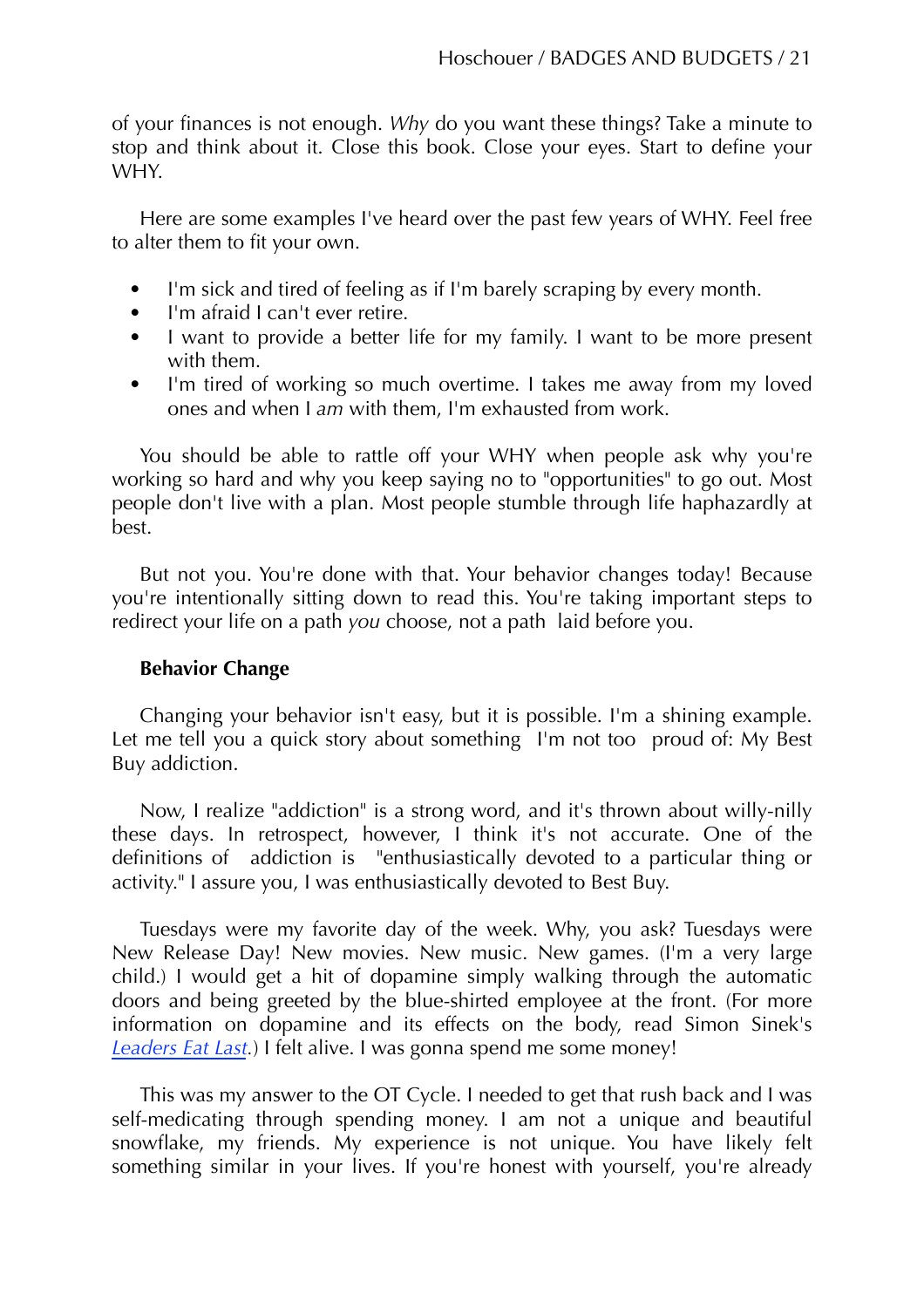of your finances is not enough. *Why* do you want these things? Take a minute to stop and think about it. Close this book. Close your eyes. Start to define your WHY.

Here are some examples I've heard over the past few years of WHY. Feel free to alter them to fit your own.

- I'm sick and tired of feeling as if I'm barely scraping by every month.
- I'm afraid I can't ever retire.
- I want to provide a better life for my family. I want to be more present with them.
- I'm tired of working so much overtime. I takes me away from my loved ones and when I *am* with them, I'm exhausted from work.

You should be able to rattle off your WHY when people ask why you're working so hard and why you keep saying no to "opportunities" to go out. Most people don't live with a plan. Most people stumble through life haphazardly at best.

But not you. You're done with that. Your behavior changes today! Because you're intentionally sitting down to read this. You're taking important steps to redirect your life on a path *you* choose, not a path laid before you.

**Behavior Change**

Changing your behavior isn't easy, but it is possible. I'm a shining example. Let me tell you a quick story about something I'm not too proud of: My Best Buy addiction.

Now, I realize "addiction" is a strong word, and it's thrown about willy-nilly these days. In retrospect, however, I think it's not accurate. One of the definitions of addiction is "enthusiastically devoted to a particular thing or activity." I assure you, I was enthusiastically devoted to Best Buy.

Tuesdays were my favorite day of the week. Why, you ask? Tuesdays were New Release Day! New movies. New music. New games. (I'm a very large child.) I would get a hit of dopamine simply walking through the automatic doors and being greeted by the blue-shirted employee at the front. (For more information on dopamine and its effects on the body, read Simon Sinek's *Leaders Eat Last*.) I felt alive. I was gonna spend me some money!

This was my answer to the OT Cycle. I needed to get that rush back and I was self-medicating through spending money. I am not a unique and beautiful snowflake, my friends. My experience is not unique. You have likely felt something similar in your lives. If you're honest with yourself, you're already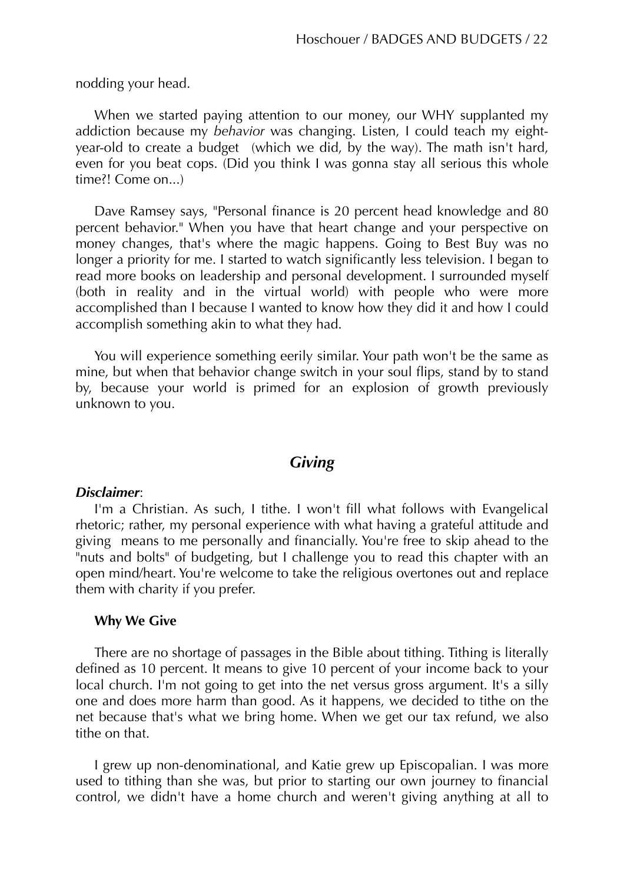nodding your head.

When we started paying attention to our money, our WHY supplanted my addiction because my *behavior* was changing. Listen, I could teach my eight-year-old to create a budget (which we did, by the way). The math isn't hard, even for you beat cops. (Did you think I was gonna stay all serious this whole time?! Come on...)

Dave Ramsey says, "Personal finance is 20 percent head knowledge and 80 percent behavior." When you have that heart change and your perspective on money changes, that's where the magic happens. Going to Best Buy was no longer a priority for me. I started to watch significantly less television. I began to read more books on leadership and personal development. I surrounded myself (both in reality and in the virtual world) with people who were more accomplished than I because I wanted to know how they did it and how I could accomplish something akin to what they had.

You will experience something eerily similar. Your path won't be the same as mine, but when that behavior change switch in your soul flips, stand by to stand by, because your world is primed for an explosion of growth previously unknown to you.

## *Giving*

***Disclaimer***:

I'm a Christian. As such, I tithe. I won't fill what follows with Evangelical rhetoric; rather, my personal experience with what having a grateful attitude and giving means to me personally and financially. You're free to skip ahead to the "nuts and bolts" of budgeting, but I challenge you to read this chapter with an open mind/heart. You're welcome to take the religious overtones out and replace them with charity if you prefer.

### Why We Give

There are no shortage of passages in the Bible about tithing. Tithing is literally defined as 10 percent. It means to give 10 percent of your income back to your local church. I'm not going to get into the net versus gross argument. It's a silly one and does more harm than good. As it happens, we decided to tithe on the net because that's what we bring home. When we get our tax refund, we also tithe on that.

I grew up non-denominational, and Katie grew up Episcopalian. I was more used to tithing than she was, but prior to starting our own journey to financial control, we didn't have a home church and weren't giving anything at all to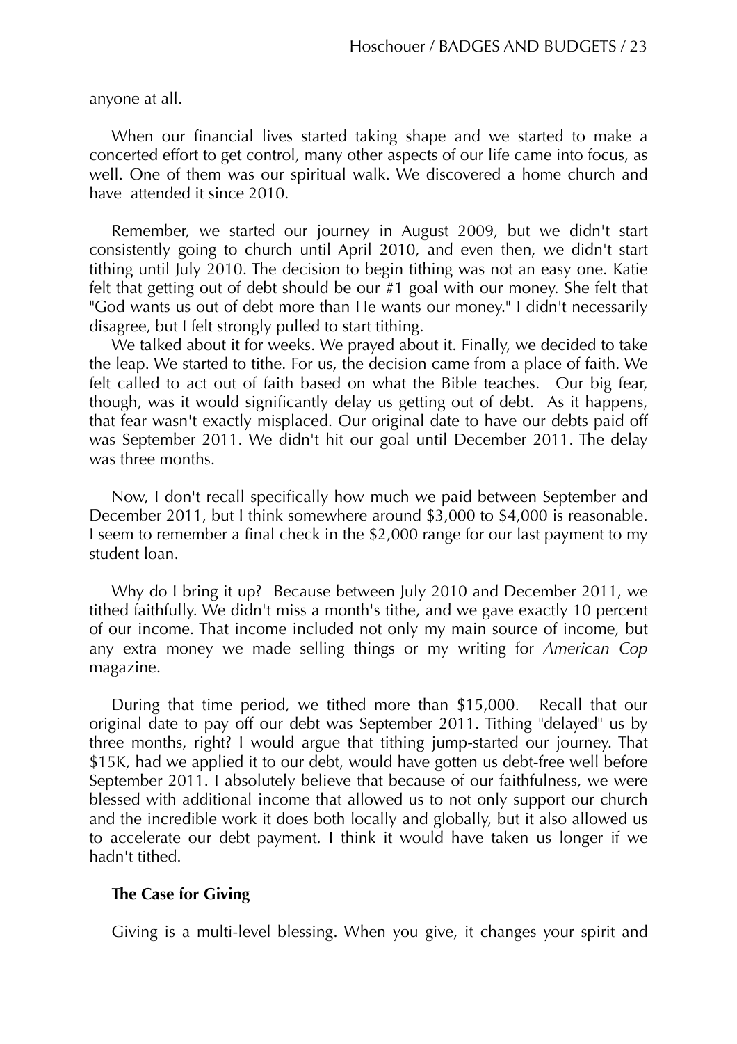anyone at all.

When our financial lives started taking shape and we started to make a concerted effort to get control, many other aspects of our life came into focus, as well. One of them was our spiritual walk. We discovered a home church and have attended it since 2010.

Remember, we started our journey in August 2009, but we didn't start consistently going to church until April 2010, and even then, we didn't start tithing until July 2010. The decision to begin tithing was not an easy one. Katie felt that getting out of debt should be our #1 goal with our money. She felt that "God wants us out of debt more than He wants our money." I didn't necessarily disagree, but I felt strongly pulled to start tithing.

We talked about it for weeks. We prayed about it. Finally, we decided to take the leap. We started to tithe. For us, the decision came from a place of faith. We felt called to act out of faith based on what the Bible teaches. Our big fear, though, was it would significantly delay us getting out of debt. As it happens, that fear wasn't exactly misplaced. Our original date to have our debts paid off was September 2011. We didn't hit our goal until December 2011. The delay was three months.

Now, I don't recall specifically how much we paid between September and December 2011, but I think somewhere around $3,000 to $4,000 is reasonable. I seem to remember a final check in the $2,000 range for our last payment to my student loan.

Why do I bring it up? Because between July 2010 and December 2011, we tithed faithfully. We didn't miss a month's tithe, and we gave exactly 10 percent of our income. That income included not only my main source of income, but any extra money we made selling things or my writing for *American Cop* magazine.

During that time period, we tithed more than $15,000. Recall that our original date to pay off our debt was September 2011. Tithing "delayed" us by three months, right? I would argue that tithing jump-started our journey. That $15K, had we applied it to our debt, would have gotten us debt-free well before September 2011. I absolutely believe that because of our faithfulness, we were blessed with additional income that allowed us to not only support our church and the incredible work it does both locally and globally, but it also allowed us to accelerate our debt payment. I think it would have taken us longer if we hadn't tithed.

### The Case for Giving

Giving is a multi-level blessing. When you give, it changes your spirit and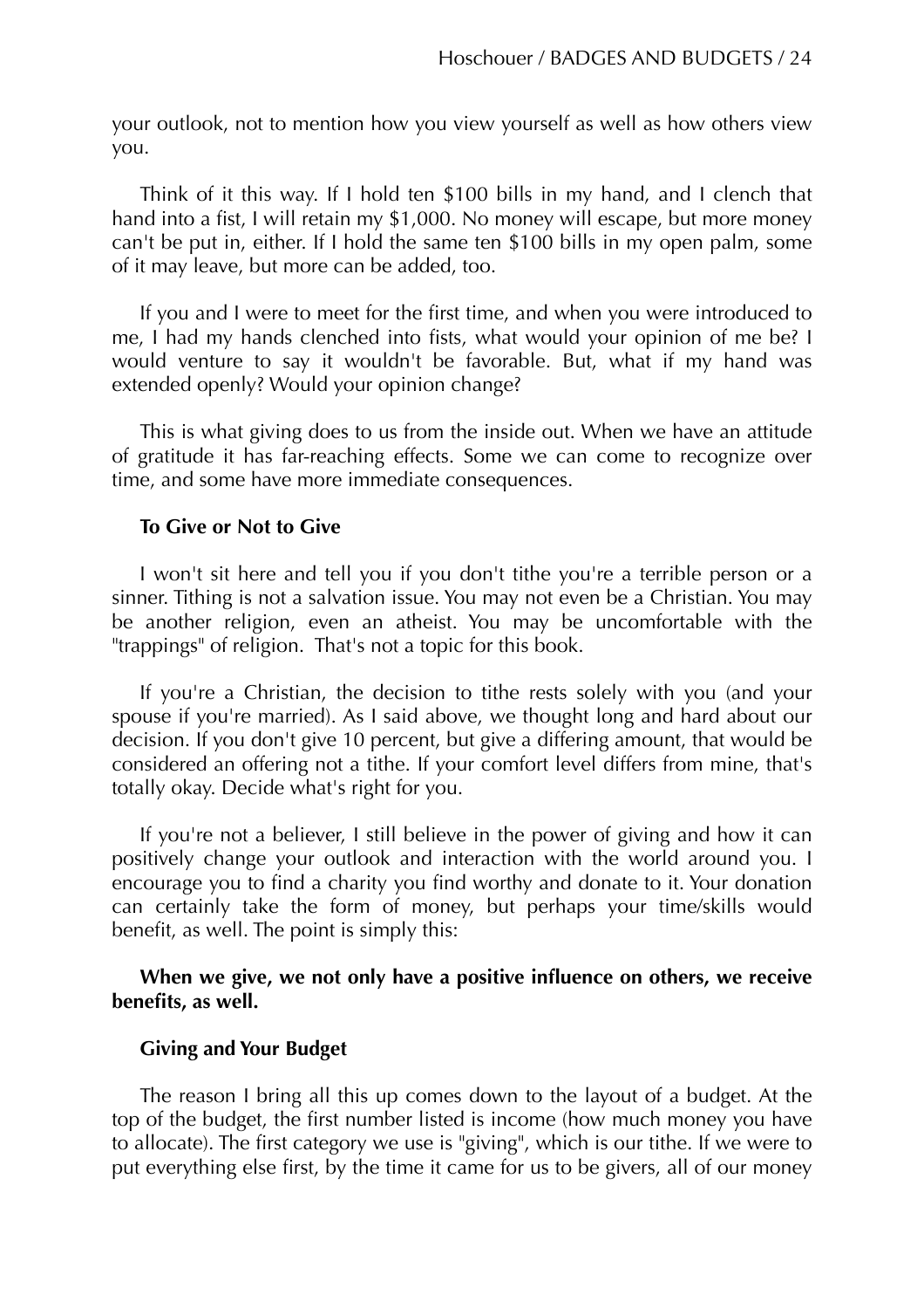your outlook, not to mention how you view yourself as well as how others view you.

Think of it this way. If I hold ten $100 bills in my hand, and I clench that hand into a fist, I will retain my $1,000. No money will escape, but more money can't be put in, either. If I hold the same ten $100 bills in my open palm, some of it may leave, but more can be added, too.

If you and I were to meet for the first time, and when you were introduced to me, I had my hands clenched into fists, what would your opinion of me be? I would venture to say it wouldn't be favorable. But, what if my hand was extended openly? Would your opinion change?

This is what giving does to us from the inside out. When we have an attitude of gratitude it has far-reaching effects. Some we can come to recognize over time, and some have more immediate consequences.

### To Give or Not to Give

I won't sit here and tell you if you don't tithe you're a terrible person or a sinner. Tithing is not a salvation issue. You may not even be a Christian. You may be another religion, even an atheist. You may be uncomfortable with the "trappings" of religion. That's not a topic for this book.

If you're a Christian, the decision to tithe rests solely with you (and your spouse if you're married). As I said above, we thought long and hard about our decision. If you don't give 10 percent, but give a differing amount, that would be considered an offering not a tithe. If your comfort level differs from mine, that's totally okay. Decide what's right for you.

If you're not a believer, I still believe in the power of giving and how it can positively change your outlook and interaction with the world around you. I encourage you to find a charity you find worthy and donate to it. Your donation can certainly take the form of money, but perhaps your time/skills would benefit, as well. The point is simply this:

**When we give, we not only have a positive influence on others, we receive benefits, as well.**

### Giving and Your Budget

The reason I bring all this up comes down to the layout of a budget. At the top of the budget, the first number listed is income (how much money you have to allocate). The first category we use is "giving", which is our tithe. If we were to put everything else first, by the time it came for us to be givers, all of our money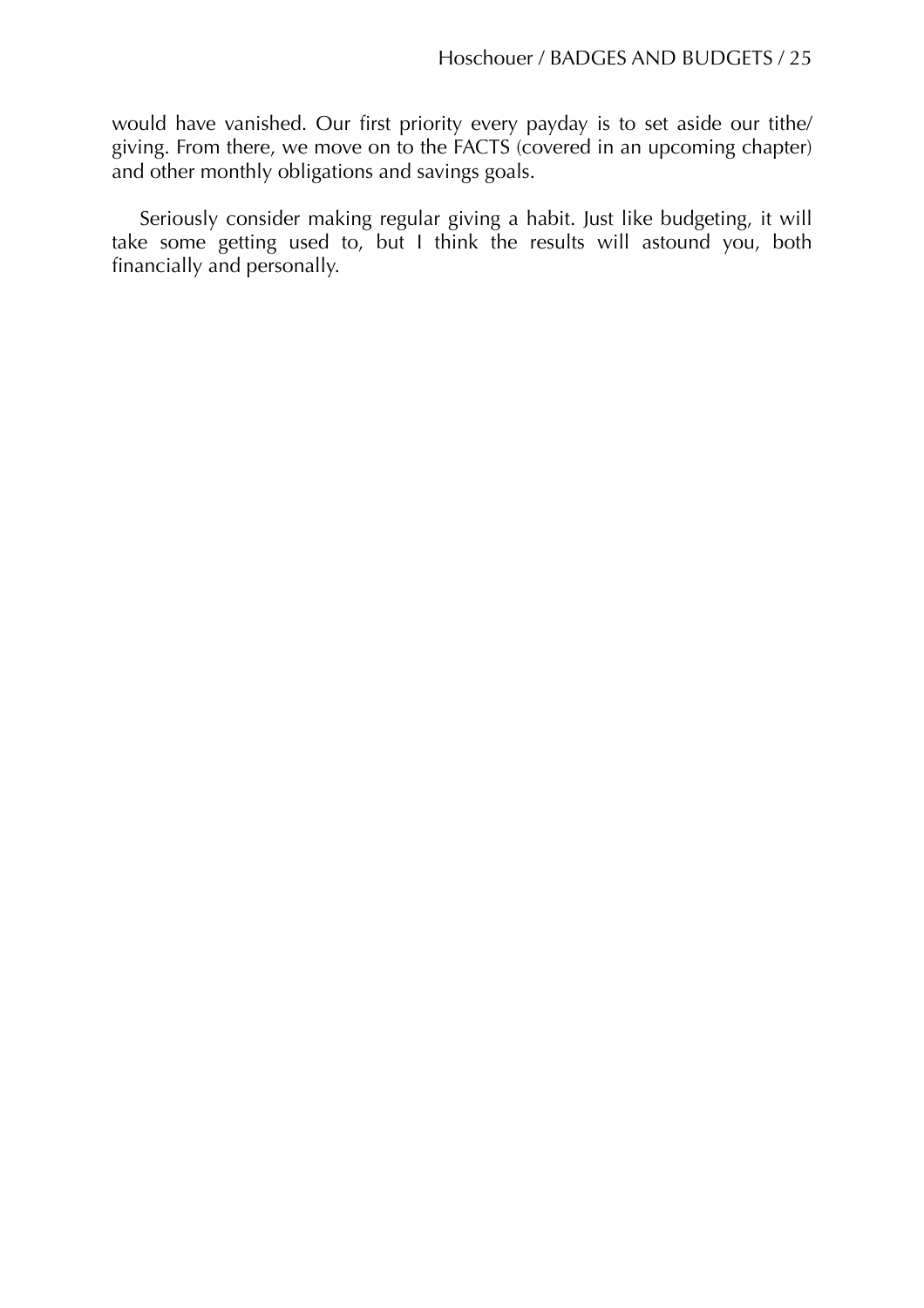would have vanished. Our first priority every payday is to set aside our tithe/giving. From there, we move on to the FACTS (covered in an upcoming chapter) and other monthly obligations and savings goals.

Seriously consider making regular giving a habit. Just like budgeting, it will take some getting used to, but I think the results will astound you, both financially and personally.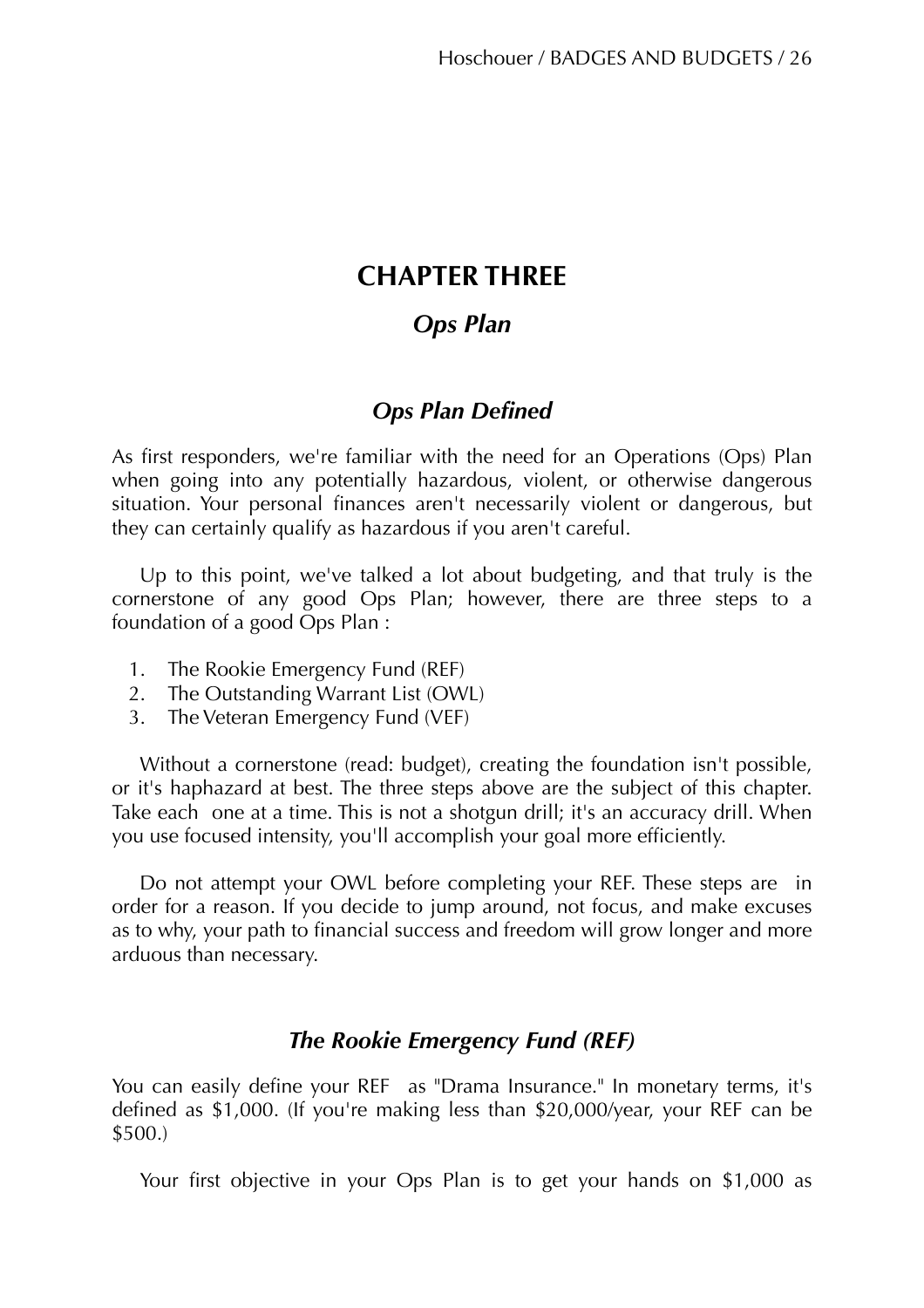# CHAPTER THREE

## *Ops Plan*

### *Ops Plan Defined*

As first responders, we're familiar with the need for an Operations (Ops) Plan when going into any potentially hazardous, violent, or otherwise dangerous situation. Your personal finances aren't necessarily violent or dangerous, but they can certainly qualify as hazardous if you aren't careful.

Up to this point, we've talked a lot about budgeting, and that truly is the cornerstone of any good Ops Plan; however, there are three steps to a foundation of a good Ops Plan :

1. The Rookie Emergency Fund (REF)
2. The Outstanding Warrant List (OWL)
3. The Veteran Emergency Fund (VEF)

Without a cornerstone (read: budget), creating the foundation isn't possible, or it's haphazard at best. The three steps above are the subject of this chapter. Take each one at a time. This is not a shotgun drill; it's an accuracy drill. When you use focused intensity, you'll accomplish your goal more efficiently.

Do not attempt your OWL before completing your REF. These steps are in order for a reason. If you decide to jump around, not focus, and make excuses as to why, your path to financial success and freedom will grow longer and more arduous than necessary.

### *The Rookie Emergency Fund (REF)*

You can easily define your REF as "Drama Insurance." In monetary terms, it's defined as $1,000. (If you're making less than $20,000/year, your REF can be $500.)

Your first objective in your Ops Plan is to get your hands on $1,000 as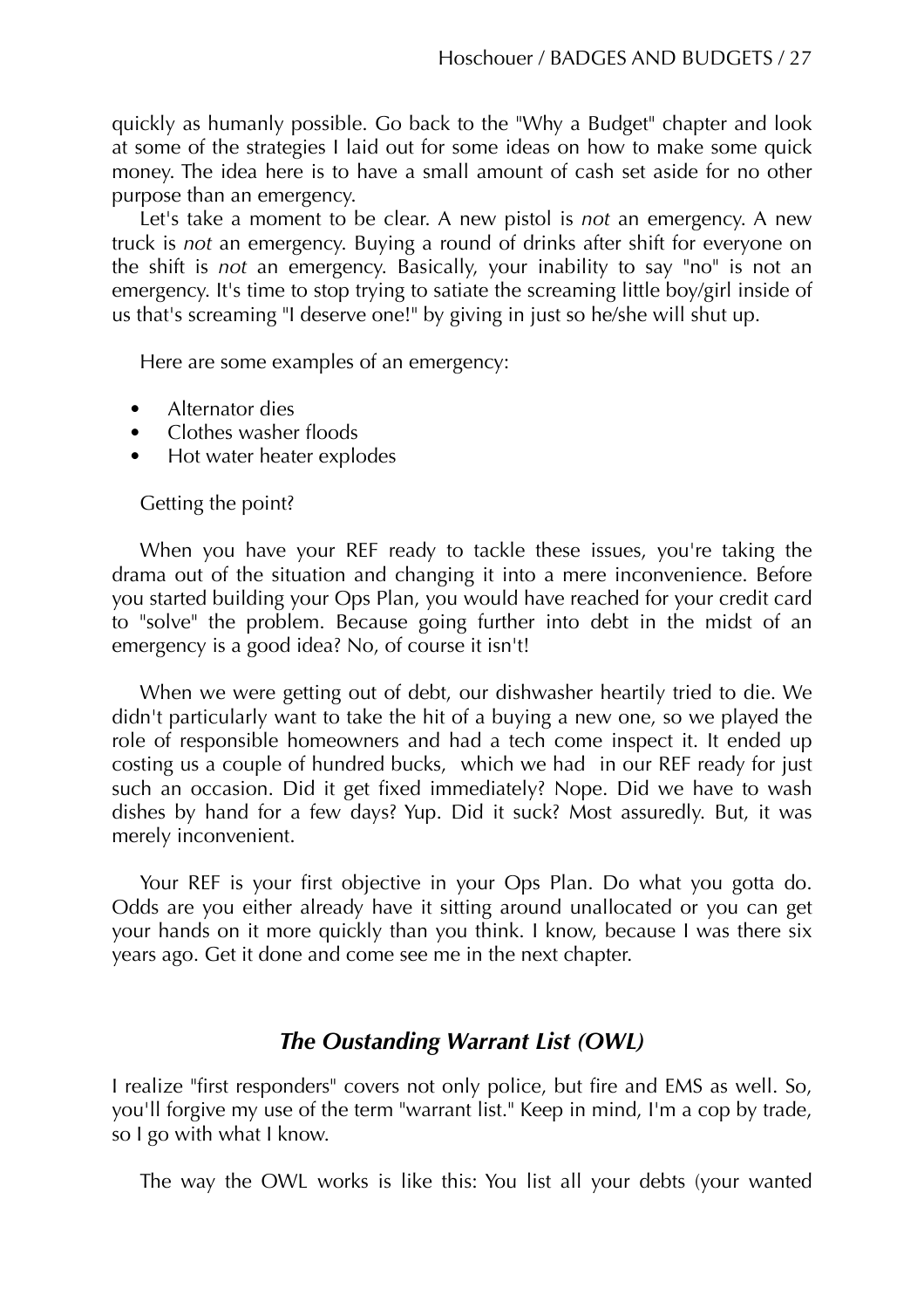quickly as humanly possible. Go back to the "Why a Budget" chapter and look at some of the strategies I laid out for some ideas on how to make some quick money. The idea here is to have a small amount of cash set aside for no other purpose than an emergency.

Let's take a moment to be clear. A new pistol is *not* an emergency. A new truck is *not* an emergency. Buying a round of drinks after shift for everyone on the shift is *not* an emergency. Basically, your inability to say "no" is not an emergency. It's time to stop trying to satiate the screaming little boy/girl inside of us that's screaming "I deserve one!" by giving in just so he/she will shut up.

Here are some examples of an emergency:

- Alternator dies
- Clothes washer floods
- Hot water heater explodes

Getting the point?

When you have your REF ready to tackle these issues, you're taking the drama out of the situation and changing it into a mere inconvenience. Before you started building your Ops Plan, you would have reached for your credit card to "solve" the problem. Because going further into debt in the midst of an emergency is a good idea? No, of course it isn't!

When we were getting out of debt, our dishwasher heartily tried to die. We didn't particularly want to take the hit of a buying a new one, so we played the role of responsible homeowners and had a tech come inspect it. It ended up costing us a couple of hundred bucks, which we had in our REF ready for just such an occasion. Did it get fixed immediately? Nope. Did we have to wash dishes by hand for a few days? Yup. Did it suck? Most assuredly. But, it was merely inconvenient.

Your REF is your first objective in your Ops Plan. Do what you gotta do. Odds are you either already have it sitting around unallocated or you can get your hands on it more quickly than you think. I know, because I was there six years ago. Get it done and come see me in the next chapter.

## *The Oustanding Warrant List (OWL)*

I realize "first responders" covers not only police, but fire and EMS as well. So, you'll forgive my use of the term "warrant list." Keep in mind, I'm a cop by trade, so I go with what I know.

The way the OWL works is like this: You list all your debts (your wanted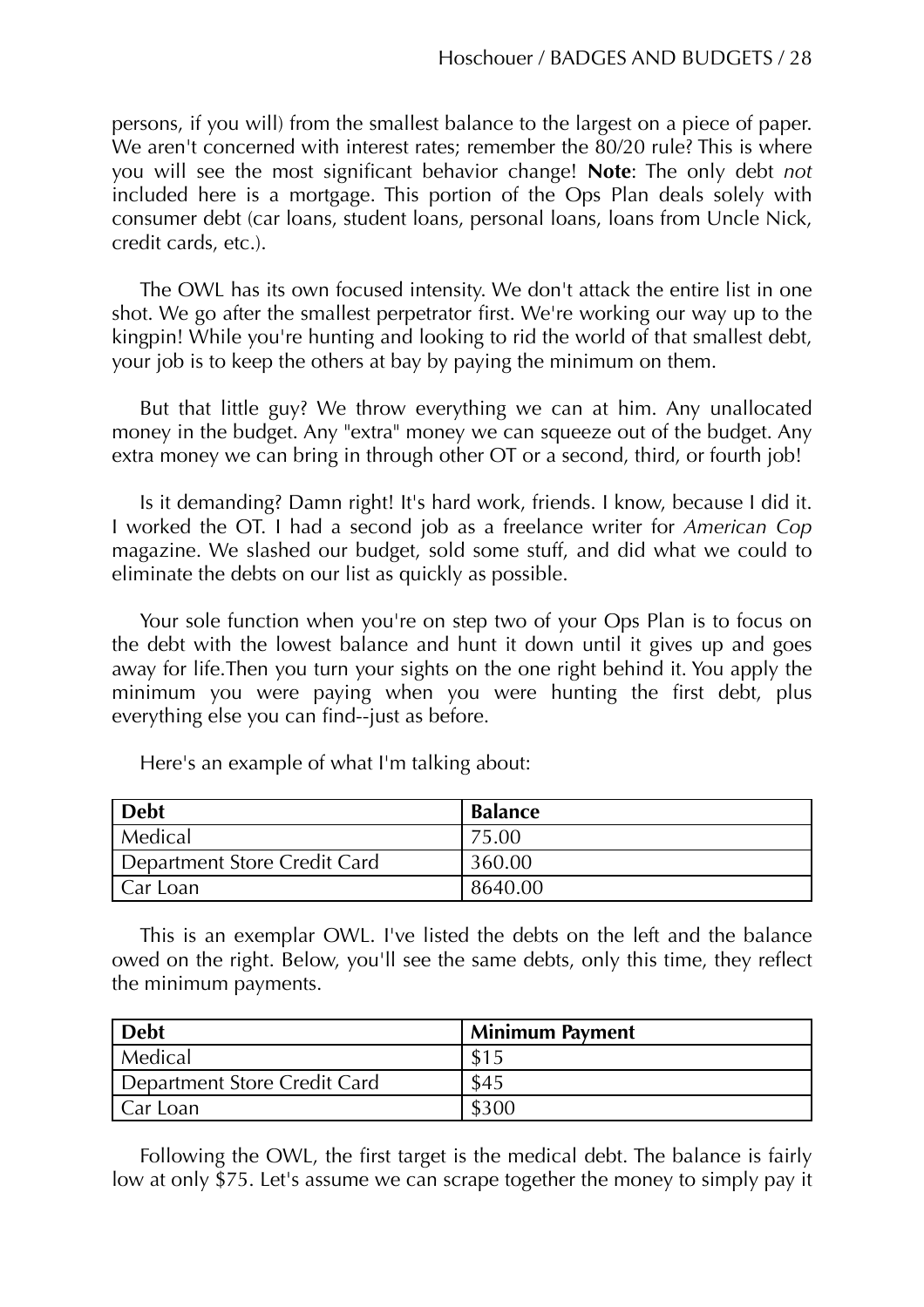persons, if you will) from the smallest balance to the largest on a piece of paper. We aren't concerned with interest rates; remember the 80/20 rule? This is where you will see the most significant behavior change! **Note**: The only debt *not* included here is a mortgage. This portion of the Ops Plan deals solely with consumer debt (car loans, student loans, personal loans, loans from Uncle Nick, credit cards, etc.).

The OWL has its own focused intensity. We don't attack the entire list in one shot. We go after the smallest perpetrator first. We're working our way up to the kingpin! While you're hunting and looking to rid the world of that smallest debt, your job is to keep the others at bay by paying the minimum on them.

But that little guy? We throw everything we can at him. Any unallocated money in the budget. Any "extra" money we can squeeze out of the budget. Any extra money we can bring in through other OT or a second, third, or fourth job!

Is it demanding? Damn right! It's hard work, friends. I know, because I did it. I worked the OT. I had a second job as a freelance writer for *American Cop* magazine. We slashed our budget, sold some stuff, and did what we could to eliminate the debts on our list as quickly as possible.

Your sole function when you're on step two of your Ops Plan is to focus on the debt with the lowest balance and hunt it down until it gives up and goes away for life.Then you turn your sights on the one right behind it. You apply the minimum you were paying when you were hunting the first debt, plus everything else you can find--just as before.

Here's an example of what I'm talking about:

| Debt | Balance |
| --- | --- |
| Medical | 75.00 |
| Department Store Credit Card | 360.00 |
| Car Loan | 8640.00 |

This is an exemplar OWL. I've listed the debts on the left and the balance owed on the right. Below, you'll see the same debts, only this time, they reflect the minimum payments.

| Debt | Minimum Payment |
| --- | --- |
| Medical | $15 |
| Department Store Credit Card | $45 |
| Car Loan | $300 |

Following the OWL, the first target is the medical debt. The balance is fairly low at only $75. Let's assume we can scrape together the money to simply pay it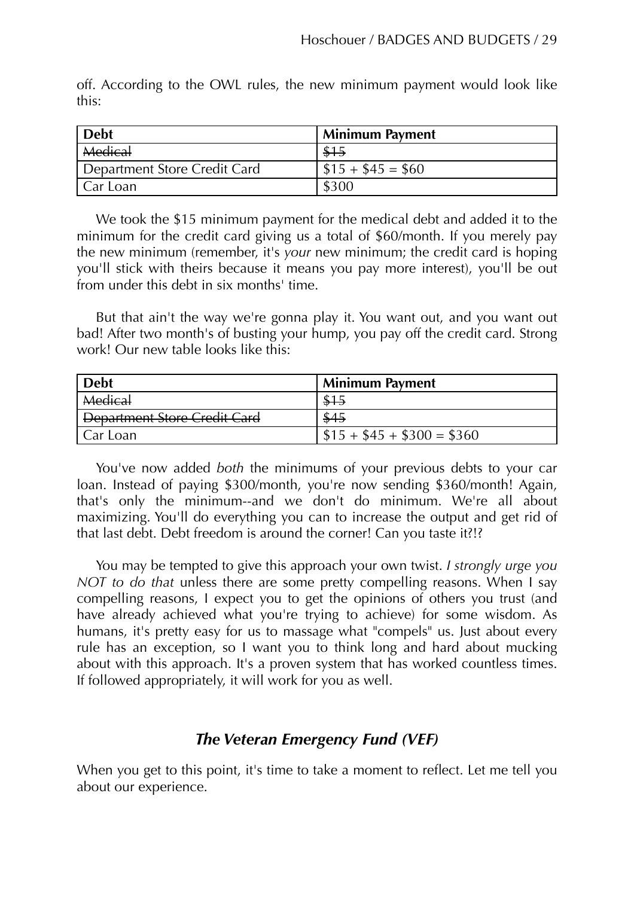off. According to the OWL rules, the new minimum payment would look like this:

| Debt | Minimum Payment |
|---|---|
| ~~Medical~~ | ~~$15~~ |
| Department Store Credit Card | $15 + $45 = $60 |
| Car Loan | $300 |

We took the $15 minimum payment for the medical debt and added it to the minimum for the credit card giving us a total of $60/month. If you merely pay the new minimum (remember, it's *your* new minimum; the credit card is hoping you'll stick with theirs because it means you pay more interest), you'll be out from under this debt in six months' time.

But that ain't the way we're gonna play it. You want out, and you want out bad! After two month's of busting your hump, you pay off the credit card. Strong work! Our new table looks like this:

| Debt | Minimum Payment |
|---|---|
| ~~Medical~~ | ~~$15~~ |
| ~~Department Store Credit Card~~ | ~~$45~~ |
| Car Loan | $15 + $45 + $300 = $360 |

You've now added *both* the minimums of your previous debts to your car loan. Instead of paying $300/month, you're now sending $360/month! Again, that's only the minimum--and we don't do minimum. We're all about maximizing. You'll do everything you can to increase the output and get rid of that last debt. Debt freedom is around the corner! Can you taste it?!?

You may be tempted to give this approach your own twist. *I strongly urge you NOT to do that* unless there are some pretty compelling reasons. When I say compelling reasons, I expect you to get the opinions of others you trust (and have already achieved what you're trying to achieve) for some wisdom. As humans, it's pretty easy for us to massage what "compels" us. Just about every rule has an exception, so I want you to think long and hard about mucking about with this approach. It's a proven system that has worked countless times. If followed appropriately, it will work for you as well.

## *The Veteran Emergency Fund (VEF)*

When you get to this point, it's time to take a moment to reflect. Let me tell you about our experience.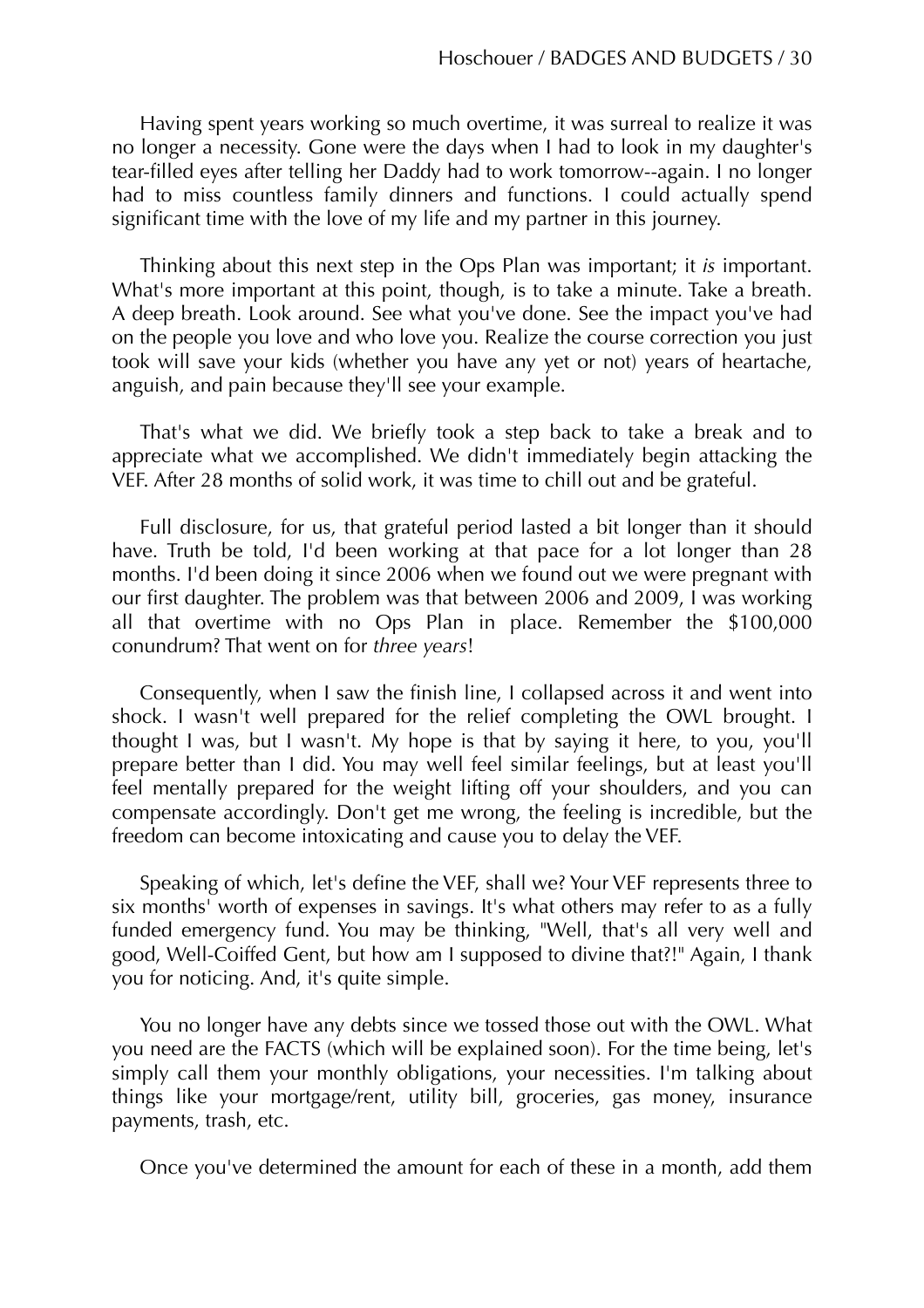Having spent years working so much overtime, it was surreal to realize it was no longer a necessity. Gone were the days when I had to look in my daughter's tear-filled eyes after telling her Daddy had to work tomorrow--again. I no longer had to miss countless family dinners and functions. I could actually spend significant time with the love of my life and my partner in this journey.

Thinking about this next step in the Ops Plan was important; it *is* important. What's more important at this point, though, is to take a minute. Take a breath. A deep breath. Look around. See what you've done. See the impact you've had on the people you love and who love you. Realize the course correction you just took will save your kids (whether you have any yet or not) years of heartache, anguish, and pain because they'll see your example.

That's what we did. We briefly took a step back to take a break and to appreciate what we accomplished. We didn't immediately begin attacking the VEF. After 28 months of solid work, it was time to chill out and be grateful.

Full disclosure, for us, that grateful period lasted a bit longer than it should have. Truth be told, I'd been working at that pace for a lot longer than 28 months. I'd been doing it since 2006 when we found out we were pregnant with our first daughter. The problem was that between 2006 and 2009, I was working all that overtime with no Ops Plan in place. Remember the $100,000 conundrum? That went on for *three years*!

Consequently, when I saw the finish line, I collapsed across it and went into shock. I wasn't well prepared for the relief completing the OWL brought. I thought I was, but I wasn't. My hope is that by saying it here, to you, you'll prepare better than I did. You may well feel similar feelings, but at least you'll feel mentally prepared for the weight lifting off your shoulders, and you can compensate accordingly. Don't get me wrong, the feeling is incredible, but the freedom can become intoxicating and cause you to delay the VEF.

Speaking of which, let's define the VEF, shall we? Your VEF represents three to six months' worth of expenses in savings. It's what others may refer to as a fully funded emergency fund. You may be thinking, "Well, that's all very well and good, Well-Coiffed Gent, but how am I supposed to divine that?!" Again, I thank you for noticing. And, it's quite simple.

You no longer have any debts since we tossed those out with the OWL. What you need are the FACTS (which will be explained soon). For the time being, let's simply call them your monthly obligations, your necessities. I'm talking about things like your mortgage/rent, utility bill, groceries, gas money, insurance payments, trash, etc.

Once you've determined the amount for each of these in a month, add them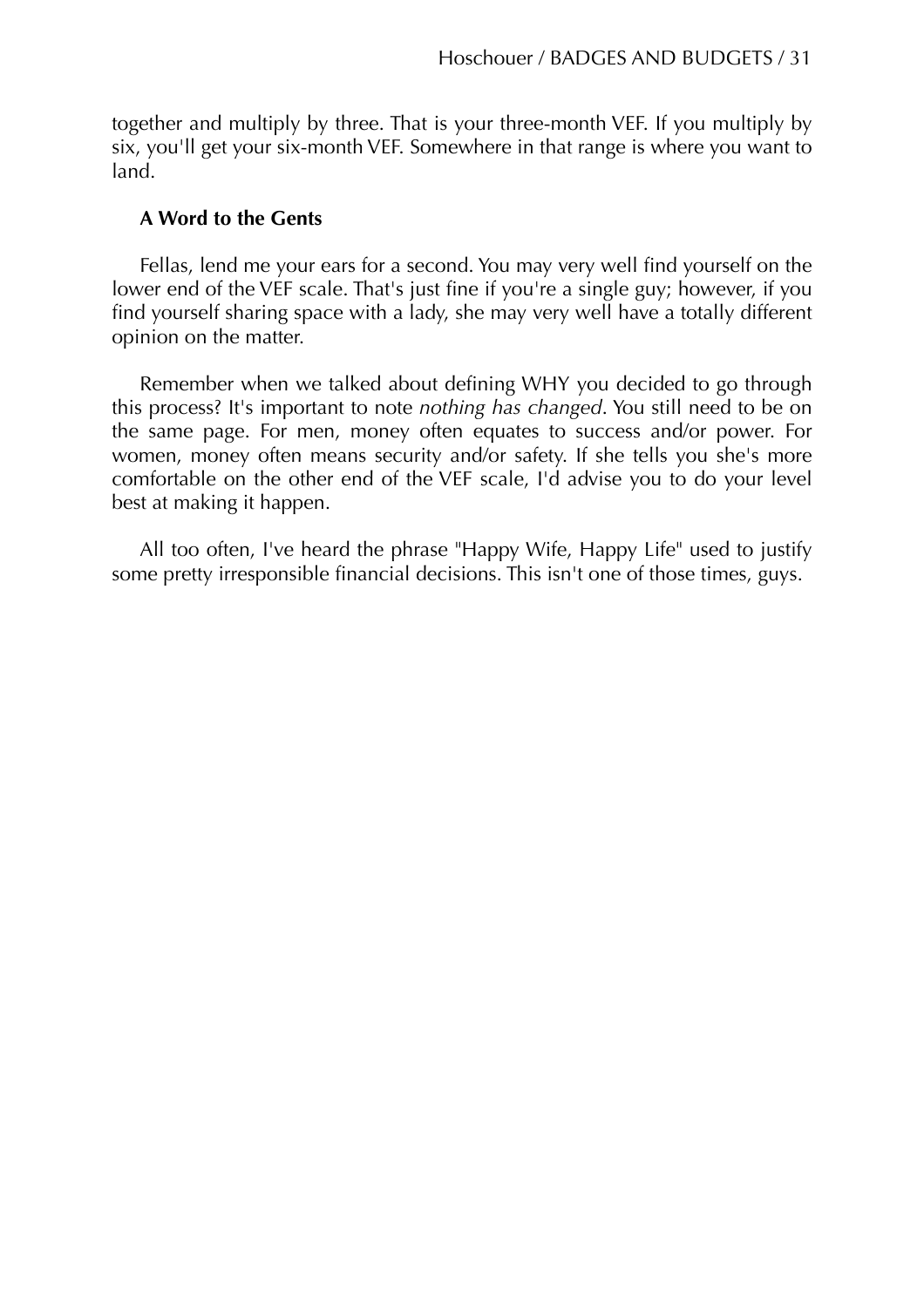together and multiply by three. That is your three-month VEF. If you multiply by six, you'll get your six-month VEF. Somewhere in that range is where you want to land.

### A Word to the Gents

Fellas, lend me your ears for a second. You may very well find yourself on the lower end of the VEF scale. That's just fine if you're a single guy; however, if you find yourself sharing space with a lady, she may very well have a totally different opinion on the matter.

Remember when we talked about defining WHY you decided to go through this process? It's important to note *nothing has changed*. You still need to be on the same page. For men, money often equates to success and/or power. For women, money often means security and/or safety. If she tells you she's more comfortable on the other end of the VEF scale, I'd advise you to do your level best at making it happen.

All too often, I've heard the phrase "Happy Wife, Happy Life" used to justify some pretty irresponsible financial decisions. This isn't one of those times, guys.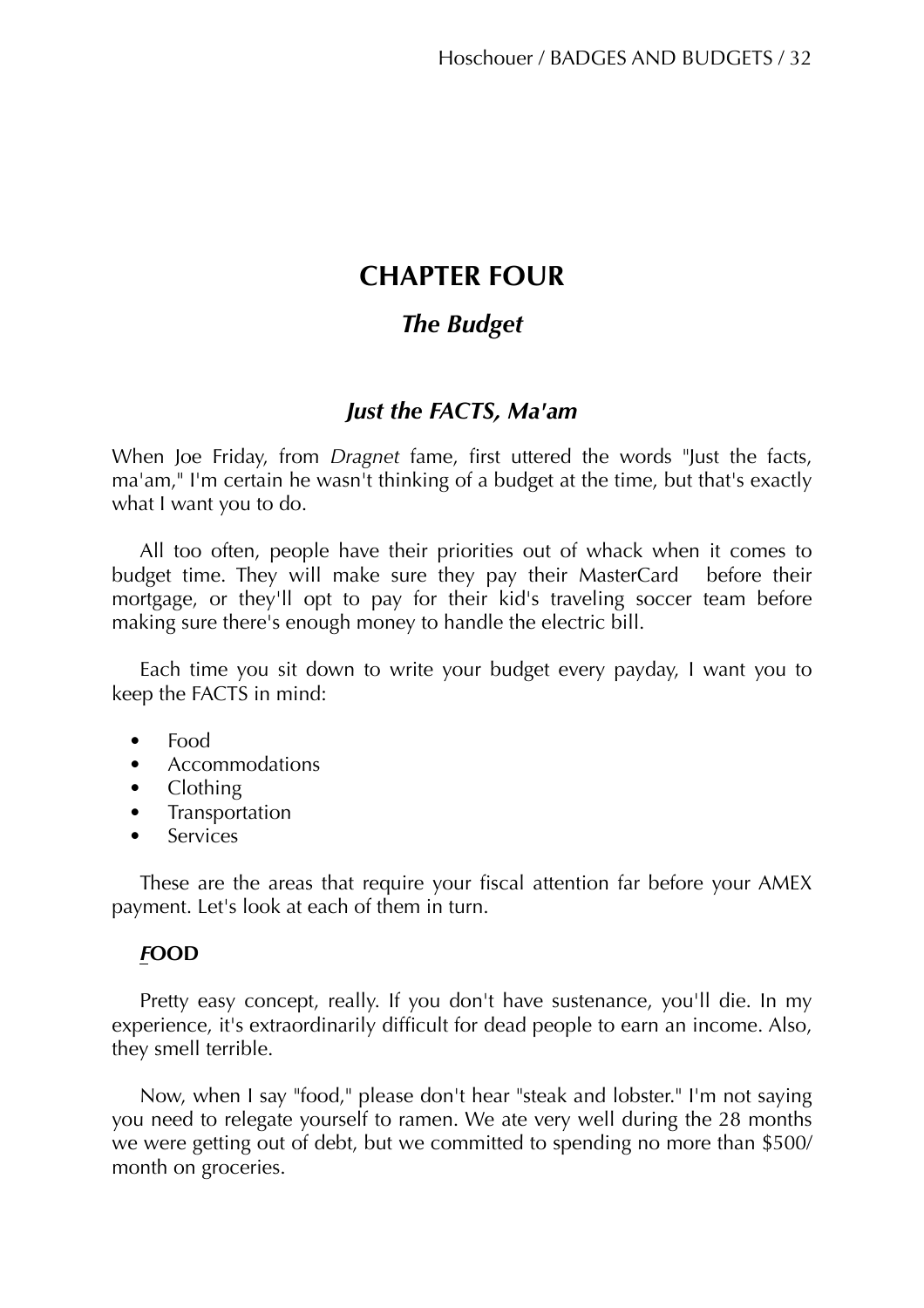# CHAPTER FOUR

## *The Budget*

### *Just the FACTS, Ma'am*

When Joe Friday, from *Dragnet* fame, first uttered the words "Just the facts, ma'am," I'm certain he wasn't thinking of a budget at the time, but that's exactly what I want you to do.

All too often, people have their priorities out of whack when it comes to budget time. They will make sure they pay their MasterCard before their mortgage, or they'll opt to pay for their kid's traveling soccer team before making sure there's enough money to handle the electric bill.

Each time you sit down to write your budget every payday, I want you to keep the FACTS in mind:

- Food
- Accommodations
- Clothing
- Transportation
- Services

These are the areas that require your fiscal attention far before your AMEX payment. Let's look at each of them in turn.

#### ***F*OOD**

Pretty easy concept, really. If you don't have sustenance, you'll die. In my experience, it's extraordinarily difficult for dead people to earn an income. Also, they smell terrible.

Now, when I say "food," please don't hear "steak and lobster." I'm not saying you need to relegate yourself to ramen. We ate very well during the 28 months we were getting out of debt, but we committed to spending no more than $500/month on groceries.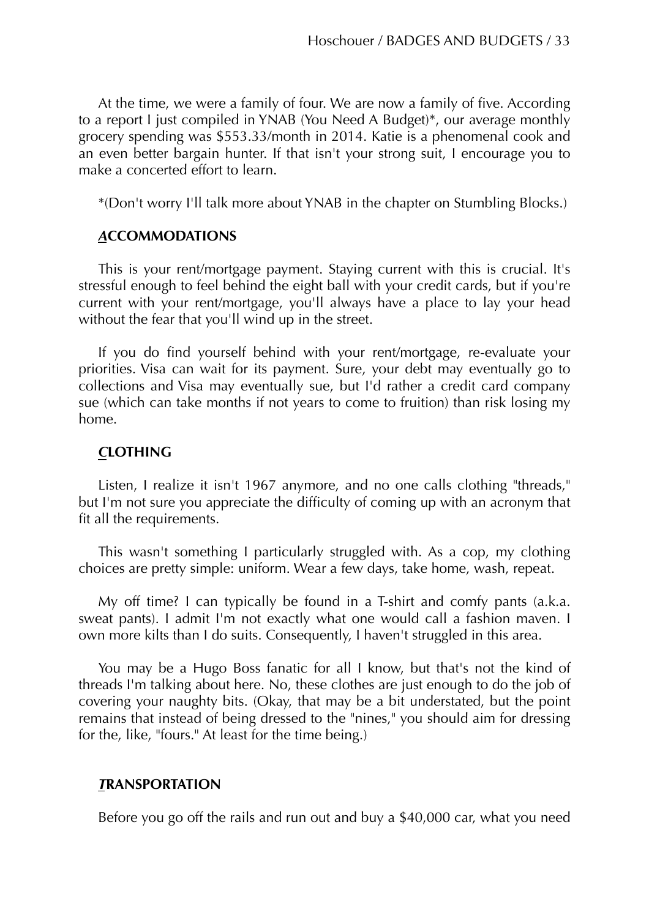At the time, we were a family of four. We are now a family of five. According to a report I just compiled in YNAB (You Need A Budget)*, our average monthly grocery spending was $553.33/month in 2014. Katie is a phenomenal cook and an even better bargain hunter. If that isn't your strong suit, I encourage you to make a concerted effort to learn.

*(Don't worry I'll talk more about YNAB in the chapter on Stumbling Blocks.)

### ***A*CCOMMODATIONS**

This is your rent/mortgage payment. Staying current with this is crucial. It's stressful enough to feel behind the eight ball with your credit cards, but if you're current with your rent/mortgage, you'll always have a place to lay your head without the fear that you'll wind up in the street.

If you do find yourself behind with your rent/mortgage, re-evaluate your priorities. Visa can wait for its payment. Sure, your debt may eventually go to collections and Visa may eventually sue, but I'd rather a credit card company sue (which can take months if not years to come to fruition) than risk losing my home.

### ***C*LOTHING**

Listen, I realize it isn't 1967 anymore, and no one calls clothing "threads," but I'm not sure you appreciate the difficulty of coming up with an acronym that fit all the requirements.

This wasn't something I particularly struggled with. As a cop, my clothing choices are pretty simple: uniform. Wear a few days, take home, wash, repeat.

My off time? I can typically be found in a T-shirt and comfy pants (a.k.a. sweat pants). I admit I'm not exactly what one would call a fashion maven. I own more kilts than I do suits. Consequently, I haven't struggled in this area.

You may be a Hugo Boss fanatic for all I know, but that's not the kind of threads I'm talking about here. No, these clothes are just enough to do the job of covering your naughty bits. (Okay, that may be a bit understated, but the point remains that instead of being dressed to the "nines," you should aim for dressing for the, like, "fours." At least for the time being.)

### ***T*RANSPORTATION**

Before you go off the rails and run out and buy a $40,000 car, what you need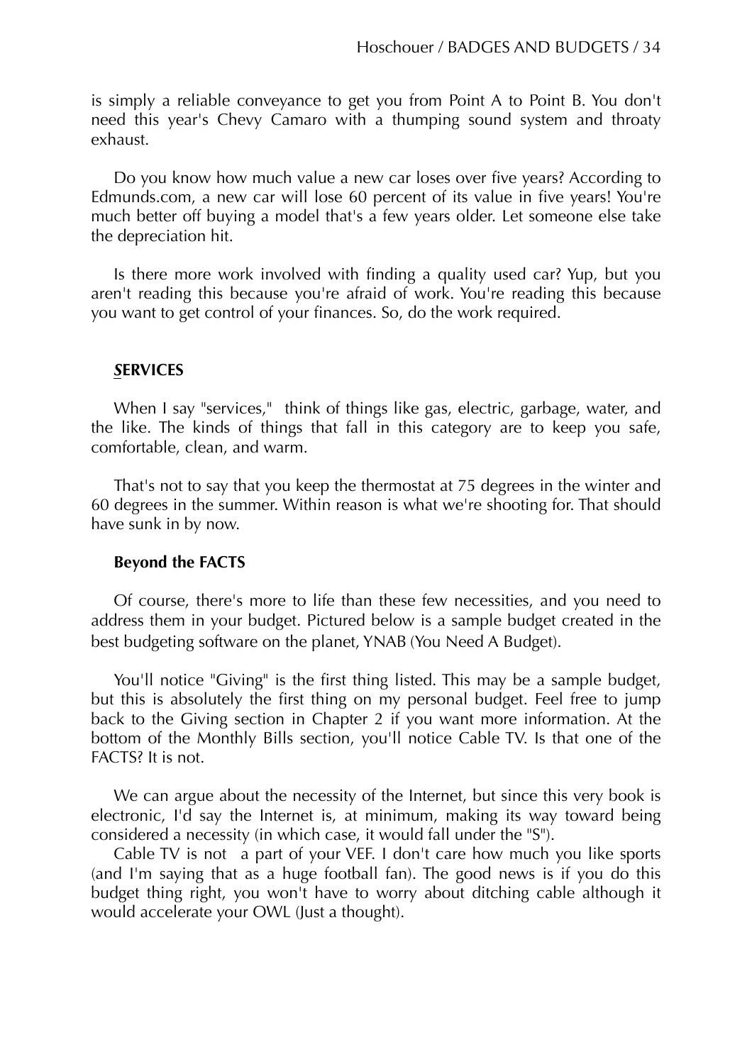is simply a reliable conveyance to get you from Point A to Point B. You don't need this year's Chevy Camaro with a thumping sound system and throaty exhaust.

Do you know how much value a new car loses over five years? According to Edmunds.com, a new car will lose 60 percent of its value in five years! You're much better off buying a model that's a few years older. Let someone else take the depreciation hit.

Is there more work involved with finding a quality used car? Yup, but you aren't reading this because you're afraid of work. You're reading this because you want to get control of your finances. So, do the work required.

### ***S*****ERVICES**

When I say "services," think of things like gas, electric, garbage, water, and the like. The kinds of things that fall in this category are to keep you safe, comfortable, clean, and warm.

That's not to say that you keep the thermostat at 75 degrees in the winter and 60 degrees in the summer. Within reason is what we're shooting for. That should have sunk in by now.

### **Beyond the FACTS**

Of course, there's more to life than these few necessities, and you need to address them in your budget. Pictured below is a sample budget created in the best budgeting software on the planet, YNAB (You Need A Budget).

You'll notice "Giving" is the first thing listed. This may be a sample budget, but this is absolutely the first thing on my personal budget. Feel free to jump back to the Giving section in Chapter 2 if you want more information. At the bottom of the Monthly Bills section, you'll notice Cable TV. Is that one of the FACTS? It is not.

We can argue about the necessity of the Internet, but since this very book is electronic, I'd say the Internet is, at minimum, making its way toward being considered a necessity (in which case, it would fall under the "S").

Cable TV is not a part of your VEF. I don't care how much you like sports (and I'm saying that as a huge football fan). The good news is if you do this budget thing right, you won't have to worry about ditching cable although it would accelerate your OWL (Just a thought).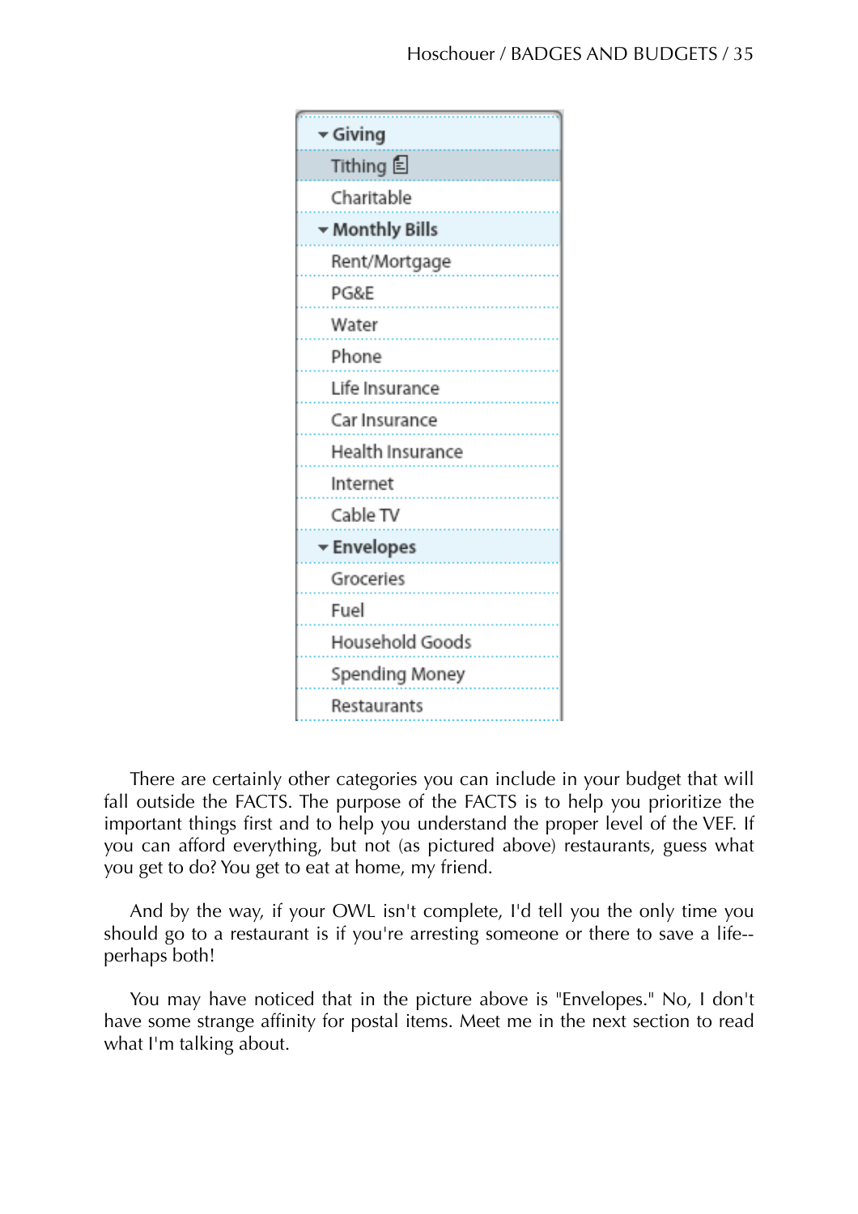- **Giving**
  - Tithing
  - Charitable
- **Monthly Bills**
  - Rent/Mortgage
  - PG&E
  - Water
  - Phone
  - Life Insurance
  - Car Insurance
  - Health Insurance
  - Internet
  - Cable TV
- **Envelopes**
  - Groceries
  - Fuel
  - Household Goods
  - Spending Money
  - Restaurants

There are certainly other categories you can include in your budget that will fall outside the FACTS. The purpose of the FACTS is to help you prioritize the important things first and to help you understand the proper level of the VEF. If you can afford everything, but not (as pictured above) restaurants, guess what you get to do? You get to eat at home, my friend.

And by the way, if your OWL isn't complete, I'd tell you the only time you should go to a restaurant is if you're arresting someone or there to save a life--perhaps both!

You may have noticed that in the picture above is "Envelopes." No, I don't have some strange affinity for postal items. Meet me in the next section to read what I'm talking about.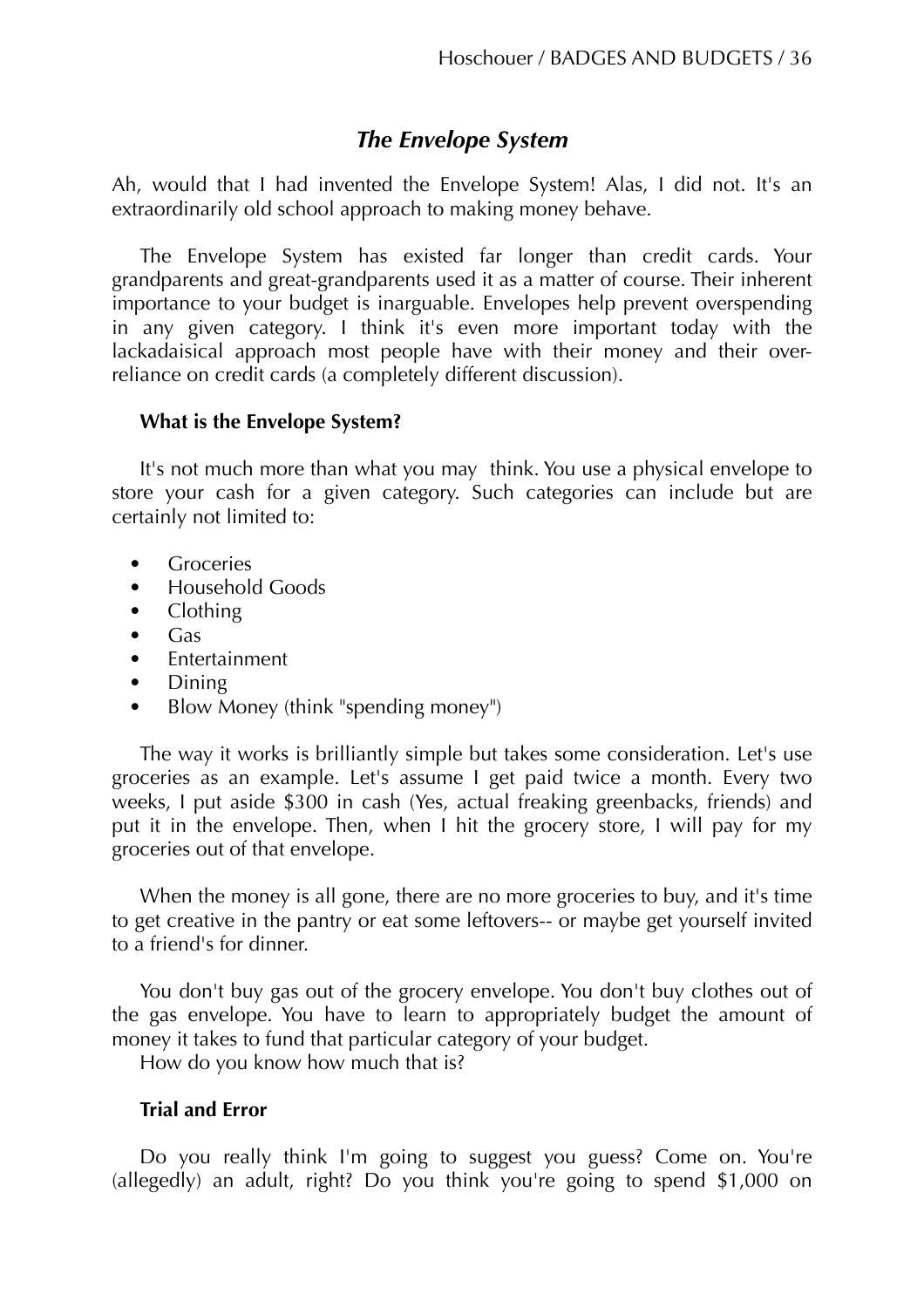## *The Envelope System*

Ah, would that I had invented the Envelope System! Alas, I did not. It's an extraordinarily old school approach to making money behave.

The Envelope System has existed far longer than credit cards. Your grandparents and great-grandparents used it as a matter of course. Their inherent importance to your budget is inarguable. Envelopes help prevent overspending in any given category. I think it's even more important today with the lackadaisical approach most people have with their money and their over-reliance on credit cards (a completely different discussion).

### What is the Envelope System?

It's not much more than what you may think. You use a physical envelope to store your cash for a given category. Such categories can include but are certainly not limited to:

- Groceries
- Household Goods
- Clothing
- Gas
- Entertainment
- Dining
- Blow Money (think "spending money")

The way it works is brilliantly simple but takes some consideration. Let's use groceries as an example. Let's assume I get paid twice a month. Every two weeks, I put aside $300 in cash (Yes, actual freaking greenbacks, friends) and put it in the envelope. Then, when I hit the grocery store, I will pay for my groceries out of that envelope.

When the money is all gone, there are no more groceries to buy, and it's time to get creative in the pantry or eat some leftovers-- or maybe get yourself invited to a friend's for dinner.

You don't buy gas out of the grocery envelope. You don't buy clothes out of the gas envelope. You have to learn to appropriately budget the amount of money it takes to fund that particular category of your budget.
How do you know how much that is?

### Trial and Error

Do you really think I'm going to suggest you guess? Come on. You're (allegedly) an adult, right? Do you think you're going to spend $1,000 on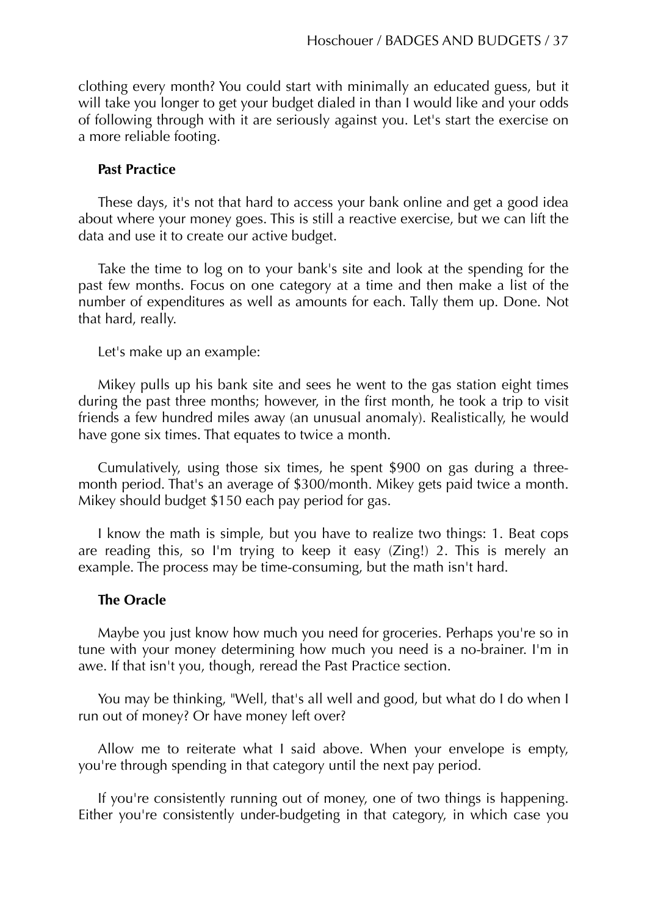clothing every month? You could start with minimally an educated guess, but it will take you longer to get your budget dialed in than I would like and your odds of following through with it are seriously against you. Let's start the exercise on a more reliable footing.

### Past Practice

These days, it's not that hard to access your bank online and get a good idea about where your money goes. This is still a reactive exercise, but we can lift the data and use it to create our active budget.

Take the time to log on to your bank's site and look at the spending for the past few months. Focus on one category at a time and then make a list of the number of expenditures as well as amounts for each. Tally them up. Done. Not that hard, really.

Let's make up an example:

Mikey pulls up his bank site and sees he went to the gas station eight times during the past three months; however, in the first month, he took a trip to visit friends a few hundred miles away (an unusual anomaly). Realistically, he would have gone six times. That equates to twice a month.

Cumulatively, using those six times, he spent $900 on gas during a three-month period. That's an average of $300/month. Mikey gets paid twice a month. Mikey should budget $150 each pay period for gas.

I know the math is simple, but you have to realize two things: 1. Beat cops are reading this, so I'm trying to keep it easy (Zing!) 2. This is merely an example. The process may be time-consuming, but the math isn't hard.

### The Oracle

Maybe you just know how much you need for groceries. Perhaps you're so in tune with your money determining how much you need is a no-brainer. I'm in awe. If that isn't you, though, reread the Past Practice section.

You may be thinking, "Well, that's all well and good, but what do I do when I run out of money? Or have money left over?

Allow me to reiterate what I said above. When your envelope is empty, you're through spending in that category until the next pay period.

If you're consistently running out of money, one of two things is happening. Either you're consistently under-budgeting in that category, in which case you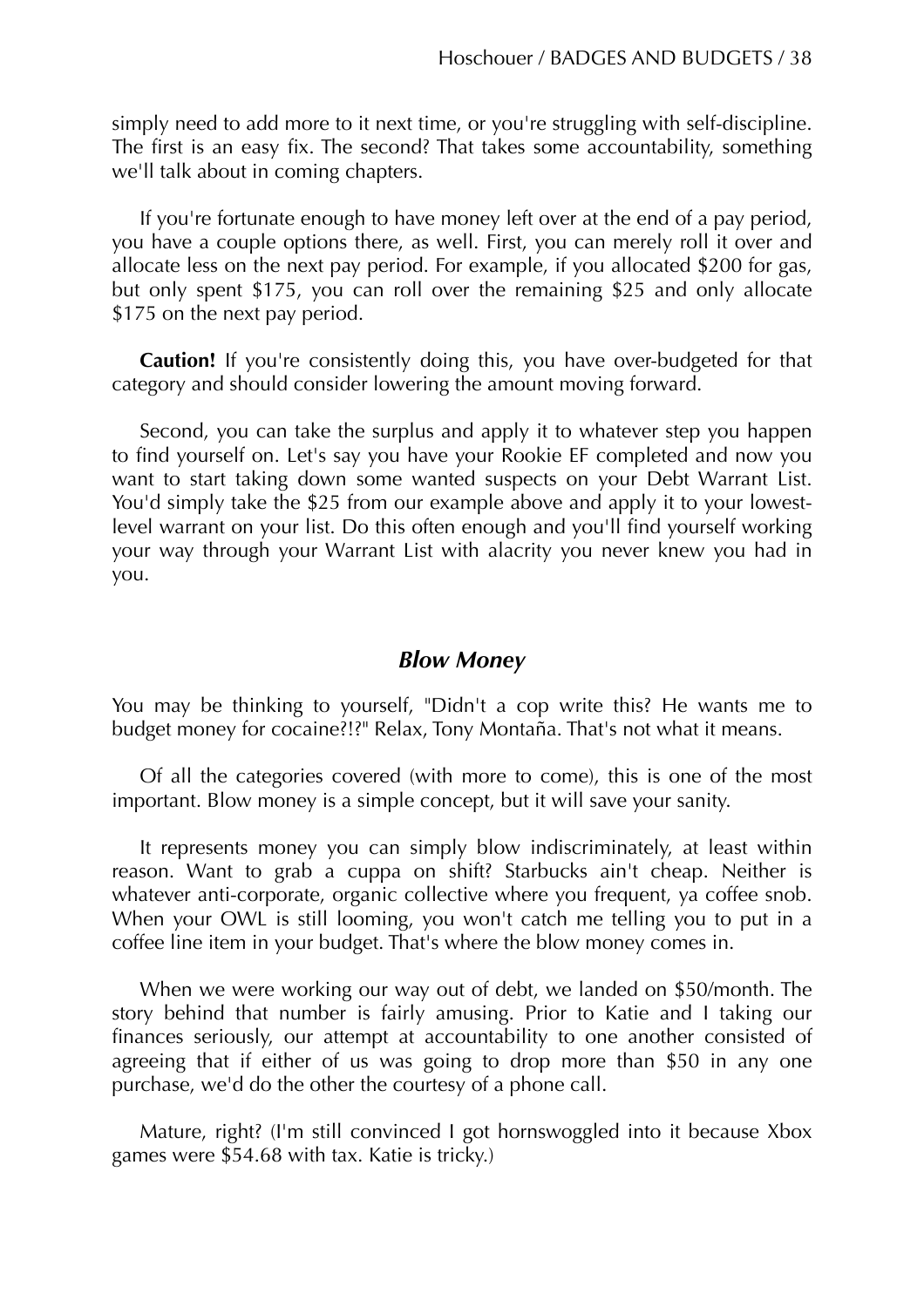simply need to add more to it next time, or you're struggling with self-discipline. The first is an easy fix. The second? That takes some accountability, something we'll talk about in coming chapters.

If you're fortunate enough to have money left over at the end of a pay period, you have a couple options there, as well. First, you can merely roll it over and allocate less on the next pay period. For example, if you allocated $200 for gas, but only spent $175, you can roll over the remaining $25 and only allocate $175 on the next pay period.

**Caution!** If you're consistently doing this, you have over-budgeted for that category and should consider lowering the amount moving forward.

Second, you can take the surplus and apply it to whatever step you happen to find yourself on. Let's say you have your Rookie EF completed and now you want to start taking down some wanted suspects on your Debt Warrant List. You'd simply take the $25 from our example above and apply it to your lowest-level warrant on your list. Do this often enough and you'll find yourself working your way through your Warrant List with alacrity you never knew you had in you.

### *Blow Money*

You may be thinking to yourself, "Didn't a cop write this? He wants me to budget money for cocaine?!?" Relax, Tony Montaña. That's not what it means.

Of all the categories covered (with more to come), this is one of the most important. Blow money is a simple concept, but it will save your sanity.

It represents money you can simply blow indiscriminately, at least within reason. Want to grab a cuppa on shift? Starbucks ain't cheap. Neither is whatever anti-corporate, organic collective where you frequent, ya coffee snob. When your OWL is still looming, you won't catch me telling you to put in a coffee line item in your budget. That's where the blow money comes in.

When we were working our way out of debt, we landed on $50/month. The story behind that number is fairly amusing. Prior to Katie and I taking our finances seriously, our attempt at accountability to one another consisted of agreeing that if either of us was going to drop more than $50 in any one purchase, we'd do the other the courtesy of a phone call.

Mature, right? (I'm still convinced I got hornswoggled into it because Xbox games were $54.68 with tax. Katie is tricky.)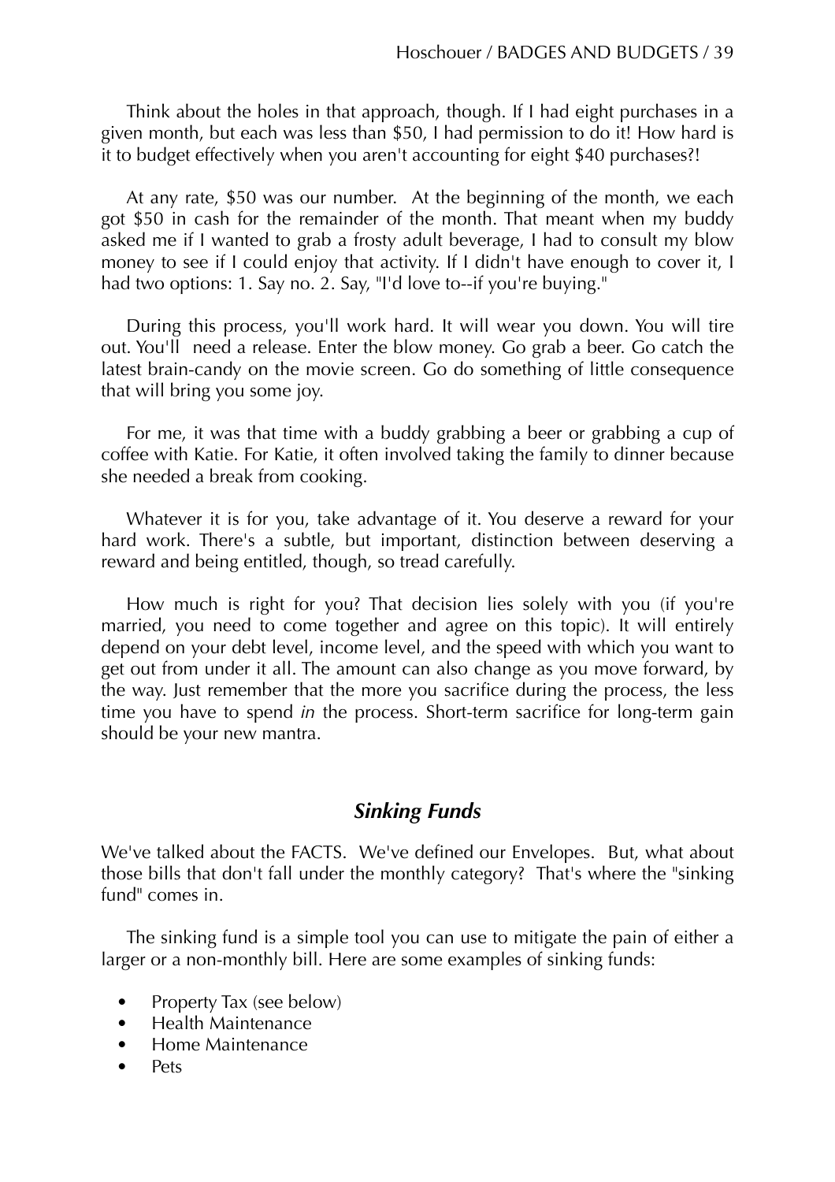Think about the holes in that approach, though. If I had eight purchases in a given month, but each was less than $50, I had permission to do it! How hard is it to budget effectively when you aren't accounting for eight $40 purchases?!

At any rate, $50 was our number. At the beginning of the month, we each got $50 in cash for the remainder of the month. That meant when my buddy asked me if I wanted to grab a frosty adult beverage, I had to consult my blow money to see if I could enjoy that activity. If I didn't have enough to cover it, I had two options: 1. Say no. 2. Say, "I'd love to--if you're buying."

During this process, you'll work hard. It will wear you down. You will tire out. You'll need a release. Enter the blow money. Go grab a beer. Go catch the latest brain-candy on the movie screen. Go do something of little consequence that will bring you some joy.

For me, it was that time with a buddy grabbing a beer or grabbing a cup of coffee with Katie. For Katie, it often involved taking the family to dinner because she needed a break from cooking.

Whatever it is for you, take advantage of it. You deserve a reward for your hard work. There's a subtle, but important, distinction between deserving a reward and being entitled, though, so tread carefully.

How much is right for you? That decision lies solely with you (if you're married, you need to come together and agree on this topic). It will entirely depend on your debt level, income level, and the speed with which you want to get out from under it all. The amount can also change as you move forward, by the way. Just remember that the more you sacrifice during the process, the less time you have to spend *in* the process. Short-term sacrifice for long-term gain should be your new mantra.

## *Sinking Funds*

We've talked about the FACTS. We've defined our Envelopes. But, what about those bills that don't fall under the monthly category? That's where the "sinking fund" comes in.

The sinking fund is a simple tool you can use to mitigate the pain of either a larger or a non-monthly bill. Here are some examples of sinking funds:

- Property Tax (see below)
- Health Maintenance
- Home Maintenance
- Pets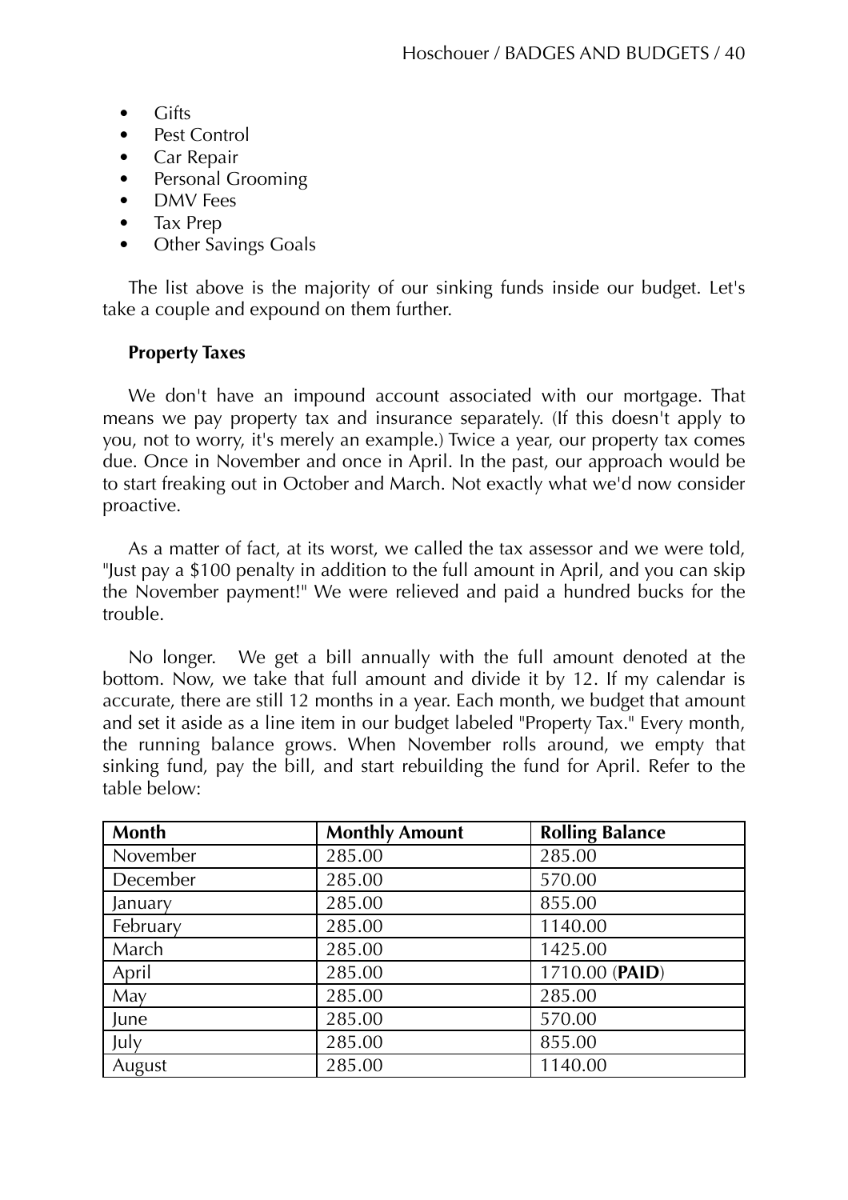- Gifts
- Pest Control
- Car Repair
- Personal Grooming
- DMV Fees
- Tax Prep
- Other Savings Goals

The list above is the majority of our sinking funds inside our budget. Let's take a couple and expound on them further.

**Property Taxes**

We don't have an impound account associated with our mortgage. That means we pay property tax and insurance separately. (If this doesn't apply to you, not to worry, it's merely an example.) Twice a year, our property tax comes due. Once in November and once in April. In the past, our approach would be to start freaking out in October and March. Not exactly what we'd now consider proactive.

As a matter of fact, at its worst, we called the tax assessor and we were told, "Just pay a $100 penalty in addition to the full amount in April, and you can skip the November payment!" We were relieved and paid a hundred bucks for the trouble.

No longer. We get a bill annually with the full amount denoted at the bottom. Now, we take that full amount and divide it by 12. If my calendar is accurate, there are still 12 months in a year. Each month, we budget that amount and set it aside as a line item in our budget labeled "Property Tax." Every month, the running balance grows. When November rolls around, we empty that sinking fund, pay the bill, and start rebuilding the fund for April. Refer to the table below:

| Month | Monthly Amount | Rolling Balance |
|---|---|---|
| November | 285.00 | 285.00 |
| December | 285.00 | 570.00 |
| January | 285.00 | 855.00 |
| February | 285.00 | 1140.00 |
| March | 285.00 | 1425.00 |
| April | 285.00 | 1710.00 (**PAID**) |
| May | 285.00 | 285.00 |
| June | 285.00 | 570.00 |
| July | 285.00 | 855.00 |
| August | 285.00 | 1140.00 |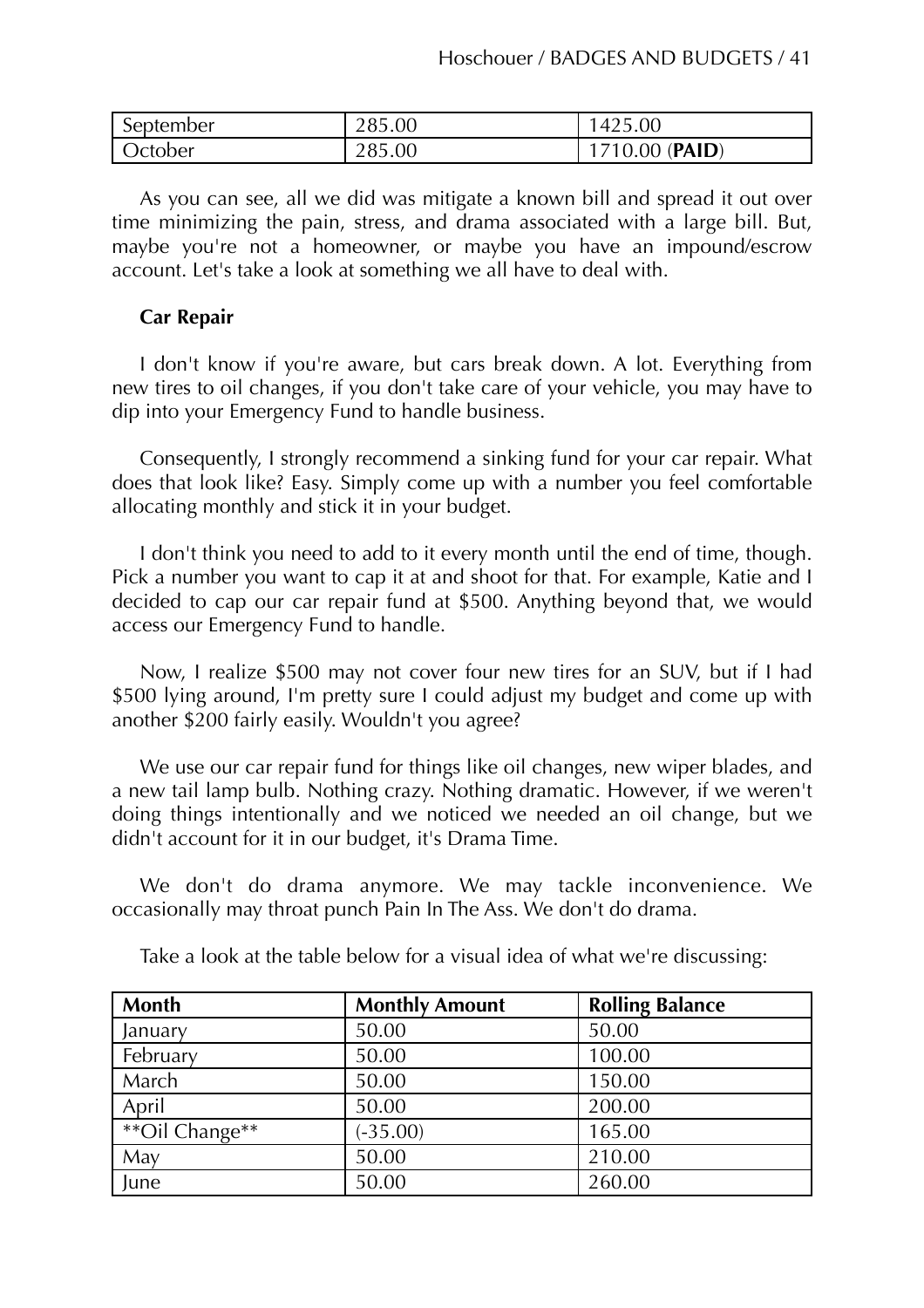| September | 285.00 | 1425.00 |
| --- | --- | --- |
| October | 285.00 | 1710.00 (**PAID**) |

As you can see, all we did was mitigate a known bill and spread it out over time minimizing the pain, stress, and drama associated with a large bill. But, maybe you're not a homeowner, or maybe you have an impound/escrow account. Let's take a look at something we all have to deal with.

**Car Repair**

I don't know if you're aware, but cars break down. A lot. Everything from new tires to oil changes, if you don't take care of your vehicle, you may have to dip into your Emergency Fund to handle business.

Consequently, I strongly recommend a sinking fund for your car repair. What does that look like? Easy. Simply come up with a number you feel comfortable allocating monthly and stick it in your budget.

I don't think you need to add to it every month until the end of time, though. Pick a number you want to cap it at and shoot for that. For example, Katie and I decided to cap our car repair fund at $500. Anything beyond that, we would access our Emergency Fund to handle.

Now, I realize $500 may not cover four new tires for an SUV, but if I had $500 lying around, I'm pretty sure I could adjust my budget and come up with another $200 fairly easily. Wouldn't you agree?

We use our car repair fund for things like oil changes, new wiper blades, and a new tail lamp bulb. Nothing crazy. Nothing dramatic. However, if we weren't doing things intentionally and we noticed we needed an oil change, but we didn't account for it in our budget, it's Drama Time.

We don't do drama anymore. We may tackle inconvenience. We occasionally may throat punch Pain In The Ass. We don't do drama.

Take a look at the table below for a visual idea of what we're discussing:

| Month | Monthly Amount | Rolling Balance |
| --- | --- | --- |
| January | 50.00 | 50.00 |
| February | 50.00 | 100.00 |
| March | 50.00 | 150.00 |
| April | 50.00 | 200.00 |
| **Oil Change** | (-35.00) | 165.00 |
| May | 50.00 | 210.00 |
| June | 50.00 | 260.00 |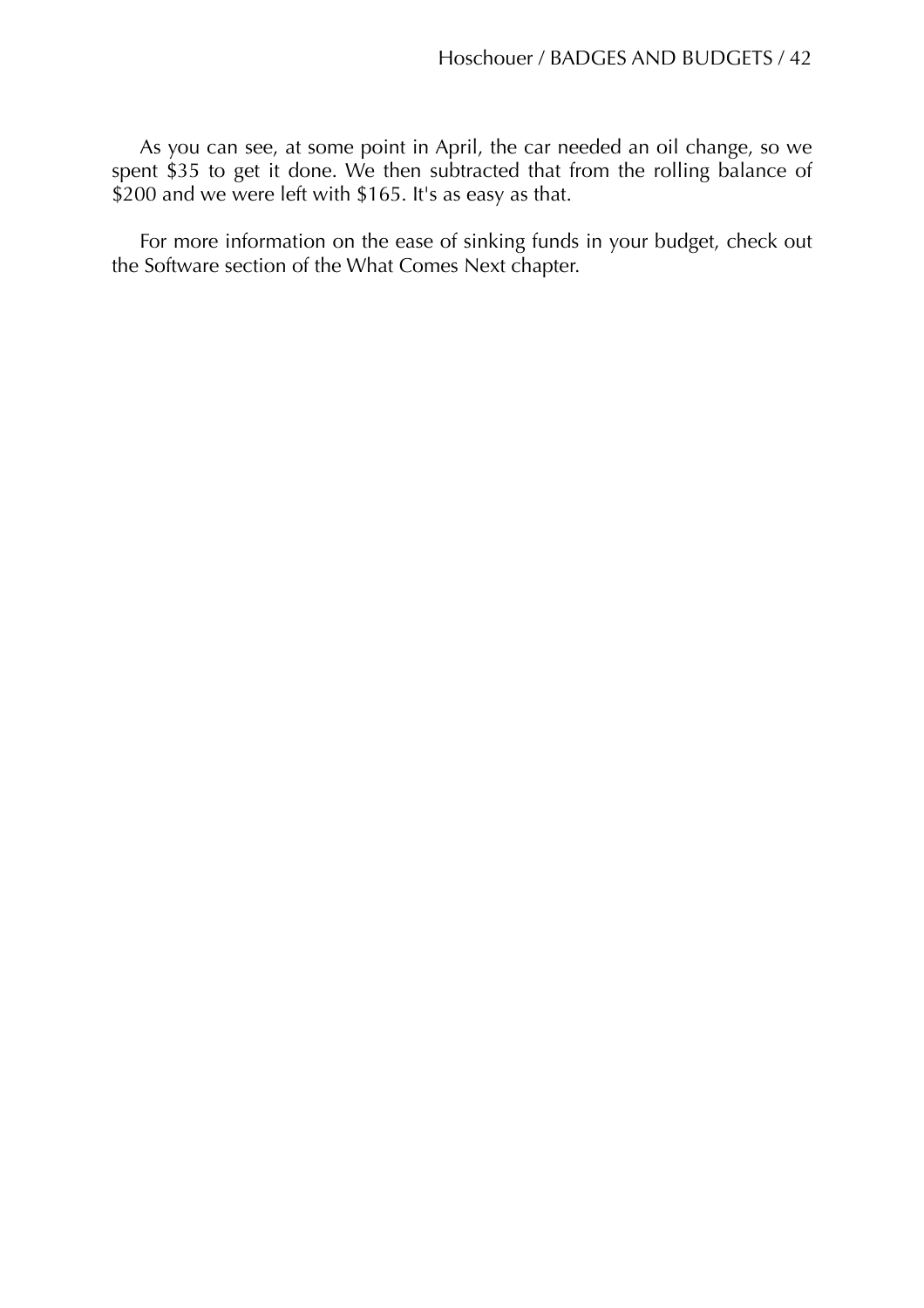As you can see, at some point in April, the car needed an oil change, so we spent $35 to get it done. We then subtracted that from the rolling balance of $200 and we were left with $165. It's as easy as that.

For more information on the ease of sinking funds in your budget, check out the Software section of the What Comes Next chapter.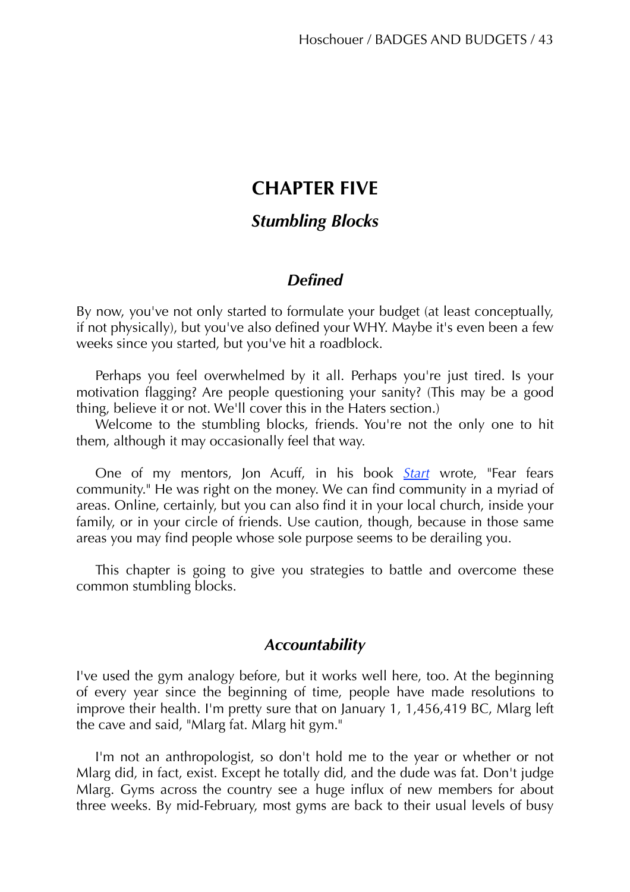# CHAPTER FIVE

## *Stumbling Blocks*

### *Defined*

By now, you've not only started to formulate your budget (at least conceptually, if not physically), but you've also defined your WHY. Maybe it's even been a few weeks since you started, but you've hit a roadblock.

Perhaps you feel overwhelmed by it all. Perhaps you're just tired. Is your motivation flagging? Are people questioning your sanity? (This may be a good thing, believe it or not. We'll cover this in the Haters section.)

Welcome to the stumbling blocks, friends. You're not the only one to hit them, although it may occasionally feel that way.

One of my mentors, Jon Acuff, in his book *Start* wrote, "Fear fears community." He was right on the money. We can find community in a myriad of areas. Online, certainly, but you can also find it in your local church, inside your family, or in your circle of friends. Use caution, though, because in those same areas you may find people whose sole purpose seems to be derailing you.

This chapter is going to give you strategies to battle and overcome these common stumbling blocks.

### *Accountability*

I've used the gym analogy before, but it works well here, too. At the beginning of every year since the beginning of time, people have made resolutions to improve their health. I'm pretty sure that on January 1, 1,456,419 BC, Mlarg left the cave and said, "Mlarg fat. Mlarg hit gym."

I'm not an anthropologist, so don't hold me to the year or whether or not Mlarg did, in fact, exist. Except he totally did, and the dude was fat. Don't judge Mlarg. Gyms across the country see a huge influx of new members for about three weeks. By mid-February, most gyms are back to their usual levels of busy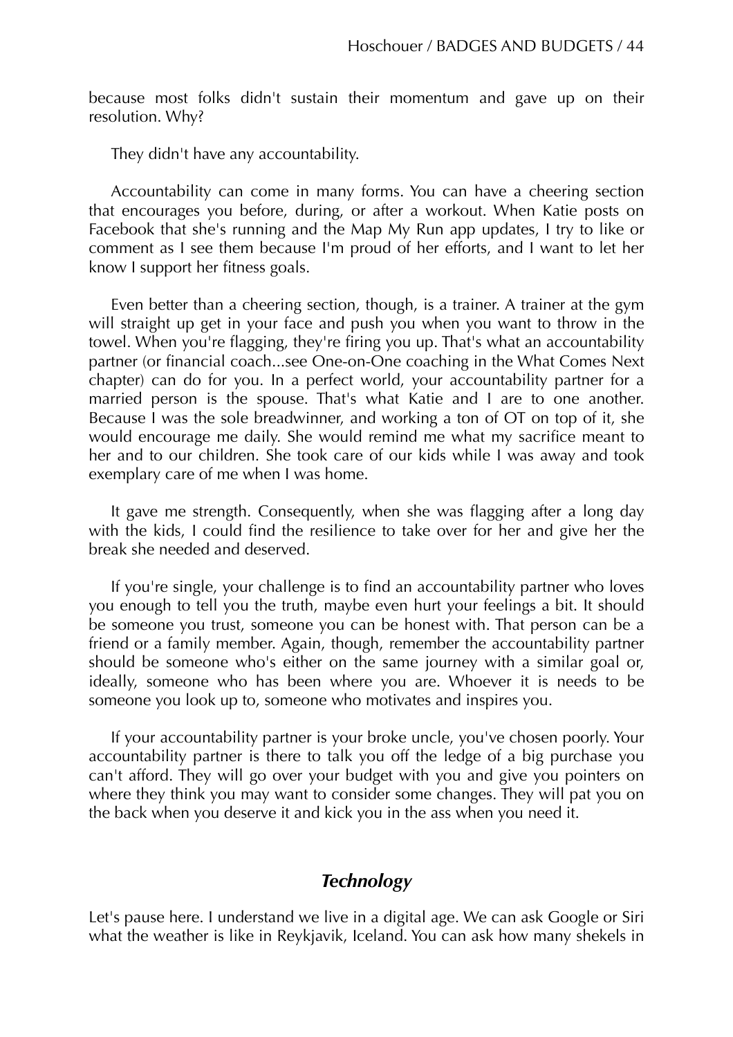because most folks didn't sustain their momentum and gave up on their resolution. Why?

They didn't have any accountability.

Accountability can come in many forms. You can have a cheering section that encourages you before, during, or after a workout. When Katie posts on Facebook that she's running and the Map My Run app updates, I try to like or comment as I see them because I'm proud of her efforts, and I want to let her know I support her fitness goals.

Even better than a cheering section, though, is a trainer. A trainer at the gym will straight up get in your face and push you when you want to throw in the towel. When you're flagging, they're firing you up. That's what an accountability partner (or financial coach...see One-on-One coaching in the What Comes Next chapter) can do for you. In a perfect world, your accountability partner for a married person is the spouse. That's what Katie and I are to one another. Because I was the sole breadwinner, and working a ton of OT on top of it, she would encourage me daily. She would remind me what my sacrifice meant to her and to our children. She took care of our kids while I was away and took exemplary care of me when I was home.

It gave me strength. Consequently, when she was flagging after a long day with the kids, I could find the resilience to take over for her and give her the break she needed and deserved.

If you're single, your challenge is to find an accountability partner who loves you enough to tell you the truth, maybe even hurt your feelings a bit. It should be someone you trust, someone you can be honest with. That person can be a friend or a family member. Again, though, remember the accountability partner should be someone who's either on the same journey with a similar goal or, ideally, someone who has been where you are. Whoever it is needs to be someone you look up to, someone who motivates and inspires you.

If your accountability partner is your broke uncle, you've chosen poorly. Your accountability partner is there to talk you off the ledge of a big purchase you can't afford. They will go over your budget with you and give you pointers on where they think you may want to consider some changes. They will pat you on the back when you deserve it and kick you in the ass when you need it.

## *Technology*

Let's pause here. I understand we live in a digital age. We can ask Google or Siri what the weather is like in Reykjavik, Iceland. You can ask how many shekels in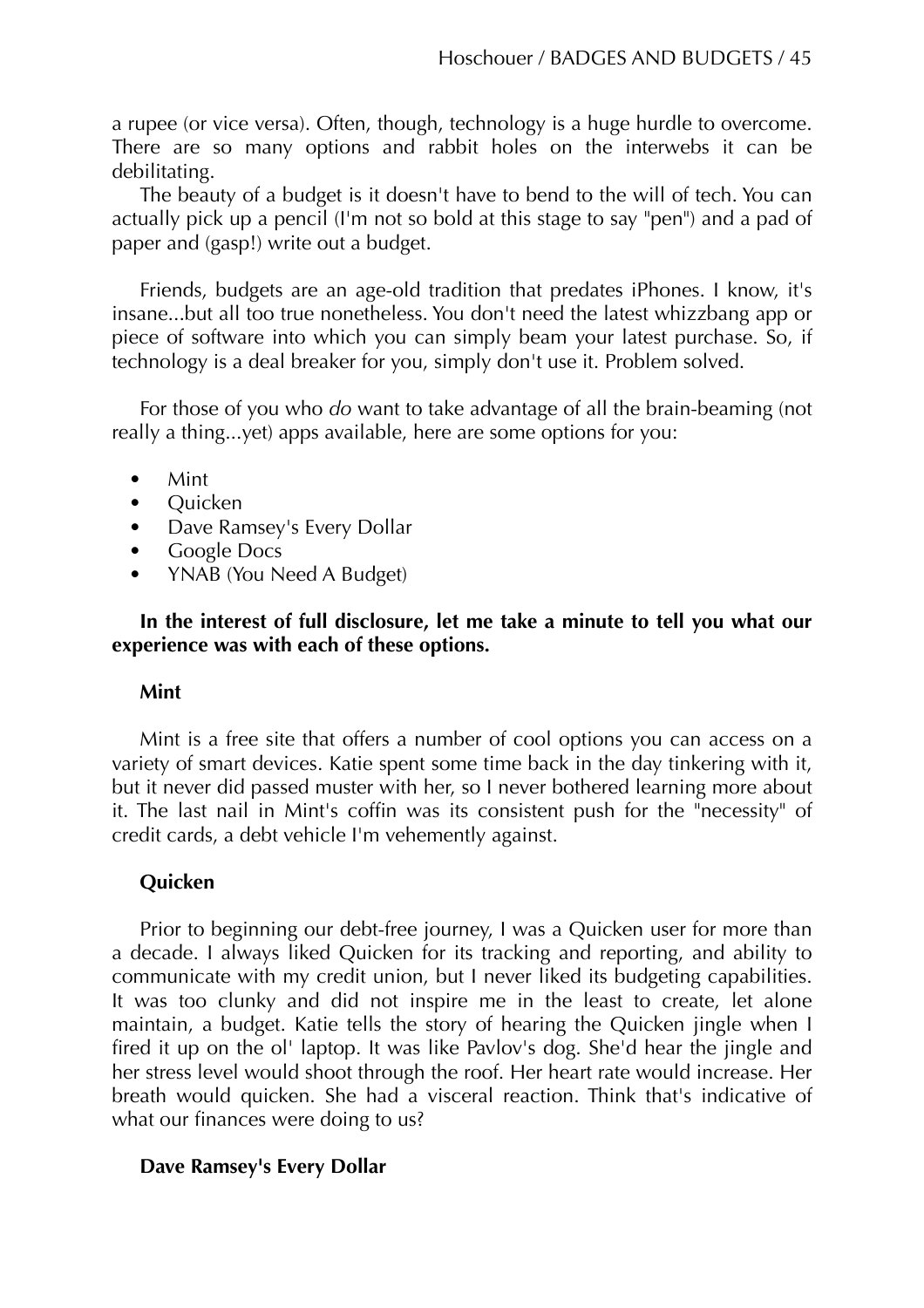a rupee (or vice versa). Often, though, technology is a huge hurdle to overcome. There are so many options and rabbit holes on the interwebs it can be debilitating.

The beauty of a budget is it doesn't have to bend to the will of tech. You can actually pick up a pencil (I'm not so bold at this stage to say "pen") and a pad of paper and (gasp!) write out a budget.

Friends, budgets are an age-old tradition that predates iPhones. I know, it's insane...but all too true nonetheless. You don't need the latest whizzbang app or piece of software into which you can simply beam your latest purchase. So, if technology is a deal breaker for you, simply don't use it. Problem solved.

For those of you who *do* want to take advantage of all the brain-beaming (not really a thing...yet) apps available, here are some options for you:

- Mint
- Quicken
- Dave Ramsey's Every Dollar
- Google Docs
- YNAB (You Need A Budget)

**In the interest of full disclosure, let me take a minute to tell you what our experience was with each of these options.**

**Mint**

Mint is a free site that offers a number of cool options you can access on a variety of smart devices. Katie spent some time back in the day tinkering with it, but it never did passed muster with her, so I never bothered learning more about it. The last nail in Mint's coffin was its consistent push for the "necessity" of credit cards, a debt vehicle I'm vehemently against.

**Quicken**

Prior to beginning our debt-free journey, I was a Quicken user for more than a decade. I always liked Quicken for its tracking and reporting, and ability to communicate with my credit union, but I never liked its budgeting capabilities. It was too clunky and did not inspire me in the least to create, let alone maintain, a budget. Katie tells the story of hearing the Quicken jingle when I fired it up on the ol' laptop. It was like Pavlov's dog. She'd hear the jingle and her stress level would shoot through the roof. Her heart rate would increase. Her breath would quicken. She had a visceral reaction. Think that's indicative of what our finances were doing to us?

**Dave Ramsey's Every Dollar**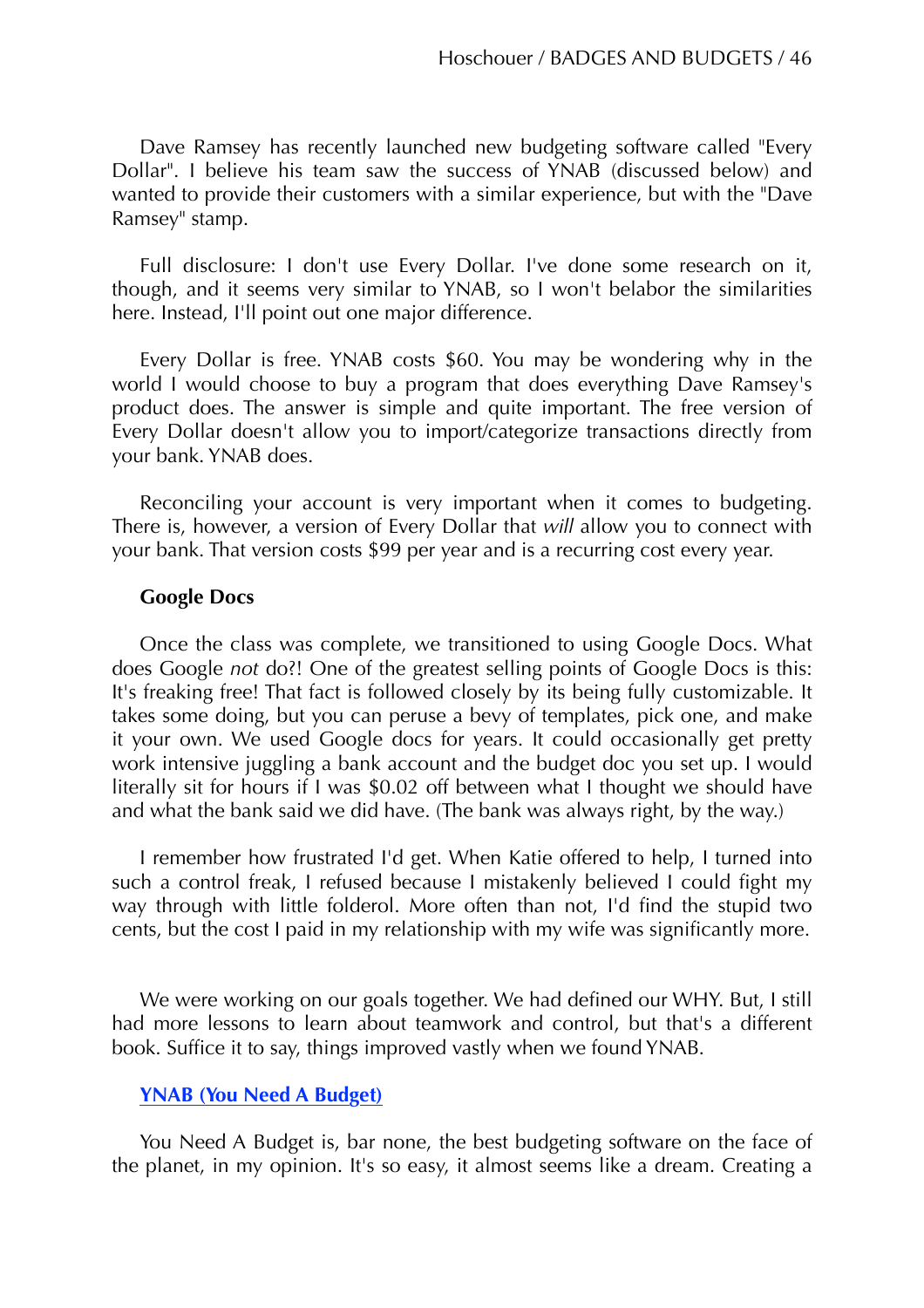Dave Ramsey has recently launched new budgeting software called "Every Dollar". I believe his team saw the success of YNAB (discussed below) and wanted to provide their customers with a similar experience, but with the "Dave Ramsey" stamp.

Full disclosure: I don't use Every Dollar. I've done some research on it, though, and it seems very similar to YNAB, so I won't belabor the similarities here. Instead, I'll point out one major difference.

Every Dollar is free. YNAB costs $60. You may be wondering why in the world I would choose to buy a program that does everything Dave Ramsey's product does. The answer is simple and quite important. The free version of Every Dollar doesn't allow you to import/categorize transactions directly from your bank. YNAB does.

Reconciling your account is very important when it comes to budgeting. There is, however, a version of Every Dollar that *will* allow you to connect with your bank. That version costs $99 per year and is a recurring cost every year.

**Google Docs**

Once the class was complete, we transitioned to using Google Docs. What does Google *not* do?! One of the greatest selling points of Google Docs is this: It's freaking free! That fact is followed closely by its being fully customizable. It takes some doing, but you can peruse a bevy of templates, pick one, and make it your own. We used Google docs for years. It could occasionally get pretty work intensive juggling a bank account and the budget doc you set up. I would literally sit for hours if I was $0.02 off between what I thought we should have and what the bank said we did have. (The bank was always right, by the way.)

I remember how frustrated I'd get. When Katie offered to help, I turned into such a control freak, I refused because I mistakenly believed I could fight my way through with little folderol. More often than not, I'd find the stupid two cents, but the cost I paid in my relationship with my wife was significantly more.

We were working on our goals together. We had defined our WHY. But, I still had more lessons to learn about teamwork and control, but that's a different book. Suffice it to say, things improved vastly when we found YNAB.

**YNAB (You Need A Budget)**

You Need A Budget is, bar none, the best budgeting software on the face of the planet, in my opinion. It's so easy, it almost seems like a dream. Creating a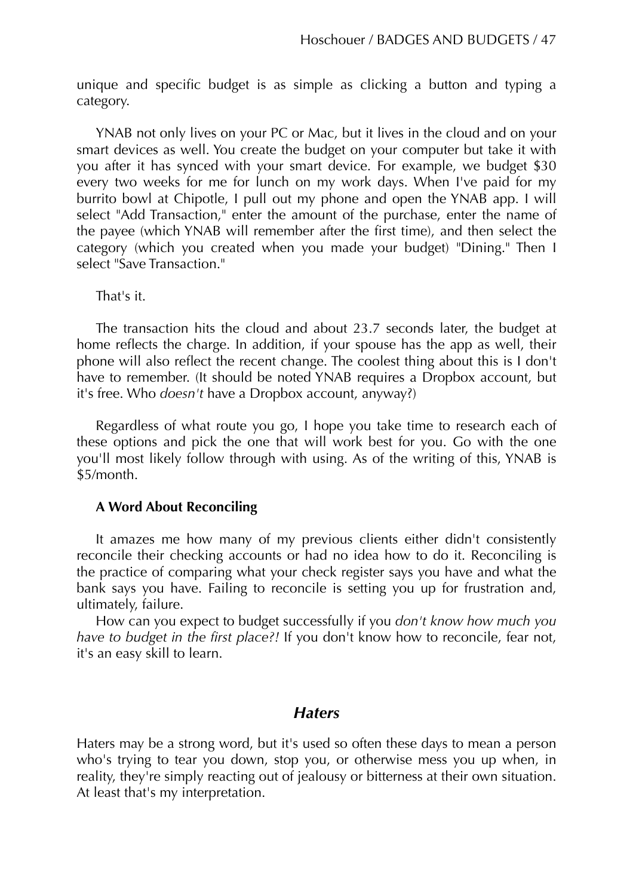unique and specific budget is as simple as clicking a button and typing a category.

YNAB not only lives on your PC or Mac, but it lives in the cloud and on your smart devices as well. You create the budget on your computer but take it with you after it has synced with your smart device. For example, we budget $30 every two weeks for me for lunch on my work days. When I've paid for my burrito bowl at Chipotle, I pull out my phone and open the YNAB app. I will select "Add Transaction," enter the amount of the purchase, enter the name of the payee (which YNAB will remember after the first time), and then select the category (which you created when you made your budget) "Dining." Then I select "Save Transaction."

That's it.

The transaction hits the cloud and about 23.7 seconds later, the budget at home reflects the charge. In addition, if your spouse has the app as well, their phone will also reflect the recent change. The coolest thing about this is I don't have to remember. (It should be noted YNAB requires a Dropbox account, but it's free. Who *doesn't* have a Dropbox account, anyway?)

Regardless of what route you go, I hope you take time to research each of these options and pick the one that will work best for you. Go with the one you'll most likely follow through with using. As of the writing of this, YNAB is $5/month.

**A Word About Reconciling**

It amazes me how many of my previous clients either didn't consistently reconcile their checking accounts or had no idea how to do it. Reconciling is the practice of comparing what your check register says you have and what the bank says you have. Failing to reconcile is setting you up for frustration and, ultimately, failure.

How can you expect to budget successfully if you *don't know how much you have to budget in the first place?!* If you don't know how to reconcile, fear not, it's an easy skill to learn.

## *Haters*

Haters may be a strong word, but it's used so often these days to mean a person who's trying to tear you down, stop you, or otherwise mess you up when, in reality, they're simply reacting out of jealousy or bitterness at their own situation. At least that's my interpretation.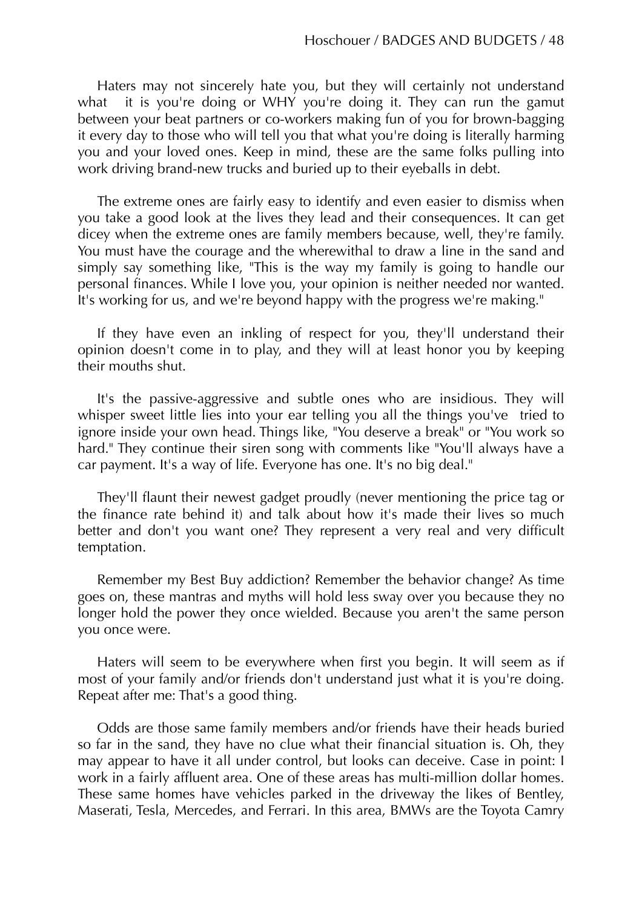Haters may not sincerely hate you, but they will certainly not understand what it is you're doing or WHY you're doing it. They can run the gamut between your beat partners or co-workers making fun of you for brown-bagging it every day to those who will tell you that what you're doing is literally harming you and your loved ones. Keep in mind, these are the same folks pulling into work driving brand-new trucks and buried up to their eyeballs in debt.

The extreme ones are fairly easy to identify and even easier to dismiss when you take a good look at the lives they lead and their consequences. It can get dicey when the extreme ones are family members because, well, they're family. You must have the courage and the wherewithal to draw a line in the sand and simply say something like, "This is the way my family is going to handle our personal finances. While I love you, your opinion is neither needed nor wanted. It's working for us, and we're beyond happy with the progress we're making."

If they have even an inkling of respect for you, they'll understand their opinion doesn't come in to play, and they will at least honor you by keeping their mouths shut.

It's the passive-aggressive and subtle ones who are insidious. They will whisper sweet little lies into your ear telling you all the things you've tried to ignore inside your own head. Things like, "You deserve a break" or "You work so hard." They continue their siren song with comments like "You'll always have a car payment. It's a way of life. Everyone has one. It's no big deal."

They'll flaunt their newest gadget proudly (never mentioning the price tag or the finance rate behind it) and talk about how it's made their lives so much better and don't you want one? They represent a very real and very difficult temptation.

Remember my Best Buy addiction? Remember the behavior change? As time goes on, these mantras and myths will hold less sway over you because they no longer hold the power they once wielded. Because you aren't the same person you once were.

Haters will seem to be everywhere when first you begin. It will seem as if most of your family and/or friends don't understand just what it is you're doing. Repeat after me: That's a good thing.

Odds are those same family members and/or friends have their heads buried so far in the sand, they have no clue what their financial situation is. Oh, they may appear to have it all under control, but looks can deceive. Case in point: I work in a fairly affluent area. One of these areas has multi-million dollar homes. These same homes have vehicles parked in the driveway the likes of Bentley, Maserati, Tesla, Mercedes, and Ferrari. In this area, BMWs are the Toyota Camry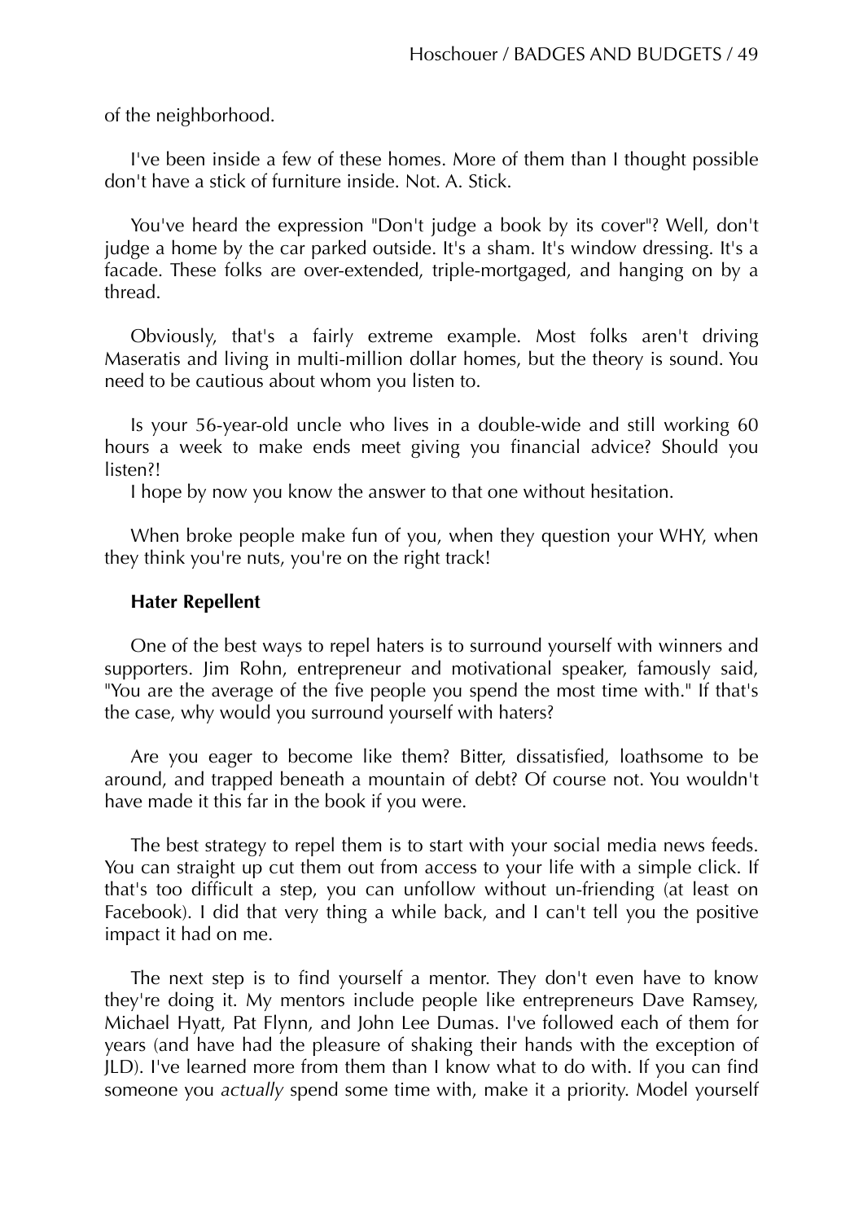of the neighborhood.

I've been inside a few of these homes. More of them than I thought possible don't have a stick of furniture inside. Not. A. Stick.

You've heard the expression "Don't judge a book by its cover"? Well, don't judge a home by the car parked outside. It's a sham. It's window dressing. It's a facade. These folks are over-extended, triple-mortgaged, and hanging on by a thread.

Obviously, that's a fairly extreme example. Most folks aren't driving Maseratis and living in multi-million dollar homes, but the theory is sound. You need to be cautious about whom you listen to.

Is your 56-year-old uncle who lives in a double-wide and still working 60 hours a week to make ends meet giving you financial advice? Should you listen?!

I hope by now you know the answer to that one without hesitation.

When broke people make fun of you, when they question your WHY, when they think you're nuts, you're on the right track!

**Hater Repellent**

One of the best ways to repel haters is to surround yourself with winners and supporters. Jim Rohn, entrepreneur and motivational speaker, famously said, "You are the average of the five people you spend the most time with." If that's the case, why would you surround yourself with haters?

Are you eager to become like them? Bitter, dissatisfied, loathsome to be around, and trapped beneath a mountain of debt? Of course not. You wouldn't have made it this far in the book if you were.

The best strategy to repel them is to start with your social media news feeds. You can straight up cut them out from access to your life with a simple click. If that's too difficult a step, you can unfollow without un-friending (at least on Facebook). I did that very thing a while back, and I can't tell you the positive impact it had on me.

The next step is to find yourself a mentor. They don't even have to know they're doing it. My mentors include people like entrepreneurs Dave Ramsey, Michael Hyatt, Pat Flynn, and John Lee Dumas. I've followed each of them for years (and have had the pleasure of shaking their hands with the exception of JLD). I've learned more from them than I know what to do with. If you can find someone you *actually* spend some time with, make it a priority. Model yourself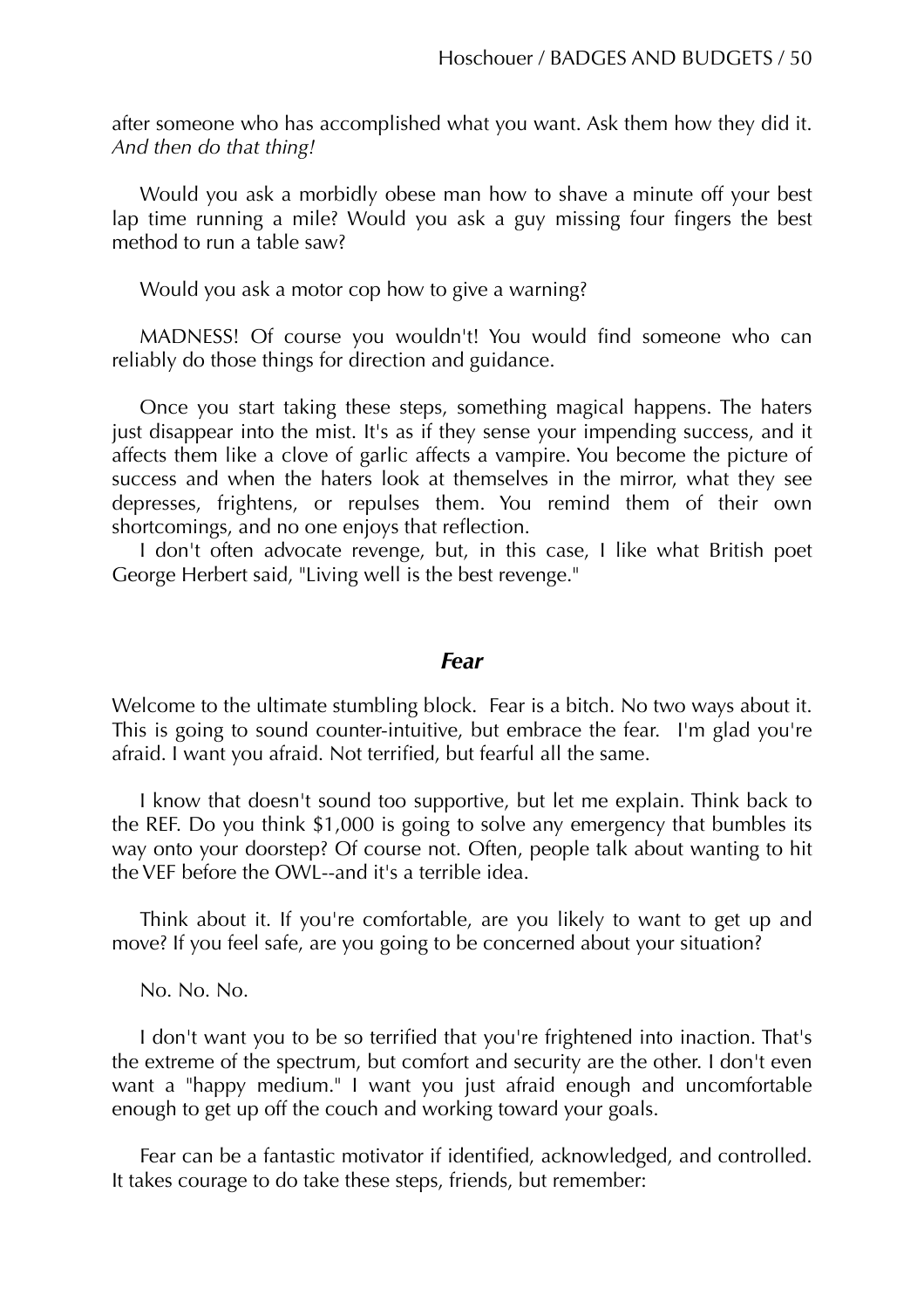after someone who has accomplished what you want. Ask them how they did it. *And then do that thing!*

Would you ask a morbidly obese man how to shave a minute off your best lap time running a mile? Would you ask a guy missing four fingers the best method to run a table saw?

Would you ask a motor cop how to give a warning?

MADNESS! Of course you wouldn't! You would find someone who can reliably do those things for direction and guidance.

Once you start taking these steps, something magical happens. The haters just disappear into the mist. It's as if they sense your impending success, and it affects them like a clove of garlic affects a vampire. You become the picture of success and when the haters look at themselves in the mirror, what they see depresses, frightens, or repulses them. You remind them of their own shortcomings, and no one enjoys that reflection.

I don't often advocate revenge, but, in this case, I like what British poet George Herbert said, "Living well is the best revenge."

## *Fear*

Welcome to the ultimate stumbling block. Fear is a bitch. No two ways about it. This is going to sound counter-intuitive, but embrace the fear. I'm glad you're afraid. I want you afraid. Not terrified, but fearful all the same.

I know that doesn't sound too supportive, but let me explain. Think back to the REF. Do you think $1,000 is going to solve any emergency that bumbles its way onto your doorstep? Of course not. Often, people talk about wanting to hit the VEF before the OWL--and it's a terrible idea.

Think about it. If you're comfortable, are you likely to want to get up and move? If you feel safe, are you going to be concerned about your situation?

No. No. No.

I don't want you to be so terrified that you're frightened into inaction. That's the extreme of the spectrum, but comfort and security are the other. I don't even want a "happy medium." I want you just afraid enough and uncomfortable enough to get up off the couch and working toward your goals.

Fear can be a fantastic motivator if identified, acknowledged, and controlled. It takes courage to do take these steps, friends, but remember: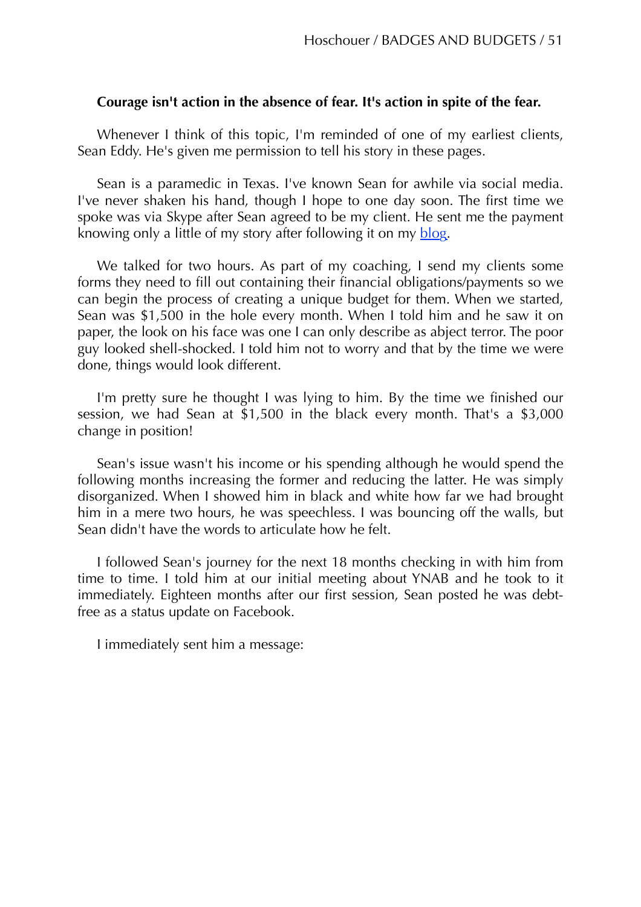**Courage isn't action in the absence of fear. It's action in spite of the fear.**

Whenever I think of this topic, I'm reminded of one of my earliest clients, Sean Eddy. He's given me permission to tell his story in these pages.

Sean is a paramedic in Texas. I've known Sean for awhile via social media. I've never shaken his hand, though I hope to one day soon. The first time we spoke was via Skype after Sean agreed to be my client. He sent me the payment knowing only a little of my story after following it on my [blog](blog).

We talked for two hours. As part of my coaching, I send my clients some forms they need to fill out containing their financial obligations/payments so we can begin the process of creating a unique budget for them. When we started, Sean was $1,500 in the hole every month. When I told him and he saw it on paper, the look on his face was one I can only describe as abject terror. The poor guy looked shell-shocked. I told him not to worry and that by the time we were done, things would look different.

I'm pretty sure he thought I was lying to him. By the time we finished our session, we had Sean at $1,500 in the black every month. That's a $3,000 change in position!

Sean's issue wasn't his income or his spending although he would spend the following months increasing the former and reducing the latter. He was simply disorganized. When I showed him in black and white how far we had brought him in a mere two hours, he was speechless. I was bouncing off the walls, but Sean didn't have the words to articulate how he felt.

I followed Sean's journey for the next 18 months checking in with him from time to time. I told him at our initial meeting about YNAB and he took to it immediately. Eighteen months after our first session, Sean posted he was debt-free as a status update on Facebook.

I immediately sent him a message: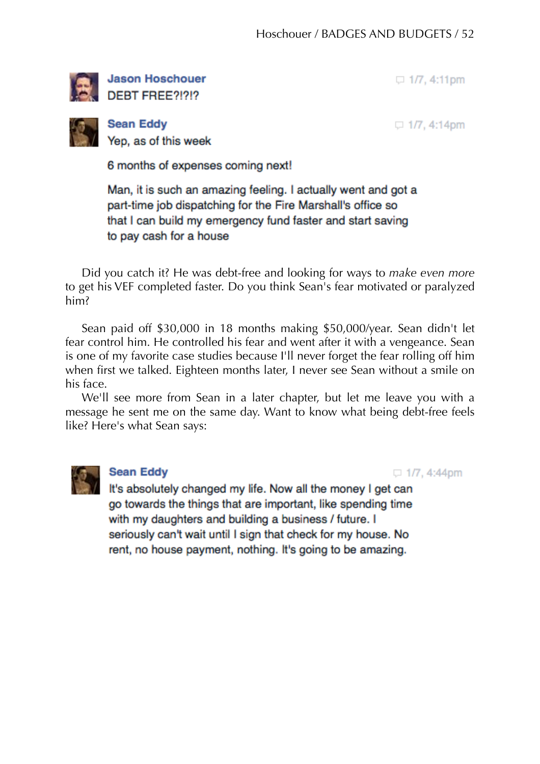**Jason Hoschouer** 1/7, 4:11pm
DEBT FREE?!?!?

**Sean Eddy** 1/7, 4:14pm
Yep, as of this week

6 months of expenses coming next!

Man, it is such an amazing feeling. I actually went and got a part-time job dispatching for the Fire Marshall's office so that I can build my emergency fund faster and start saving to pay cash for a house

Did you catch it? He was debt-free and looking for ways to *make even more* to get his VEF completed faster. Do you think Sean's fear motivated or paralyzed him?

Sean paid off $30,000 in 18 months making $50,000/year. Sean didn't let fear control him. He controlled his fear and went after it with a vengeance. Sean is one of my favorite case studies because I'll never forget the fear rolling off him when first we talked. Eighteen months later, I never see Sean without a smile on his face.

We'll see more from Sean in a later chapter, but let me leave you with a message he sent me on the same day. Want to know what being debt-free feels like? Here's what Sean says:

**Sean Eddy** 1/7, 4:44pm
It's absolutely changed my life. Now all the money I get can go towards the things that are important, like spending time with my daughters and building a business / future. I seriously can't wait until I sign that check for my house. No rent, no house payment, nothing. It's going to be amazing.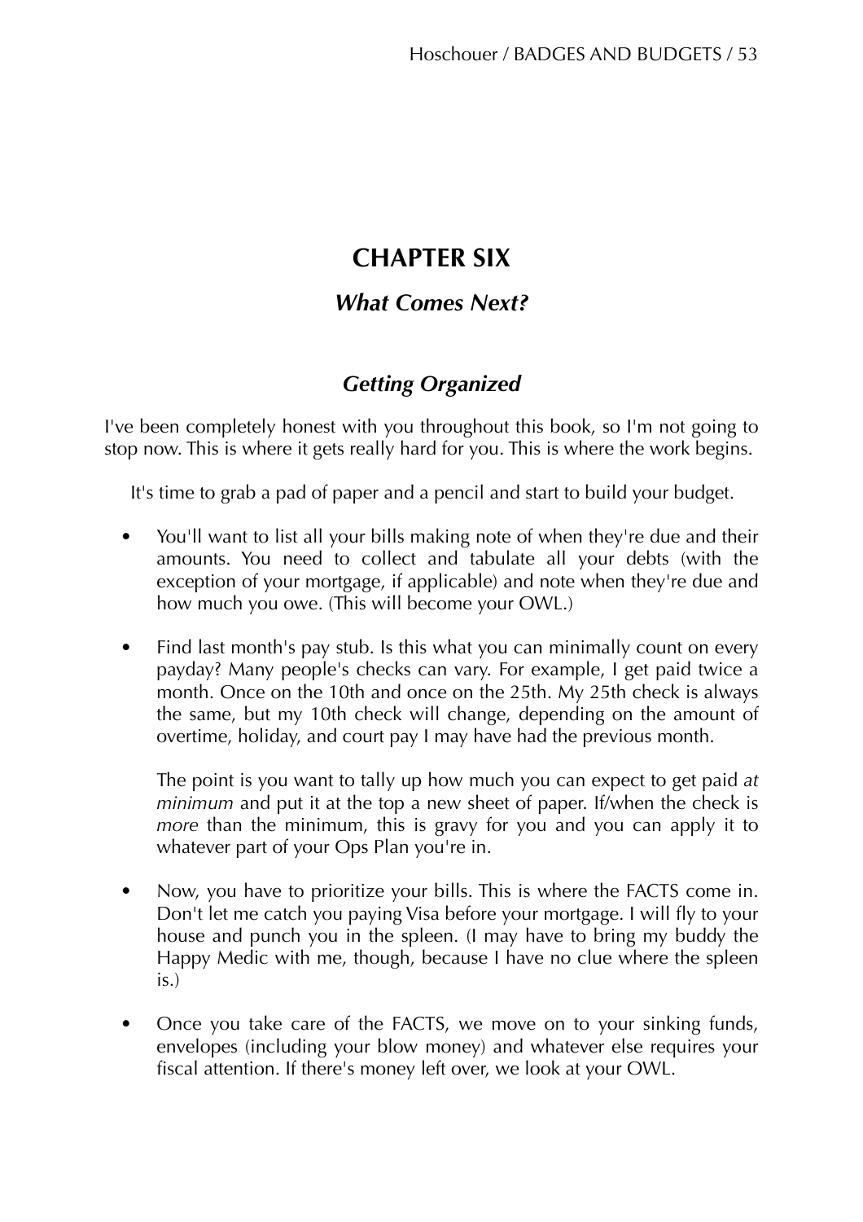# CHAPTER SIX

## *What Comes Next?*

### *Getting Organized*

I've been completely honest with you throughout this book, so I'm not going to stop now. This is where it gets really hard for you. This is where the work begins.

It's time to grab a pad of paper and a pencil and start to build your budget.

- You'll want to list all your bills making note of when they're due and their amounts. You need to collect and tabulate all your debts (with the exception of your mortgage, if applicable) and note when they're due and how much you owe. (This will become your OWL.)

- Find last month's pay stub. Is this what you can minimally count on every payday? Many people's checks can vary. For example, I get paid twice a month. Once on the 10th and once on the 25th. My 25th check is always the same, but my 10th check will change, depending on the amount of overtime, holiday, and court pay I may have had the previous month.

  The point is you want to tally up how much you can expect to get paid *at minimum* and put it at the top a new sheet of paper. If/when the check is *more* than the minimum, this is gravy for you and you can apply it to whatever part of your Ops Plan you're in.

- Now, you have to prioritize your bills. This is where the FACTS come in. Don't let me catch you paying Visa before your mortgage. I will fly to your house and punch you in the spleen. (I may have to bring my buddy the Happy Medic with me, though, because I have no clue where the spleen is.)

- Once you take care of the FACTS, we move on to your sinking funds, envelopes (including your blow money) and whatever else requires your fiscal attention. If there's money left over, we look at your OWL.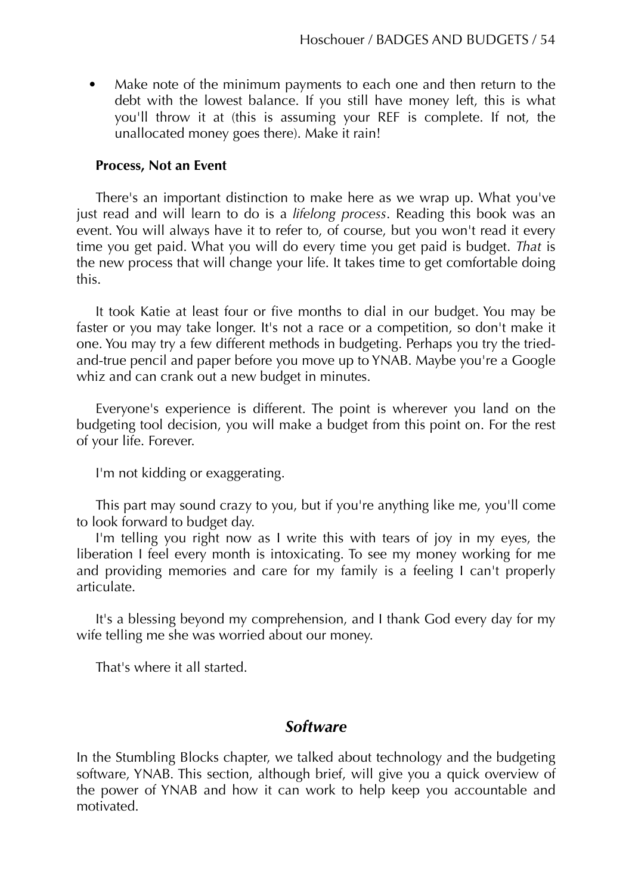- Make note of the minimum payments to each one and then return to the debt with the lowest balance. If you still have money left, this is what you'll throw it at (this is assuming your REF is complete. If not, the unallocated money goes there). Make it rain!

**Process, Not an Event**

There's an important distinction to make here as we wrap up. What you've just read and will learn to do is a *lifelong process*. Reading this book was an event. You will always have it to refer to, of course, but you won't read it every time you get paid. What you will do every time you get paid is budget. *That* is the new process that will change your life. It takes time to get comfortable doing this.

It took Katie at least four or five months to dial in our budget. You may be faster or you may take longer. It's not a race or a competition, so don't make it one. You may try a few different methods in budgeting. Perhaps you try the tried-and-true pencil and paper before you move up to YNAB. Maybe you're a Google whiz and can crank out a new budget in minutes.

Everyone's experience is different. The point is wherever you land on the budgeting tool decision, you will make a budget from this point on. For the rest of your life. Forever.

I'm not kidding or exaggerating.

This part may sound crazy to you, but if you're anything like me, you'll come to look forward to budget day.

I'm telling you right now as I write this with tears of joy in my eyes, the liberation I feel every month is intoxicating. To see my money working for me and providing memories and care for my family is a feeling I can't properly articulate.

It's a blessing beyond my comprehension, and I thank God every day for my wife telling me she was worried about our money.

That's where it all started.

## *Software*

In the Stumbling Blocks chapter, we talked about technology and the budgeting software, YNAB. This section, although brief, will give you a quick overview of the power of YNAB and how it can work to help keep you accountable and motivated.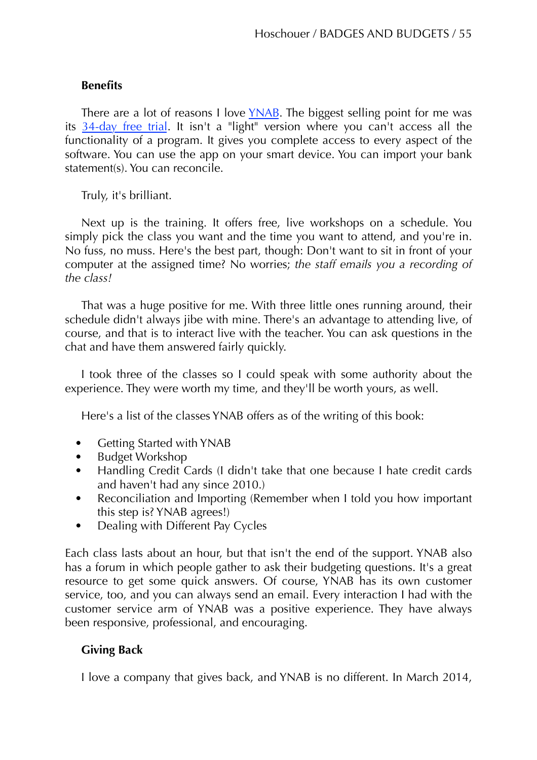### Benefits

There are a lot of reasons I love YNAB. The biggest selling point for me was its 34-day free trial. It isn't a "light" version where you can't access all the functionality of a program. It gives you complete access to every aspect of the software. You can use the app on your smart device. You can import your bank statement(s). You can reconcile.

Truly, it's brilliant.

Next up is the training. It offers free, live workshops on a schedule. You simply pick the class you want and the time you want to attend, and you're in. No fuss, no muss. Here's the best part, though: Don't want to sit in front of your computer at the assigned time? No worries; *the staff emails you a recording of the class!*

That was a huge positive for me. With three little ones running around, their schedule didn't always jibe with mine. There's an advantage to attending live, of course, and that is to interact live with the teacher. You can ask questions in the chat and have them answered fairly quickly.

I took three of the classes so I could speak with some authority about the experience. They were worth my time, and they'll be worth yours, as well.

Here's a list of the classes YNAB offers as of the writing of this book:

- Getting Started with YNAB
- Budget Workshop
- Handling Credit Cards (I didn't take that one because I hate credit cards and haven't had any since 2010.)
- Reconciliation and Importing (Remember when I told you how important this step is? YNAB agrees!)
- Dealing with Different Pay Cycles

Each class lasts about an hour, but that isn't the end of the support. YNAB also has a forum in which people gather to ask their budgeting questions. It's a great resource to get some quick answers. Of course, YNAB has its own customer service, too, and you can always send an email. Every interaction I had with the customer service arm of YNAB was a positive experience. They have always been responsive, professional, and encouraging.

### Giving Back

I love a company that gives back, and YNAB is no different. In March 2014,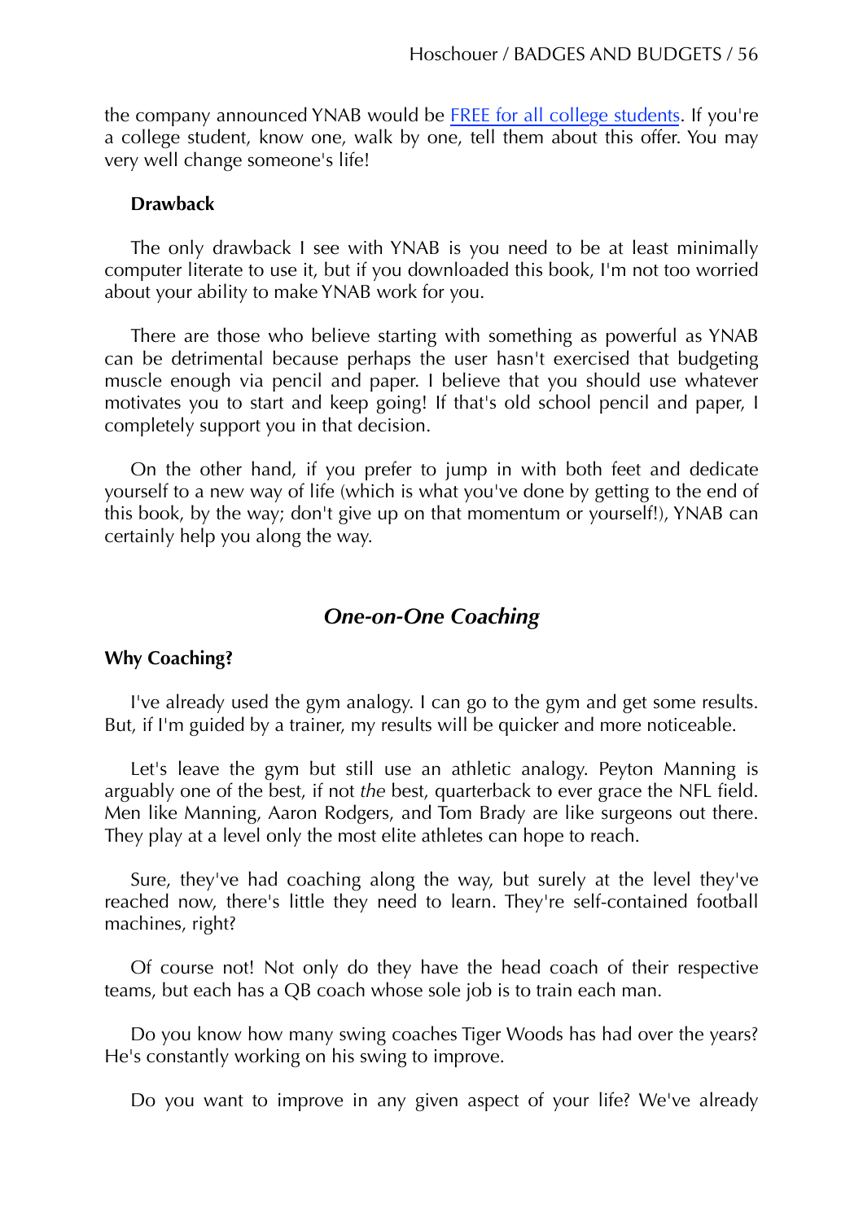the company announced YNAB would be [FREE for all college students](). If you're a college student, know one, walk by one, tell them about this offer. You may very well change someone's life!

**Drawback**

The only drawback I see with YNAB is you need to be at least minimally computer literate to use it, but if you downloaded this book, I'm not too worried about your ability to make YNAB work for you.

There are those who believe starting with something as powerful as YNAB can be detrimental because perhaps the user hasn't exercised that budgeting muscle enough via pencil and paper. I believe that you should use whatever motivates you to start and keep going! If that's old school pencil and paper, I completely support you in that decision.

On the other hand, if you prefer to jump in with both feet and dedicate yourself to a new way of life (which is what you've done by getting to the end of this book, by the way; don't give up on that momentum or yourself!), YNAB can certainly help you along the way.

## *One-on-One Coaching*

**Why Coaching?**

I've already used the gym analogy. I can go to the gym and get some results. But, if I'm guided by a trainer, my results will be quicker and more noticeable.

Let's leave the gym but still use an athletic analogy. Peyton Manning is arguably one of the best, if not *the* best, quarterback to ever grace the NFL field. Men like Manning, Aaron Rodgers, and Tom Brady are like surgeons out there. They play at a level only the most elite athletes can hope to reach.

Sure, they've had coaching along the way, but surely at the level they've reached now, there's little they need to learn. They're self-contained football machines, right?

Of course not! Not only do they have the head coach of their respective teams, but each has a QB coach whose sole job is to train each man.

Do you know how many swing coaches Tiger Woods has had over the years? He's constantly working on his swing to improve.

Do you want to improve in any given aspect of your life? We've already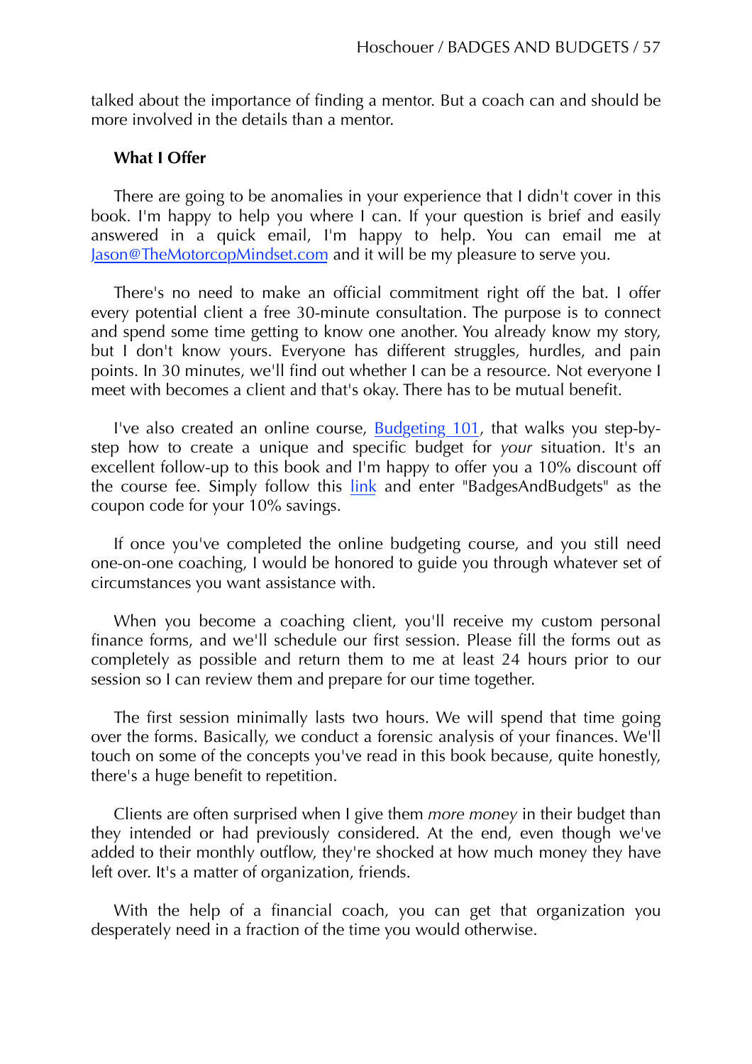talked about the importance of finding a mentor. But a coach can and should be more involved in the details than a mentor.

### What I Offer

There are going to be anomalies in your experience that I didn't cover in this book. I'm happy to help you where I can. If your question is brief and easily answered in a quick email, I'm happy to help. You can email me at Jason@TheMotorcopMindset.com and it will be my pleasure to serve you.

There's no need to make an official commitment right off the bat. I offer every potential client a free 30-minute consultation. The purpose is to connect and spend some time getting to know one another. You already know my story, but I don't know yours. Everyone has different struggles, hurdles, and pain points. In 30 minutes, we'll find out whether I can be a resource. Not everyone I meet with becomes a client and that's okay. There has to be mutual benefit.

I've also created an online course, Budgeting 101, that walks you step-by-step how to create a unique and specific budget for *your* situation. It's an excellent follow-up to this book and I'm happy to offer you a 10% discount off the course fee. Simply follow this link and enter "BadgesAndBudgets" as the coupon code for your 10% savings.

If once you've completed the online budgeting course, and you still need one-on-one coaching, I would be honored to guide you through whatever set of circumstances you want assistance with.

When you become a coaching client, you'll receive my custom personal finance forms, and we'll schedule our first session. Please fill the forms out as completely as possible and return them to me at least 24 hours prior to our session so I can review them and prepare for our time together.

The first session minimally lasts two hours. We will spend that time going over the forms. Basically, we conduct a forensic analysis of your finances. We'll touch on some of the concepts you've read in this book because, quite honestly, there's a huge benefit to repetition.

Clients are often surprised when I give them *more money* in their budget than they intended or had previously considered. At the end, even though we've added to their monthly outflow, they're shocked at how much money they have left over. It's a matter of organization, friends.

With the help of a financial coach, you can get that organization you desperately need in a fraction of the time you would otherwise.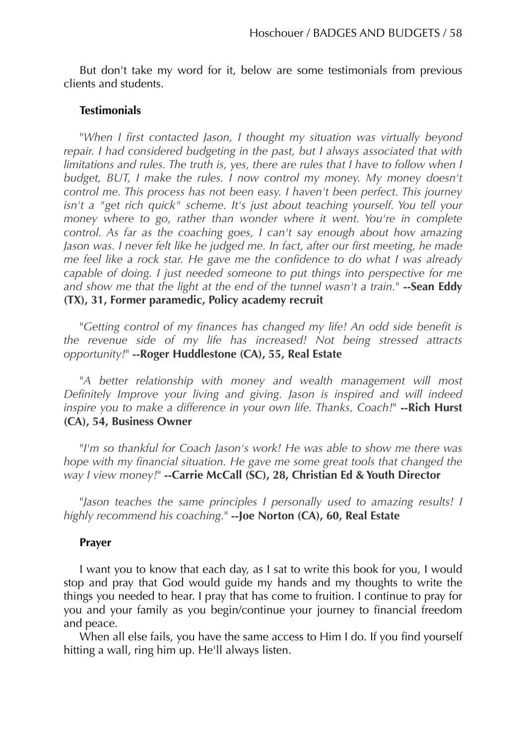But don't take my word for it, below are some testimonials from previous clients and students.

**Testimonials**

"*When I first contacted Jason, I thought my situation was virtually beyond repair. I had considered budgeting in the past, but I always associated that with limitations and rules. The truth is, yes, there are rules that I have to follow when I budget, BUT, I make the rules. I now control my money. My money doesn't control me. This process has not been easy. I haven't been perfect. This journey isn't a "get rich quick" scheme. It's just about teaching yourself. You tell your money where to go, rather than wonder where it went. You're in complete control. As far as the coaching goes, I can't say enough about how amazing Jason was. I never felt like he judged me. In fact, after our first meeting, he made me feel like a rock star. He gave me the confidence to do what I was already capable of doing. I just needed someone to put things into perspective for me and show me that the light at the end of the tunnel wasn't a train.*" **--Sean Eddy (TX), 31, Former paramedic, Policy academy recruit**

"*Getting control of my finances has changed my life! An odd side benefit is the revenue side of my life has increased! Not being stressed attracts opportunity!*" **--Roger Huddlestone (CA), 55, Real Estate**

"*A better relationship with money and wealth management will most Definitely Improve your living and giving. Jason is inspired and will indeed inspire you to make a difference in your own life. Thanks, Coach!*" **--Rich Hurst (CA), 54, Business Owner**

"*I'm so thankful for Coach Jason's work! He was able to show me there was hope with my financial situation. He gave me some great tools that changed the way I view money!*" **--Carrie McCall (SC), 28, Christian Ed & Youth Director**

"*Jason teaches the same principles I personally used to amazing results! I highly recommend his coaching.*" **--Joe Norton (CA), 60, Real Estate**

**Prayer**

I want you to know that each day, as I sat to write this book for you, I would stop and pray that God would guide my hands and my thoughts to write the things you needed to hear. I pray that has come to fruition. I continue to pray for you and your family as you begin/continue your journey to financial freedom and peace.

When all else fails, you have the same access to Him I do. If you find yourself hitting a wall, ring him up. He'll always listen.